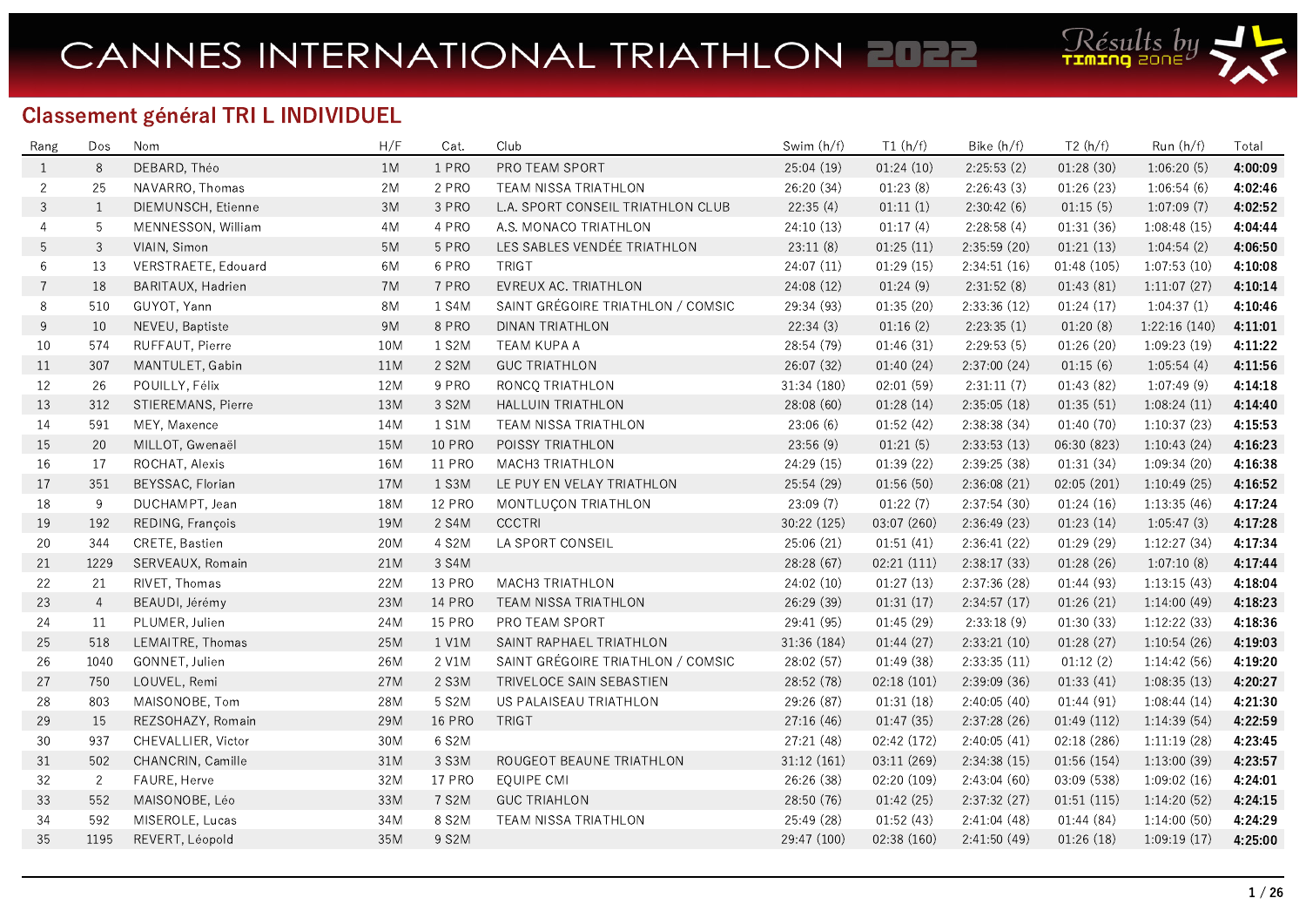# CANNES INTERNATIONAL TRIATHLON 2022

Résults by TIMING ZONE

## Classement général TRI L INDIVIDUEL

| Rang | Dos | Nom | H/F | Cat. | Club | Swim (h/f) | T1 (h/f) | Bike (h/f) | T2 (h/f) | Run (h/f) | Total |
|---|---|---|---|---|---|---|---|---|---|---|---|
| 1 | 8 | DEBARD, Théo | 1M | 1 PRO | PRO TEAM SPORT | 25:04 (19) | 01:24 (10) | 2:25:53 (2) | 01:28 (30) | 1:06:20 (5) | **4:00:09** |
| 2 | 25 | NAVARRO, Thomas | 2M | 2 PRO | TEAM NISSA TRIATHLON | 26:20 (34) | 01:23 (8) | 2:26:43 (3) | 01:26 (23) | 1:06:54 (6) | **4:02:46** |
| 3 | 1 | DIEMUNSCH, Etienne | 3M | 3 PRO | L.A. SPORT CONSEIL TRIATHLON CLUB | 22:35 (4) | 01:11 (1) | 2:30:42 (6) | 01:15 (5) | 1:07:09 (7) | **4:02:52** |
| 4 | 5 | MENNESSON, William | 4M | 4 PRO | A.S. MONACO TRIATHLON | 24:10 (13) | 01:17 (4) | 2:28:58 (4) | 01:31 (36) | 1:08:48 (15) | **4:04:44** |
| 5 | 3 | VIAIN, Simon | 5M | 5 PRO | LES SABLES VENDÉE TRIATHLON | 23:11 (8) | 01:25 (11) | 2:35:59 (20) | 01:21 (13) | 1:04:54 (2) | **4:06:50** |
| 6 | 13 | VERSTRAETE, Edouard | 6M | 6 PRO | TRIGT | 24:07 (11) | 01:29 (15) | 2:34:51 (16) | 01:48 (105) | 1:07:53 (10) | **4:10:08** |
| 7 | 18 | BARITAUX, Hadrien | 7M | 7 PRO | EVREUX AC. TRIATHLON | 24:08 (12) | 01:24 (9) | 2:31:52 (8) | 01:43 (81) | 1:11:07 (27) | **4:10:14** |
| 8 | 510 | GUYOT, Yann | 8M | 1 S4M | SAINT GRÉGOIRE TRIATHLON / COMSIC | 29:34 (93) | 01:35 (20) | 2:33:36 (12) | 01:24 (17) | 1:04:37 (1) | **4:10:46** |
| 9 | 10 | NEVEU, Baptiste | 9M | 8 PRO | DINAN TRIATHLON | 22:34 (3) | 01:16 (2) | 2:23:35 (1) | 01:20 (8) | 1:22:16 (140) | **4:11:01** |
| 10 | 574 | RUFFAUT, Pierre | 10M | 1 S2M | TEAM KUPA A | 28:54 (79) | 01:46 (31) | 2:29:53 (5) | 01:26 (20) | 1:09:23 (19) | **4:11:22** |
| 11 | 307 | MANTULET, Gabin | 11M | 2 S2M | GUC TRIATHLON | 26:07 (32) | 01:40 (24) | 2:37:00 (24) | 01:15 (6) | 1:05:54 (4) | **4:11:56** |
| 12 | 26 | POUILLY, Félix | 12M | 9 PRO | RONCQ TRIATHLON | 31:34 (180) | 02:01 (59) | 2:31:11 (7) | 01:43 (82) | 1:07:49 (9) | **4:14:18** |
| 13 | 312 | STIEREMANS, Pierre | 13M | 3 S2M | HALLUIN TRIATHLON | 28:08 (60) | 01:28 (14) | 2:35:05 (18) | 01:35 (51) | 1:08:24 (11) | **4:14:40** |
| 14 | 591 | MEY, Maxence | 14M | 1 S1M | TEAM NISSA TRIATHLON | 23:06 (6) | 01:52 (42) | 2:38:38 (34) | 01:40 (70) | 1:10:37 (23) | **4:15:53** |
| 15 | 20 | MILLOT, Gwenaël | 15M | 10 PRO | POISSY TRIATHLON | 23:56 (9) | 01:21 (5) | 2:33:53 (13) | 06:30 (823) | 1:10:43 (24) | **4:16:23** |
| 16 | 17 | ROCHAT, Alexis | 16M | 11 PRO | MACH3 TRIATHLON | 24:29 (15) | 01:39 (22) | 2:39:25 (38) | 01:31 (34) | 1:09:34 (20) | **4:16:38** |
| 17 | 351 | BEYSSAC, Florian | 17M | 1 S3M | LE PUY EN VELAY TRIATHLON | 25:54 (29) | 01:56 (50) | 2:36:08 (21) | 02:05 (201) | 1:10:49 (25) | **4:16:52** |
| 18 | 9 | DUCHAMPT, Jean | 18M | 12 PRO | MONTLUÇON TRIATHLON | 23:09 (7) | 01:22 (7) | 2:37:54 (30) | 01:24 (16) | 1:13:35 (46) | **4:17:24** |
| 19 | 192 | REDING, François | 19M | 2 S4M | CCCTRI | 30:22 (125) | 03:07 (260) | 2:36:49 (23) | 01:23 (14) | 1:05:47 (3) | **4:17:28** |
| 20 | 344 | CRETE, Bastien | 20M | 4 S2M | LA SPORT CONSEIL | 25:06 (21) | 01:51 (41) | 2:36:41 (22) | 01:29 (29) | 1:12:27 (34) | **4:17:34** |
| 21 | 1229 | SERVEAUX, Romain | 21M | 3 S4M | | 28:28 (67) | 02:21 (111) | 2:38:17 (33) | 01:28 (26) | 1:07:10 (8) | **4:17:44** |
| 22 | 21 | RIVET, Thomas | 22M | 13 PRO | MACH3 TRIATHLON | 24:02 (10) | 01:27 (13) | 2:37:36 (28) | 01:44 (93) | 1:13:15 (43) | **4:18:04** |
| 23 | 4 | BEAUDI, Jérémy | 23M | 14 PRO | TEAM NISSA TRIATHLON | 26:29 (39) | 01:31 (17) | 2:34:57 (17) | 01:26 (21) | 1:14:00 (49) | **4:18:23** |
| 24 | 11 | PLUMER, Julien | 24M | 15 PRO | PRO TEAM SPORT | 29:41 (95) | 01:45 (29) | 2:33:18 (9) | 01:30 (33) | 1:12:22 (33) | **4:18:36** |
| 25 | 518 | LEMAITRE, Thomas | 25M | 1 V1M | SAINT RAPHAEL TRIATHLON | 31:36 (184) | 01:44 (27) | 2:33:21 (10) | 01:28 (27) | 1:10:54 (26) | **4:19:03** |
| 26 | 1040 | GONNET, Julien | 26M | 2 V1M | SAINT GRÉGOIRE TRIATHLON / COMSIC | 28:02 (57) | 01:49 (38) | 2:33:35 (11) | 01:12 (2) | 1:14:42 (56) | **4:19:20** |
| 27 | 750 | LOUVEL, Remi | 27M | 2 S3M | TRIVELOCE SAIN SEBASTIEN | 28:52 (78) | 02:18 (101) | 2:39:09 (36) | 01:33 (41) | 1:08:35 (13) | **4:20:27** |
| 28 | 803 | MAISONOBE, Tom | 28M | 5 S2M | US PALAISEAU TRIATHLON | 29:26 (87) | 01:31 (18) | 2:40:05 (40) | 01:44 (91) | 1:08:44 (14) | **4:21:30** |
| 29 | 15 | REZSOHAZY, Romain | 29M | 16 PRO | TRIGT | 27:16 (46) | 01:47 (35) | 2:37:28 (26) | 01:49 (112) | 1:14:39 (54) | **4:22:59** |
| 30 | 937 | CHEVALLIER, Victor | 30M | 6 S2M | | 27:21 (48) | 02:42 (172) | 2:40:05 (41) | 02:18 (286) | 1:11:19 (28) | **4:23:45** |
| 31 | 502 | CHANCRIN, Camille | 31M | 3 S3M | ROUGEOT BEAUNE TRIATHLON | 31:12 (161) | 03:11 (269) | 2:34:38 (15) | 01:56 (154) | 1:13:00 (39) | **4:23:57** |
| 32 | 2 | FAURE, Herve | 32M | 17 PRO | EQUIPE CMI | 26:26 (38) | 02:20 (109) | 2:43:04 (60) | 03:09 (538) | 1:09:02 (16) | **4:24:01** |
| 33 | 552 | MAISONOBE, Léo | 33M | 7 S2M | GUC TRIAHLON | 28:50 (76) | 01:42 (25) | 2:37:32 (27) | 01:51 (115) | 1:14:20 (52) | **4:24:15** |
| 34 | 592 | MISEROLE, Lucas | 34M | 8 S2M | TEAM NISSA TRIATHLON | 25:49 (28) | 01:52 (43) | 2:41:04 (48) | 01:44 (84) | 1:14:00 (50) | **4:24:29** |
| 35 | 1195 | REVERT, Léopold | 35M | 9 S2M | | 29:47 (100) | 02:38 (160) | 2:41:50 (49) | 01:26 (18) | 1:09:19 (17) | **4:25:00** |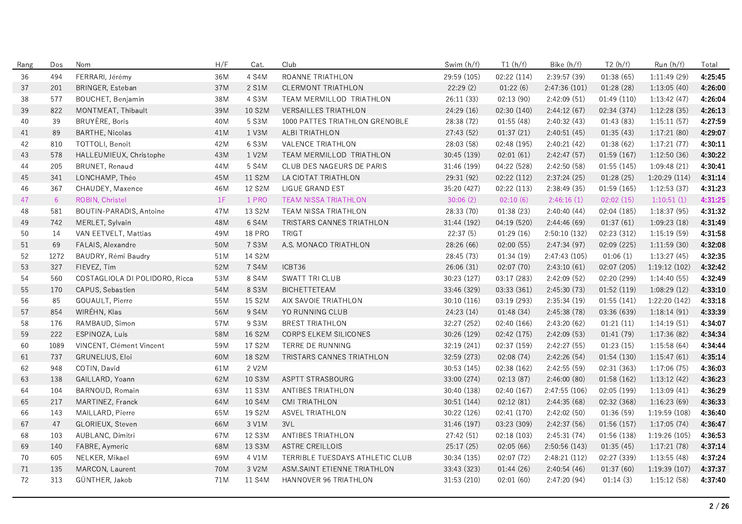| Rang | Dos | Nom | H/F | Cat. | Club | Swim (h/f) | T1 (h/f) | Bike (h/f) | T2 (h/f) | Run (h/f) | Total |
|---|---|---|---|---|---|---|---|---|---|---|---|
| 36 | 494 | FERRARI, Jérémy | 36M | 4 S4M | ROANNE TRIATHLON | 29:59 (105) | 02:22 (114) | 2:39:57 (39) | 01:38 (65) | 1:11:49 (29) | **4:25:45** |
| 37 | 201 | BRINGER, Esteban | 37M | 2 S1M | CLERMONT TRIATHLON | 22:29 (2) | 01:22 (6) | 2:47:36 (101) | 01:28 (28) | 1:13:05 (40) | **4:26:00** |
| 38 | 577 | BOUCHET, Benjamin | 38M | 4 S3M | TEAM MERMILLOD TRIATHLON | 26:11 (33) | 02:13 (90) | 2:42:09 (51) | 01:49 (110) | 1:13:42 (47) | **4:26:04** |
| 39 | 822 | MONTMEAT, Thibault | 39M | 10 S2M | VERSAILLES TRIATHLON | 24:29 (16) | 02:30 (140) | 2:44:12 (67) | 02:34 (374) | 1:12:28 (35) | **4:26:13** |
| 40 | 39 | BRUYÈRE, Boris | 40M | 5 S3M | 1000 PATTES TRIATHLON GRENOBLE | 28:38 (72) | 01:55 (48) | 2:40:32 (43) | 01:43 (83) | 1:15:11 (57) | **4:27:59** |
| 41 | 89 | BARTHE, Nicolas | 41M | 1 V3M | ALBI TRIATHLON | 27:43 (52) | 01:37 (21) | 2:40:51 (45) | 01:35 (43) | 1:17:21 (80) | **4:29:07** |
| 42 | 810 | TOTTOLI, Benoit | 42M | 6 S3M | VALENCE TRIATHLON | 28:03 (58) | 02:48 (195) | 2:40:21 (42) | 01:38 (62) | 1:17:21 (77) | **4:30:11** |
| 43 | 578 | HALLEUMIEUX, Christophe | 43M | 1 V2M | TEAM MERMILLOD TRIATHLON | 30:45 (139) | 02:01 (61) | 2:42:47 (57) | 01:59 (167) | 1:12:50 (36) | **4:30:22** |
| 44 | 205 | BRUNET, Renaud | 44M | 5 S4M | CLUB DES NAGEURS DE PARIS | 31:46 (199) | 04:22 (528) | 2:42:50 (58) | 01:55 (145) | 1:09:48 (21) | **4:30:41** |
| 45 | 341 | LONCHAMP, Théo | 45M | 11 S2M | LA CIOTAT TRIATHLON | 29:31 (92) | 02:22 (112) | 2:37:24 (25) | 01:28 (25) | 1:20:29 (114) | **4:31:14** |
| 46 | 367 | CHAUDEY, Maxence | 46M | 12 S2M | LIGUE GRAND EST | 35:20 (427) | 02:22 (113) | 2:38:49 (35) | 01:59 (165) | 1:12:53 (37) | **4:31:23** |
| 47 | 6 | ROBIN, Christel | 1F | 1 PRO | TEAM NISSA TRIATHLON | 30:06 (2) | 02:10 (6) | 2:46:16 (1) | 02:02 (15) | 1:10:51 (1) | **4:31:25** |
| 48 | 581 | BOUTIN-PARADIS, Antoine | 47M | 13 S2M | TEAM NISSA TRIATHLON | 28:33 (70) | 01:38 (23) | 2:40:40 (44) | 02:04 (185) | 1:18:37 (95) | **4:31:32** |
| 49 | 742 | MERLET, Sylvain | 48M | 6 S4M | TRISTARS CANNES TRIATHLON | 31:44 (192) | 04:19 (520) | 2:44:46 (69) | 01:37 (61) | 1:09:23 (18) | **4:31:49** |
| 50 | 14 | VAN EETVELT, Mattias | 49M | 18 PRO | TRIGT | 22:37 (5) | 01:29 (16) | 2:50:10 (132) | 02:23 (312) | 1:15:19 (59) | **4:31:58** |
| 51 | 69 | FALAIS, Alexandre | 50M | 7 S3M | A.S. MONACO TRIATHLON | 28:26 (66) | 02:00 (55) | 2:47:34 (97) | 02:09 (225) | 1:11:59 (30) | **4:32:08** |
| 52 | 1272 | BAUDRY, Rémi Baudry | 51M | 14 S2M | | 28:45 (73) | 01:34 (19) | 2:47:43 (105) | 01:06 (1) | 1:13:27 (45) | **4:32:35** |
| 53 | 327 | FIEVEZ, Tim | 52M | 7 S4M | ICBT36 | 26:06 (31) | 02:07 (70) | 2:43:10 (61) | 02:07 (205) | 1:19:12 (102) | **4:32:42** |
| 54 | 560 | COSTAGLIOLA DI POLIDORO, Ricca | 53M | 8 S4M | SWATT TRI CLUB | 30:23 (127) | 03:17 (283) | 2:42:09 (52) | 02:20 (299) | 1:14:40 (55) | **4:32:49** |
| 55 | 170 | CAPUS, Sebastien | 54M | 8 S3M | BICHETTETEAM | 33:46 (329) | 03:33 (361) | 2:45:30 (73) | 01:52 (119) | 1:08:29 (12) | **4:33:10** |
| 56 | 85 | GOUAULT, Pierre | 55M | 15 S2M | AIX SAVOIE TRIATHLON | 30:10 (116) | 03:19 (293) | 2:35:34 (19) | 01:55 (141) | 1:22:20 (142) | **4:33:18** |
| 57 | 854 | WIRÉHN, Klas | 56M | 9 S4M | YO RUNNING CLUB | 24:23 (14) | 01:48 (34) | 2:45:38 (78) | 03:36 (639) | 1:18:14 (91) | **4:33:39** |
| 58 | 176 | RAMBAUD, Simon | 57M | 9 S3M | BREST TRIATHLON | 32:27 (252) | 02:40 (166) | 2:43:20 (62) | 01:21 (11) | 1:14:19 (51) | **4:34:07** |
| 59 | 222 | ESPINOZA, Luis | 58M | 16 S2M | CORPS ELKEM SILICONES | 30:26 (129) | 02:42 (175) | 2:42:09 (53) | 01:41 (79) | 1:17:36 (82) | **4:34:34** |
| 60 | 1089 | VINCENT, Clément Vincent | 59M | 17 S2M | TERRE DE RUNNING | 32:19 (241) | 02:37 (159) | 2:42:27 (55) | 01:23 (15) | 1:15:58 (64) | **4:34:44** |
| 61 | 737 | GRUNELIUS, Eloi | 60M | 18 S2M | TRISTARS CANNES TRIATHLON | 32:59 (273) | 02:08 (74) | 2:42:26 (54) | 01:54 (130) | 1:15:47 (61) | **4:35:14** |
| 62 | 948 | COTIN, David | 61M | 2 V2M | | 30:53 (145) | 02:38 (162) | 2:42:55 (59) | 02:31 (363) | 1:17:06 (75) | **4:36:03** |
| 63 | 138 | GAILLARD, Yoann | 62M | 10 S3M | ASPTT STRASBOURG | 33:00 (274) | 02:13 (87) | 2:46:00 (80) | 01:58 (162) | 1:13:12 (42) | **4:36:23** |
| 64 | 104 | BARNOUD, Romain | 63M | 11 S3M | ANTIBES TRIATHLON | 30:40 (138) | 02:40 (167) | 2:47:55 (106) | 02:05 (199) | 1:13:09 (41) | **4:36:29** |
| 65 | 217 | MARTINEZ, Franck | 64M | 10 S4M | CMI TRIATHLON | 30:51 (144) | 02:12 (81) | 2:44:35 (68) | 02:32 (368) | 1:16:23 (69) | **4:36:33** |
| 66 | 143 | MAILLARD, Pierre | 65M | 19 S2M | ASVEL TRIATHLON | 30:22 (126) | 02:41 (170) | 2:42:02 (50) | 01:36 (59) | 1:19:59 (108) | **4:36:40** |
| 67 | 47 | GLORIEUX, Steven | 66M | 3 V1M | 3VL | 31:46 (197) | 03:23 (309) | 2:42:37 (56) | 01:56 (157) | 1:17:05 (74) | **4:36:47** |
| 68 | 103 | AUBLANC, Dimitri | 67M | 12 S3M | ANTIBES TRIATHLON | 27:42 (51) | 02:18 (103) | 2:45:31 (74) | 01:56 (138) | 1:19:26 (105) | **4:36:53** |
| 69 | 140 | FABRE, Aymeric | 68M | 13 S3M | ASTRE CREILLOIS | 25:17 (25) | 02:05 (66) | 2:50:56 (143) | 01:35 (45) | 1:17:21 (78) | **4:37:14** |
| 70 | 605 | NELKER, Mikael | 69M | 4 V1M | TERRIBLE TUESDAYS ATHLETIC CLUB | 30:34 (135) | 02:07 (72) | 2:48:21 (112) | 02:27 (339) | 1:13:55 (48) | **4:37:24** |
| 71 | 135 | MARCON, Laurent | 70M | 3 V2M | ASM.SAINT ETIENNE TRIATHLON | 33:43 (323) | 01:44 (26) | 2:40:54 (46) | 01:37 (60) | 1:19:39 (107) | **4:37:37** |
| 72 | 313 | GÜNTHER, Jakob | 71M | 11 S4M | HANNOVER 96 TRIATHLON | 31:53 (210) | 02:01 (60) | 2:47:20 (94) | 01:14 (3) | 1:15:12 (58) | **4:37:40** |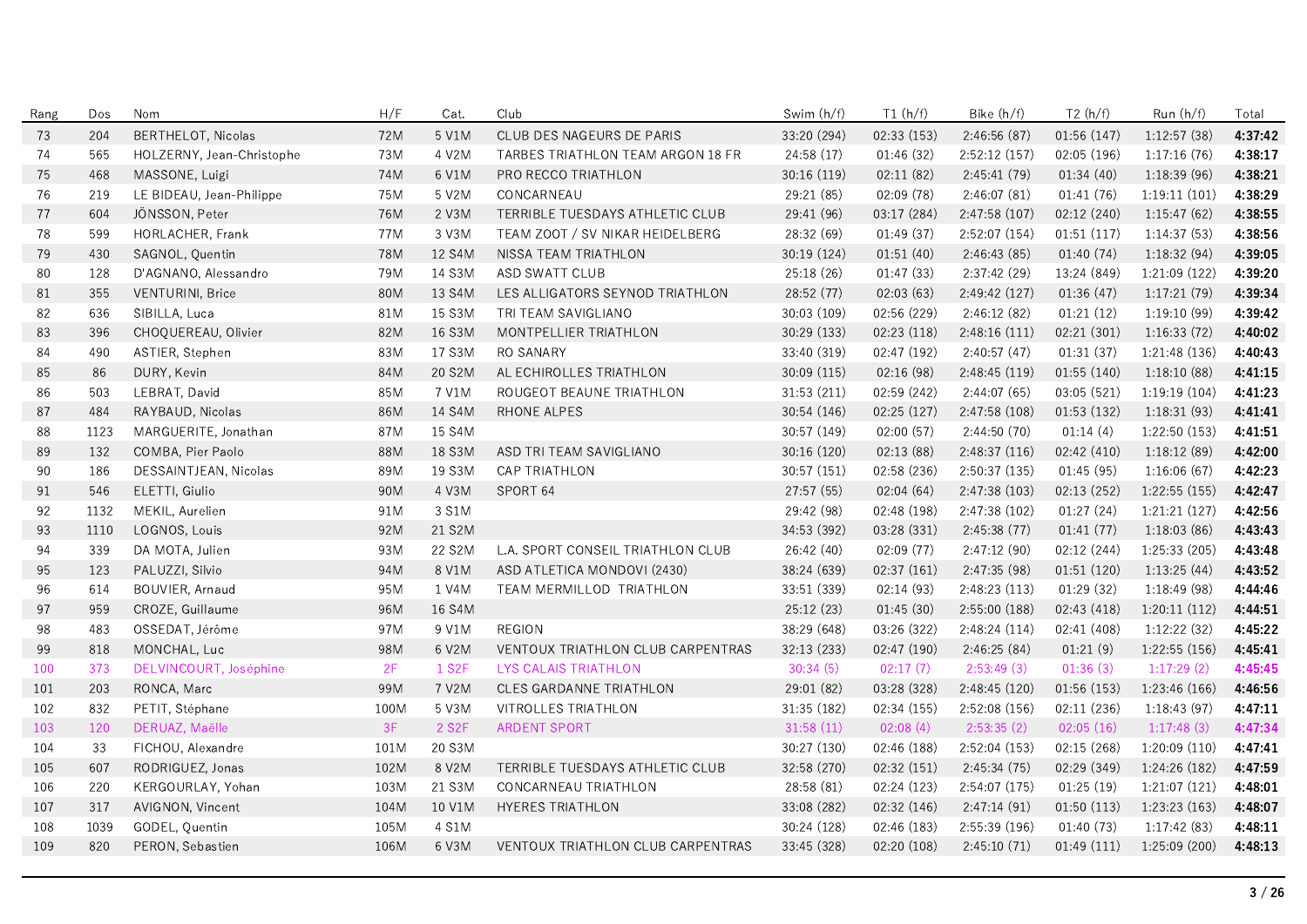| Rang | Dos | Nom | H/F | Cat. | Club | Swim (h/f) | T1 (h/f) | Bike (h/f) | T2 (h/f) | Run (h/f) | Total |
|---|---|---|---|---|---|---|---|---|---|---|---|
| 73 | 204 | BERTHELOT, Nicolas | 72M | 5 V1M | CLUB DES NAGEURS DE PARIS | 33:20 (294) | 02:33 (153) | 2:46:56 (87) | 01:56 (147) | 1:12:57 (38) | **4:37:42** |
| 74 | 565 | HOLZERNY, Jean-Christophe | 73M | 4 V2M | TARBES TRIATHLON TEAM ARGON 18 FR | 24:58 (17) | 01:46 (32) | 2:52:12 (157) | 02:05 (196) | 1:17:16 (76) | **4:38:17** |
| 75 | 468 | MASSONE, Luigi | 74M | 6 V1M | PRO RECCO TRIATHLON | 30:16 (119) | 02:11 (82) | 2:45:41 (79) | 01:34 (40) | 1:18:39 (96) | **4:38:21** |
| 76 | 219 | LE BIDEAU, Jean-Philippe | 75M | 5 V2M | CONCARNEAU | 29:21 (85) | 02:09 (78) | 2:46:07 (81) | 01:41 (76) | 1:19:11 (101) | **4:38:29** |
| 77 | 604 | JÖNSSON, Peter | 76M | 2 V3M | TERRIBLE TUESDAYS ATHLETIC CLUB | 29:41 (96) | 03:17 (284) | 2:47:58 (107) | 02:12 (240) | 1:15:47 (62) | **4:38:55** |
| 78 | 599 | HORLACHER, Frank | 77M | 3 V3M | TEAM ZOOT / SV NIKAR HEIDELBERG | 28:32 (69) | 01:49 (37) | 2:52:07 (154) | 01:51 (117) | 1:14:37 (53) | **4:38:56** |
| 79 | 430 | SAGNOL, Quentin | 78M | 12 S4M | NISSA TEAM TRIATHLON | 30:19 (124) | 01:51 (40) | 2:46:43 (85) | 01:40 (74) | 1:18:32 (94) | **4:39:05** |
| 80 | 128 | D'AGNANO, Alessandro | 79M | 14 S3M | ASD SWATT CLUB | 25:18 (26) | 01:47 (33) | 2:37:42 (29) | 13:24 (849) | 1:21:09 (122) | **4:39:20** |
| 81 | 355 | VENTURINI, Brice | 80M | 13 S4M | LES ALLIGATORS SEYNOD TRIATHLON | 28:52 (77) | 02:03 (63) | 2:49:42 (127) | 01:36 (47) | 1:17:21 (79) | **4:39:34** |
| 82 | 636 | SIBILLA, Luca | 81M | 15 S3M | TRI TEAM SAVIGLIANO | 30:03 (109) | 02:56 (229) | 2:46:12 (82) | 01:21 (12) | 1:19:10 (99) | **4:39:42** |
| 83 | 396 | CHOQUEREAU, Olivier | 82M | 16 S3M | MONTPELLIER TRIATHLON | 30:29 (133) | 02:23 (118) | 2:48:16 (111) | 02:21 (301) | 1:16:33 (72) | **4:40:02** |
| 84 | 490 | ASTIER, Stephen | 83M | 17 S3M | RO SANARY | 33:40 (319) | 02:47 (192) | 2:40:57 (47) | 01:31 (37) | 1:21:48 (136) | **4:40:43** |
| 85 | 86 | DURY, Kevin | 84M | 20 S2M | AL ECHIROLLES TRIATHLON | 30:09 (115) | 02:16 (98) | 2:48:45 (119) | 01:55 (140) | 1:18:10 (88) | **4:41:15** |
| 86 | 503 | LEBRAT, David | 85M | 7 V1M | ROUGEOT BEAUNE TRIATHLON | 31:53 (211) | 02:59 (242) | 2:44:07 (65) | 03:05 (521) | 1:19:19 (104) | **4:41:23** |
| 87 | 484 | RAYBAUD, Nicolas | 86M | 14 S4M | RHONE ALPES | 30:54 (146) | 02:25 (127) | 2:47:58 (108) | 01:53 (132) | 1:18:31 (93) | **4:41:41** |
| 88 | 1123 | MARGUERITE, Jonathan | 87M | 15 S4M | | 30:57 (149) | 02:00 (57) | 2:44:50 (70) | 01:14 (4) | 1:22:50 (153) | **4:41:51** |
| 89 | 132 | COMBA, Pier Paolo | 88M | 18 S3M | ASD TRI TEAM SAVIGLIANO | 30:16 (120) | 02:13 (88) | 2:48:37 (116) | 02:42 (410) | 1:18:12 (89) | **4:42:00** |
| 90 | 186 | DESSAINTJEAN, Nicolas | 89M | 19 S3M | CAP TRIATHLON | 30:57 (151) | 02:58 (236) | 2:50:37 (135) | 01:45 (95) | 1:16:06 (67) | **4:42:23** |
| 91 | 546 | ELETTI, Giulio | 90M | 4 V3M | SPORT 64 | 27:57 (55) | 02:04 (64) | 2:47:38 (103) | 02:13 (252) | 1:22:55 (155) | **4:42:47** |
| 92 | 1132 | MEKIL, Aurelien | 91M | 3 S1M | | 29:42 (98) | 02:48 (198) | 2:47:38 (102) | 01:27 (24) | 1:21:21 (127) | **4:42:56** |
| 93 | 1110 | LOGNOS, Louis | 92M | 21 S2M | | 34:53 (392) | 03:28 (331) | 2:45:38 (77) | 01:41 (77) | 1:18:03 (86) | **4:43:43** |
| 94 | 339 | DA MOTA, Julien | 93M | 22 S2M | L.A. SPORT CONSEIL TRIATHLON CLUB | 26:42 (40) | 02:09 (77) | 2:47:12 (90) | 02:12 (244) | 1:25:33 (205) | **4:43:48** |
| 95 | 123 | PALUZZI, Silvio | 94M | 8 V1M | ASD ATLETICA MONDOVI (2430) | 38:24 (639) | 02:37 (161) | 2:47:35 (98) | 01:51 (120) | 1:13:25 (44) | **4:43:52** |
| 96 | 614 | BOUVIER, Arnaud | 95M | 1 V4M | TEAM MERMILLOD  TRIATHLON | 33:51 (339) | 02:14 (93) | 2:48:23 (113) | 01:29 (32) | 1:18:49 (98) | **4:44:46** |
| 97 | 959 | CROZE, Guillaume | 96M | 16 S4M | | 25:12 (23) | 01:45 (30) | 2:55:00 (188) | 02:43 (418) | 1:20:11 (112) | **4:44:51** |
| 98 | 483 | OSSEDAT, Jérôme | 97M | 9 V1M | REGION | 38:29 (648) | 03:26 (322) | 2:48:24 (114) | 02:41 (408) | 1:12:22 (32) | **4:45:22** |
| 99 | 818 | MONCHAL, Luc | 98M | 6 V2M | VENTOUX TRIATHLON CLUB CARPENTRAS | 32:13 (233) | 02:47 (190) | 2:46:25 (84) | 01:21 (9) | 1:22:55 (156) | **4:45:41** |
| 100 | 373 | DELVINCOURT, Joséphine | 2F | 1 S2F | LYS CALAIS TRIATHLON | 30:34 (5) | 02:17 (7) | 2:53:49 (3) | 01:36 (3) | 1:17:29 (2) | **4:45:45** |
| 101 | 203 | RONCA, Marc | 99M | 7 V2M | CLES GARDANNE TRIATHLON | 29:01 (82) | 03:28 (328) | 2:48:45 (120) | 01:56 (153) | 1:23:46 (166) | **4:46:56** |
| 102 | 832 | PETIT, Stéphane | 100M | 5 V3M | VITROLLES TRIATHLON | 31:35 (182) | 02:34 (155) | 2:52:08 (156) | 02:11 (236) | 1:18:43 (97) | **4:47:11** |
| 103 | 120 | DERUAZ, Maëlle | 3F | 2 S2F | ARDENT SPORT | 31:58 (11) | 02:08 (4) | 2:53:35 (2) | 02:05 (16) | 1:17:48 (3) | **4:47:34** |
| 104 | 33 | FICHOU, Alexandre | 101M | 20 S3M | | 30:27 (130) | 02:46 (188) | 2:52:04 (153) | 02:15 (268) | 1:20:09 (110) | **4:47:41** |
| 105 | 607 | RODRIGUEZ, Jonas | 102M | 8 V2M | TERRIBLE TUESDAYS ATHLETIC CLUB | 32:58 (270) | 02:32 (151) | 2:45:34 (75) | 02:29 (349) | 1:24:26 (182) | **4:47:59** |
| 106 | 220 | KERGOURLAY, Yohan | 103M | 21 S3M | CONCARNEAU TRIATHLON | 28:58 (81) | 02:24 (123) | 2:54:07 (175) | 01:25 (19) | 1:21:07 (121) | **4:48:01** |
| 107 | 317 | AVIGNON, Vincent | 104M | 10 V1M | HYERES TRIATHLON | 33:08 (282) | 02:32 (146) | 2:47:14 (91) | 01:50 (113) | 1:23:23 (163) | **4:48:07** |
| 108 | 1039 | GODEL, Quentin | 105M | 4 S1M | | 30:24 (128) | 02:46 (183) | 2:55:39 (196) | 01:40 (73) | 1:17:42 (83) | **4:48:11** |
| 109 | 820 | PERON, Sebastien | 106M | 6 V3M | VENTOUX TRIATHLON CLUB CARPENTRAS | 33:45 (328) | 02:20 (108) | 2:45:10 (71) | 01:49 (111) | 1:25:09 (200) | **4:48:13** |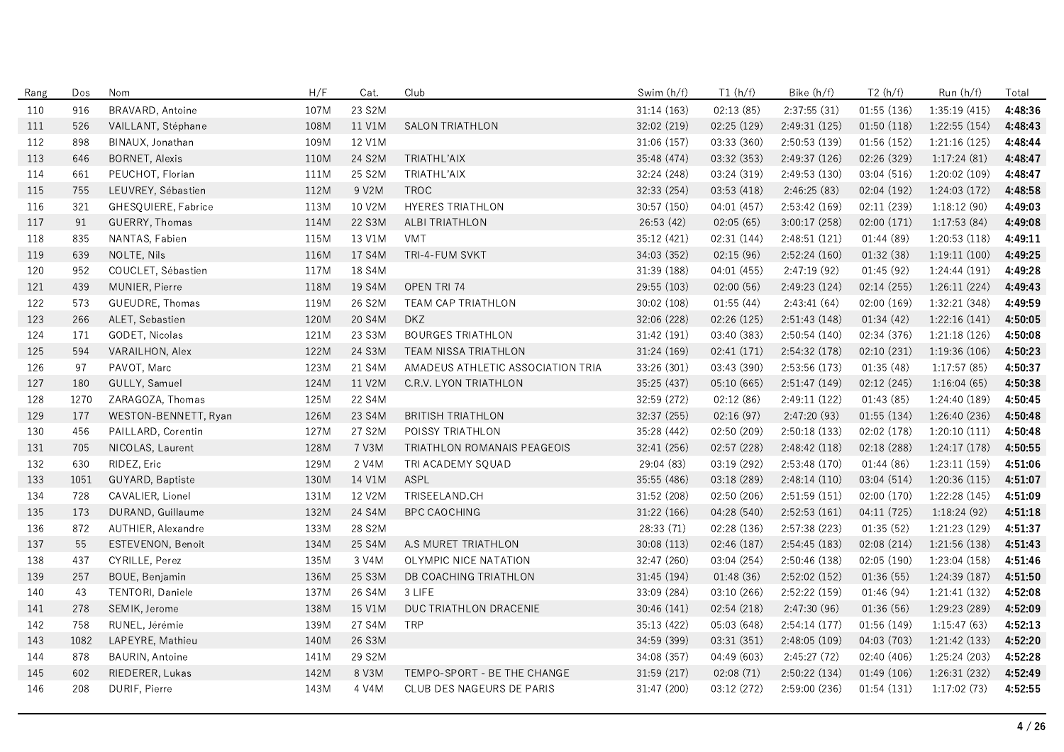| Rang | Dos | Nom | H/F | Cat. | Club | Swim (h/f) | T1 (h/f) | Bike (h/f) | T2 (h/f) | Run (h/f) | Total |
|---|---|---|---|---|---|---|---|---|---|---|---|
| 110 | 916 | BRAVARD, Antoine | 107M | 23 S2M | | 31:14 (163) | 02:13 (85) | 2:37:55 (31) | 01:55 (136) | 1:35:19 (415) | **4:48:36** |
| 111 | 526 | VAILLANT, Stéphane | 108M | 11 V1M | SALON TRIATHLON | 32:02 (219) | 02:25 (129) | 2:49:31 (125) | 01:50 (118) | 1:22:55 (154) | **4:48:43** |
| 112 | 898 | BINAUX, Jonathan | 109M | 12 V1M | | 31:06 (157) | 03:33 (360) | 2:50:53 (139) | 01:56 (152) | 1:21:16 (125) | **4:48:44** |
| 113 | 646 | BORNET, Alexis | 110M | 24 S2M | TRIATHL'AIX | 35:48 (474) | 03:32 (353) | 2:49:37 (126) | 02:26 (329) | 1:17:24 (81) | **4:48:47** |
| 114 | 661 | PEUCHOT, Florian | 111M | 25 S2M | TRIATHL'AIX | 32:24 (248) | 03:24 (319) | 2:49:53 (130) | 03:04 (516) | 1:20:02 (109) | **4:48:47** |
| 115 | 755 | LEUVREY, Sébastien | 112M | 9 V2M | TROC | 32:33 (254) | 03:53 (418) | 2:46:25 (83) | 02:04 (192) | 1:24:03 (172) | **4:48:58** |
| 116 | 321 | GHESQUIERE, Fabrice | 113M | 10 V2M | HYERES TRIATHLON | 30:57 (150) | 04:01 (457) | 2:53:42 (169) | 02:11 (239) | 1:18:12 (90) | **4:49:03** |
| 117 | 91 | GUERRY, Thomas | 114M | 22 S3M | ALBI TRIATHLON | 26:53 (42) | 02:05 (65) | 3:00:17 (258) | 02:00 (171) | 1:17:53 (84) | **4:49:08** |
| 118 | 835 | NANTAS, Fabien | 115M | 13 V1M | VMT | 35:12 (421) | 02:31 (144) | 2:48:51 (121) | 01:44 (89) | 1:20:53 (118) | **4:49:11** |
| 119 | 639 | NOLTE, Nils | 116M | 17 S4M | TRI-4-FUM SVKT | 34:03 (352) | 02:15 (96) | 2:52:24 (160) | 01:32 (38) | 1:19:11 (100) | **4:49:25** |
| 120 | 952 | COUCLET, Sébastien | 117M | 18 S4M | | 31:39 (188) | 04:01 (455) | 2:47:19 (92) | 01:45 (92) | 1:24:44 (191) | **4:49:28** |
| 121 | 439 | MUNIER, Pierre | 118M | 19 S4M | OPEN TRI 74 | 29:55 (103) | 02:00 (56) | 2:49:23 (124) | 02:14 (255) | 1:26:11 (224) | **4:49:43** |
| 122 | 573 | GUEUDRE, Thomas | 119M | 26 S2M | TEAM CAP TRIATHLON | 30:02 (108) | 01:55 (44) | 2:43:41 (64) | 02:00 (169) | 1:32:21 (348) | **4:49:59** |
| 123 | 266 | ALET, Sebastien | 120M | 20 S4M | DKZ | 32:06 (228) | 02:26 (125) | 2:51:43 (148) | 01:34 (42) | 1:22:16 (141) | **4:50:05** |
| 124 | 171 | GODET, Nicolas | 121M | 23 S3M | BOURGES TRIATHLON | 31:42 (191) | 03:40 (383) | 2:50:54 (140) | 02:34 (376) | 1:21:18 (126) | **4:50:08** |
| 125 | 594 | VARAILHON, Alex | 122M | 24 S3M | TEAM NISSA TRIATHLON | 31:24 (169) | 02:41 (171) | 2:54:32 (178) | 02:10 (231) | 1:19:36 (106) | **4:50:23** |
| 126 | 97 | PAVOT, Marc | 123M | 21 S4M | AMADEUS ATHLETIC ASSOCIATION TRIA | 33:26 (301) | 03:43 (390) | 2:53:56 (173) | 01:35 (48) | 1:17:57 (85) | **4:50:37** |
| 127 | 180 | GULLY, Samuel | 124M | 11 V2M | C.R.V. LYON TRIATHLON | 35:25 (437) | 05:10 (665) | 2:51:47 (149) | 02:12 (245) | 1:16:04 (65) | **4:50:38** |
| 128 | 1270 | ZARAGOZA, Thomas | 125M | 22 S4M | | 32:59 (272) | 02:12 (86) | 2:49:11 (122) | 01:43 (85) | 1:24:40 (189) | **4:50:45** |
| 129 | 177 | WESTON-BENNETT, Ryan | 126M | 23 S4M | BRITISH TRIATHLON | 32:37 (255) | 02:16 (97) | 2:47:20 (93) | 01:55 (134) | 1:26:40 (236) | **4:50:48** |
| 130 | 456 | PAILLARD, Corentin | 127M | 27 S2M | POISSY TRIATHLON | 35:28 (442) | 02:50 (209) | 2:50:18 (133) | 02:02 (178) | 1:20:10 (111) | **4:50:48** |
| 131 | 705 | NICOLAS, Laurent | 128M | 7 V3M | TRIATHLON ROMANAIS PEAGEOIS | 32:41 (256) | 02:57 (228) | 2:48:42 (118) | 02:18 (288) | 1:24:17 (178) | **4:50:55** |
| 132 | 630 | RIDEZ, Eric | 129M | 2 V4M | TRI ACADEMY SQUAD | 29:04 (83) | 03:19 (292) | 2:53:48 (170) | 01:44 (86) | 1:23:11 (159) | **4:51:06** |
| 133 | 1051 | GUYARD, Baptiste | 130M | 14 V1M | ASPL | 35:55 (486) | 03:18 (289) | 2:48:14 (110) | 03:04 (514) | 1:20:36 (115) | **4:51:07** |
| 134 | 728 | CAVALIER, Lionel | 131M | 12 V2M | TRISEELAND.CH | 31:52 (208) | 02:50 (206) | 2:51:59 (151) | 02:00 (170) | 1:22:28 (145) | **4:51:09** |
| 135 | 173 | DURAND, Guillaume | 132M | 24 S4M | BPC CAOCHING | 31:22 (166) | 04:28 (540) | 2:52:53 (161) | 04:11 (725) | 1:18:24 (92) | **4:51:18** |
| 136 | 872 | AUTHIER, Alexandre | 133M | 28 S2M | | 28:33 (71) | 02:28 (136) | 2:57:38 (223) | 01:35 (52) | 1:21:23 (129) | **4:51:37** |
| 137 | 55 | ESTEVENON, Benoit | 134M | 25 S4M | A.S MURET TRIATHLON | 30:08 (113) | 02:46 (187) | 2:54:45 (183) | 02:08 (214) | 1:21:56 (138) | **4:51:43** |
| 138 | 437 | CYRILLE, Perez | 135M | 3 V4M | OLYMPIC NICE NATATION | 32:47 (260) | 03:04 (254) | 2:50:46 (138) | 02:05 (190) | 1:23:04 (158) | **4:51:46** |
| 139 | 257 | BOUE, Benjamin | 136M | 25 S3M | DB COACHING TRIATHLON | 31:45 (194) | 01:48 (36) | 2:52:03 (152) | 01:36 (55) | 1:24:39 (187) | **4:51:50** |
| 140 | 43 | TENTORI, Daniele | 137M | 26 S4M | 3 LIFE | 33:09 (284) | 03:10 (266) | 2:52:22 (159) | 01:46 (94) | 1:21:41 (132) | **4:52:08** |
| 141 | 278 | SEMIK, Jerome | 138M | 15 V1M | DUC TRIATHLON DRACENIE | 30:46 (141) | 02:54 (218) | 2:47:30 (96) | 01:36 (56) | 1:29:23 (289) | **4:52:09** |
| 142 | 758 | RUNEL, Jérémie | 139M | 27 S4M | TRP | 35:13 (422) | 05:03 (648) | 2:54:14 (177) | 01:56 (149) | 1:15:47 (63) | **4:52:13** |
| 143 | 1082 | LAPEYRE, Mathieu | 140M | 26 S3M | | 34:59 (399) | 03:31 (351) | 2:48:05 (109) | 04:03 (703) | 1:21:43 (133) | **4:52:20** |
| 144 | 878 | BAURIN, Antoine | 141M | 29 S2M | | 34:08 (357) | 04:49 (603) | 2:45:27 (72) | 02:40 (406) | 1:25:24 (203) | **4:52:28** |
| 145 | 602 | RIEDERER, Lukas | 142M | 8 V3M | TEMPO-SPORT - BE THE CHANGE | 31:59 (217) | 02:08 (71) | 2:50:22 (134) | 01:49 (106) | 1:26:31 (232) | **4:52:49** |
| 146 | 208 | DURIF, Pierre | 143M | 4 V4M | CLUB DES NAGEURS DE PARIS | 31:47 (200) | 03:12 (272) | 2:59:00 (236) | 01:54 (131) | 1:17:02 (73) | **4:52:55** |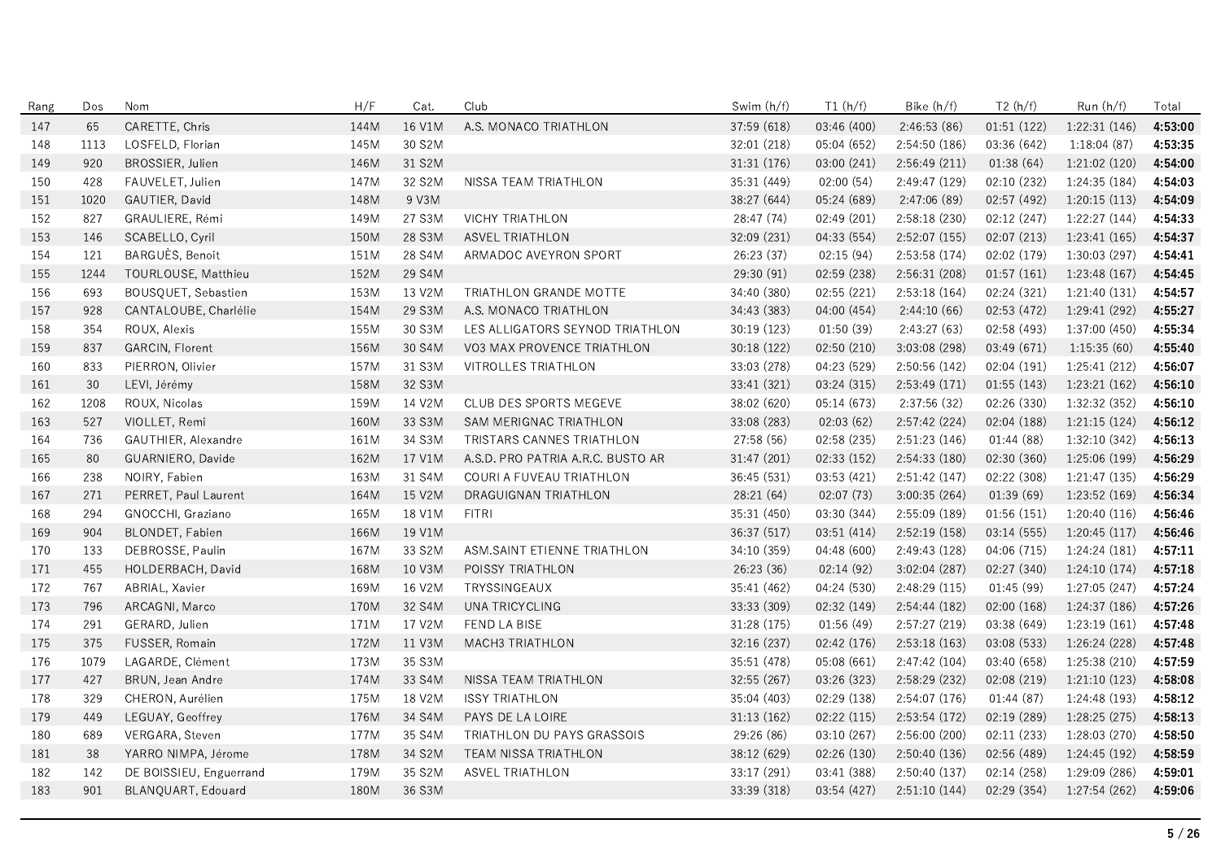| Rang | Dos | Nom | H/F | Cat. | Club | Swim (h/f) | T1 (h/f) | Bike (h/f) | T2 (h/f) | Run (h/f) | Total |
|---|---|---|---|---|---|---|---|---|---|---|---|
| 147 | 65 | CARETTE, Chris | 144M | 16 V1M | A.S. MONACO TRIATHLON | 37:59 (618) | 03:46 (400) | 2:46:53 (86) | 01:51 (122) | 1:22:31 (146) | **4:53:00** |
| 148 | 1113 | LOSFELD, Florian | 145M | 30 S2M | | 32:01 (218) | 05:04 (652) | 2:54:50 (186) | 03:36 (642) | 1:18:04 (87) | **4:53:35** |
| 149 | 920 | BROSSIER, Julien | 146M | 31 S2M | | 31:31 (176) | 03:00 (241) | 2:56:49 (211) | 01:38 (64) | 1:21:02 (120) | **4:54:00** |
| 150 | 428 | FAUVELET, Julien | 147M | 32 S2M | NISSA TEAM TRIATHLON | 35:31 (449) | 02:00 (54) | 2:49:47 (129) | 02:10 (232) | 1:24:35 (184) | **4:54:03** |
| 151 | 1020 | GAUTIER, David | 148M | 9 V3M | | 38:27 (644) | 05:24 (689) | 2:47:06 (89) | 02:57 (492) | 1:20:15 (113) | **4:54:09** |
| 152 | 827 | GRAULIERE, Rémi | 149M | 27 S3M | VICHY TRIATHLON | 28:47 (74) | 02:49 (201) | 2:58:18 (230) | 02:12 (247) | 1:22:27 (144) | **4:54:33** |
| 153 | 146 | SCABELLO, Cyril | 150M | 28 S3M | ASVEL TRIATHLON | 32:09 (231) | 04:33 (554) | 2:52:07 (155) | 02:07 (213) | 1:23:41 (165) | **4:54:37** |
| 154 | 121 | BARGUÈS, Benoit | 151M | 28 S4M | ARMADOC AVEYRON SPORT | 26:23 (37) | 02:15 (94) | 2:53:58 (174) | 02:02 (179) | 1:30:03 (297) | **4:54:41** |
| 155 | 1244 | TOURLOUSE, Matthieu | 152M | 29 S4M | | 29:30 (91) | 02:59 (238) | 2:56:31 (208) | 01:57 (161) | 1:23:48 (167) | **4:54:45** |
| 156 | 693 | BOUSQUET, Sebastien | 153M | 13 V2M | TRIATHLON GRANDE MOTTE | 34:40 (380) | 02:55 (221) | 2:53:18 (164) | 02:24 (321) | 1:21:40 (131) | **4:54:57** |
| 157 | 928 | CANTALOUBE, Charlélie | 154M | 29 S3M | A.S. MONACO TRIATHLON | 34:43 (383) | 04:00 (454) | 2:44:10 (66) | 02:53 (472) | 1:29:41 (292) | **4:55:27** |
| 158 | 354 | ROUX, Alexis | 155M | 30 S3M | LES ALLIGATORS SEYNOD TRIATHLON | 30:19 (123) | 01:50 (39) | 2:43:27 (63) | 02:58 (493) | 1:37:00 (450) | **4:55:34** |
| 159 | 837 | GARCIN, Florent | 156M | 30 S4M | VO3 MAX PROVENCE TRIATHLON | 30:18 (122) | 02:50 (210) | 3:03:08 (298) | 03:49 (671) | 1:15:35 (60) | **4:55:40** |
| 160 | 833 | PIERRON, Olivier | 157M | 31 S3M | VITROLLES TRIATHLON | 33:03 (278) | 04:23 (529) | 2:50:56 (142) | 02:04 (191) | 1:25:41 (212) | **4:56:07** |
| 161 | 30 | LEVI, Jérémy | 158M | 32 S3M | | 33:41 (321) | 03:24 (315) | 2:53:49 (171) | 01:55 (143) | 1:23:21 (162) | **4:56:10** |
| 162 | 1208 | ROUX, Nicolas | 159M | 14 V2M | CLUB DES SPORTS MEGEVE | 38:02 (620) | 05:14 (673) | 2:37:56 (32) | 02:26 (330) | 1:32:32 (352) | **4:56:10** |
| 163 | 527 | VIOLLET, Remi | 160M | 33 S3M | SAM MERIGNAC TRIATHLON | 33:08 (283) | 02:03 (62) | 2:57:42 (224) | 02:04 (188) | 1:21:15 (124) | **4:56:12** |
| 164 | 736 | GAUTHIER, Alexandre | 161M | 34 S3M | TRISTARS CANNES TRIATHLON | 27:58 (56) | 02:58 (235) | 2:51:23 (146) | 01:44 (88) | 1:32:10 (342) | **4:56:13** |
| 165 | 80 | GUARNIERO, Davide | 162M | 17 V1M | A.S.D. PRO PATRIA A.R.C. BUSTO AR | 31:47 (201) | 02:33 (152) | 2:54:33 (180) | 02:30 (360) | 1:25:06 (199) | **4:56:29** |
| 166 | 238 | NOIRY, Fabien | 163M | 31 S4M | COURI A FUVEAU TRIATHLON | 36:45 (531) | 03:53 (421) | 2:51:42 (147) | 02:22 (308) | 1:21:47 (135) | **4:56:29** |
| 167 | 271 | PERRET, Paul Laurent | 164M | 15 V2M | DRAGUIGNAN TRIATHLON | 28:21 (64) | 02:07 (73) | 3:00:35 (264) | 01:39 (69) | 1:23:52 (169) | **4:56:34** |
| 168 | 294 | GNOCCHI, Graziano | 165M | 18 V1M | FITRI | 35:31 (450) | 03:30 (344) | 2:55:09 (189) | 01:56 (151) | 1:20:40 (116) | **4:56:46** |
| 169 | 904 | BLONDET, Fabien | 166M | 19 V1M | | 36:37 (517) | 03:51 (414) | 2:52:19 (158) | 03:14 (555) | 1:20:45 (117) | **4:56:46** |
| 170 | 133 | DEBROSSE, Paulin | 167M | 33 S2M | ASM.SAINT ETIENNE TRIATHLON | 34:10 (359) | 04:48 (600) | 2:49:43 (128) | 04:06 (715) | 1:24:24 (181) | **4:57:11** |
| 171 | 455 | HOLDERBACH, David | 168M | 10 V3M | POISSY TRIATHLON | 26:23 (36) | 02:14 (92) | 3:02:04 (287) | 02:27 (340) | 1:24:10 (174) | **4:57:18** |
| 172 | 767 | ABRIAL, Xavier | 169M | 16 V2M | TRYSSINGEAUX | 35:41 (462) | 04:24 (530) | 2:48:29 (115) | 01:45 (99) | 1:27:05 (247) | **4:57:24** |
| 173 | 796 | ARCAGNI, Marco | 170M | 32 S4M | UNA TRICYCLING | 33:33 (309) | 02:32 (149) | 2:54:44 (182) | 02:00 (168) | 1:24:37 (186) | **4:57:26** |
| 174 | 291 | GERARD, Julien | 171M | 17 V2M | FEND LA BISE | 31:28 (175) | 01:56 (49) | 2:57:27 (219) | 03:38 (649) | 1:23:19 (161) | **4:57:48** |
| 175 | 375 | FUSSER, Romain | 172M | 11 V3M | MACH3 TRIATHLON | 32:16 (237) | 02:42 (176) | 2:53:18 (163) | 03:08 (533) | 1:26:24 (228) | **4:57:48** |
| 176 | 1079 | LAGARDE, Clément | 173M | 35 S3M | | 35:51 (478) | 05:08 (661) | 2:47:42 (104) | 03:40 (658) | 1:25:38 (210) | **4:57:59** |
| 177 | 427 | BRUN, Jean Andre | 174M | 33 S4M | NISSA TEAM TRIATHLON | 32:55 (267) | 03:26 (323) | 2:58:29 (232) | 02:08 (219) | 1:21:10 (123) | **4:58:08** |
| 178 | 329 | CHERON, Aurélien | 175M | 18 V2M | ISSY TRIATHLON | 35:04 (403) | 02:29 (138) | 2:54:07 (176) | 01:44 (87) | 1:24:48 (193) | **4:58:12** |
| 179 | 449 | LEGUAY, Geoffrey | 176M | 34 S4M | PAYS DE LA LOIRE | 31:13 (162) | 02:22 (115) | 2:53:54 (172) | 02:19 (289) | 1:28:25 (275) | **4:58:13** |
| 180 | 689 | VERGARA, Steven | 177M | 35 S4M | TRIATHLON DU PAYS GRASSOIS | 29:26 (86) | 03:10 (267) | 2:56:00 (200) | 02:11 (233) | 1:28:03 (270) | **4:58:50** |
| 181 | 38 | YARRO NIMPA, Jérome | 178M | 34 S2M | TEAM NISSA TRIATHLON | 38:12 (629) | 02:26 (130) | 2:50:40 (136) | 02:56 (489) | 1:24:45 (192) | **4:58:59** |
| 182 | 142 | DE BOISSIEU, Enguerrand | 179M | 35 S2M | ASVEL TRIATHLON | 33:17 (291) | 03:41 (388) | 2:50:40 (137) | 02:14 (258) | 1:29:09 (286) | **4:59:01** |
| 183 | 901 | BLANQUART, Edouard | 180M | 36 S3M | | 33:39 (318) | 03:54 (427) | 2:51:10 (144) | 02:29 (354) | 1:27:54 (262) | **4:59:06** |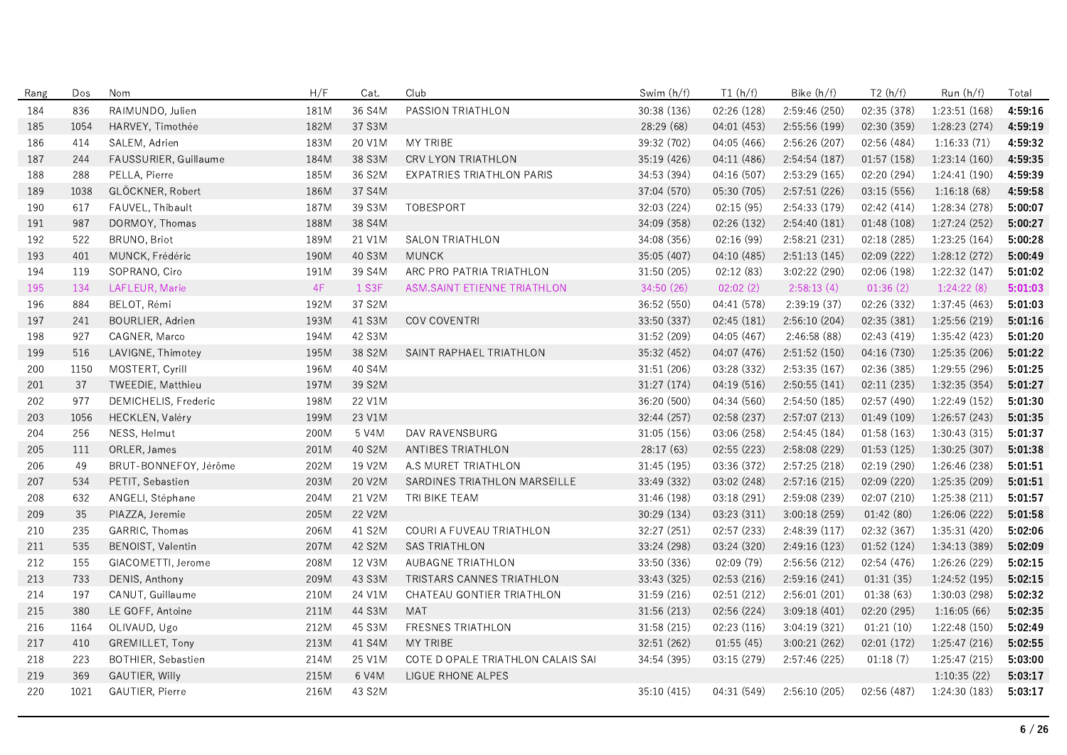| Rang | Dos | Nom | H/F | Cat. | Club | Swim (h/f) | T1 (h/f) | Bike (h/f) | T2 (h/f) | Run (h/f) | Total |
|---|---|---|---|---|---|---|---|---|---|---|---|
| 184 | 836 | RAIMUNDO, Julien | 181M | 36 S4M | PASSION TRIATHLON | 30:38 (136) | 02:26 (128) | 2:59:46 (250) | 02:35 (378) | 1:23:51 (168) | **4:59:16** |
| 185 | 1054 | HARVEY, Timothée | 182M | 37 S3M | | 28:29 (68) | 04:01 (453) | 2:55:56 (199) | 02:30 (359) | 1:28:23 (274) | **4:59:19** |
| 186 | 414 | SALEM, Adrien | 183M | 20 V1M | MY TRIBE | 39:32 (702) | 04:05 (466) | 2:56:26 (207) | 02:56 (484) | 1:16:33 (71) | **4:59:32** |
| 187 | 244 | FAUSSURIER, Guillaume | 184M | 38 S3M | CRV LYON TRIATHLON | 35:19 (426) | 04:11 (486) | 2:54:54 (187) | 01:57 (158) | 1:23:14 (160) | **4:59:35** |
| 188 | 288 | PELLA, Pierre | 185M | 36 S2M | EXPATRIES TRIATHLON PARIS | 34:53 (394) | 04:16 (507) | 2:53:29 (165) | 02:20 (294) | 1:24:41 (190) | **4:59:39** |
| 189 | 1038 | GLÖCKNER, Robert | 186M | 37 S4M | | 37:04 (570) | 05:30 (705) | 2:57:51 (226) | 03:15 (556) | 1:16:18 (68) | **4:59:58** |
| 190 | 617 | FAUVEL, Thibault | 187M | 39 S3M | TOBESPORT | 32:03 (224) | 02:15 (95) | 2:54:33 (179) | 02:42 (414) | 1:28:34 (278) | **5:00:07** |
| 191 | 987 | DORMOY, Thomas | 188M | 38 S4M | | 34:09 (358) | 02:26 (132) | 2:54:40 (181) | 01:48 (108) | 1:27:24 (252) | **5:00:27** |
| 192 | 522 | BRUNO, Briot | 189M | 21 V1M | SALON TRIATHLON | 34:08 (356) | 02:16 (99) | 2:58:21 (231) | 02:18 (285) | 1:23:25 (164) | **5:00:28** |
| 193 | 401 | MUNCK, Frédéric | 190M | 40 S3M | MUNCK | 35:05 (407) | 04:10 (485) | 2:51:13 (145) | 02:09 (222) | 1:28:12 (272) | **5:00:49** |
| 194 | 119 | SOPRANO, Ciro | 191M | 39 S4M | ARC PRO PATRIA TRIATHLON | 31:50 (205) | 02:12 (83) | 3:02:22 (290) | 02:06 (198) | 1:22:32 (147) | **5:01:02** |
| 195 | 134 | LAFLEUR, Marie | 4F | 1 S3F | ASM.SAINT ETIENNE TRIATHLON | 34:50 (26) | 02:02 (2) | 2:58:13 (4) | 01:36 (2) | 1:24:22 (8) | **5:01:03** |
| 196 | 884 | BELOT, Rémi | 192M | 37 S2M | | 36:52 (550) | 04:41 (578) | 2:39:19 (37) | 02:26 (332) | 1:37:45 (463) | **5:01:03** |
| 197 | 241 | BOURLIER, Adrien | 193M | 41 S3M | COV COVENTRI | 33:50 (337) | 02:45 (181) | 2:56:10 (204) | 02:35 (381) | 1:25:56 (219) | **5:01:16** |
| 198 | 927 | CAGNER, Marco | 194M | 42 S3M | | 31:52 (209) | 04:05 (467) | 2:46:58 (88) | 02:43 (419) | 1:35:42 (423) | **5:01:20** |
| 199 | 516 | LAVIGNE, Thimotey | 195M | 38 S2M | SAINT RAPHAEL TRIATHLON | 35:32 (452) | 04:07 (476) | 2:51:52 (150) | 04:16 (730) | 1:25:35 (206) | **5:01:22** |
| 200 | 1150 | MOSTERT, Cyrill | 196M | 40 S4M | | 31:51 (206) | 03:28 (332) | 2:53:35 (167) | 02:36 (385) | 1:29:55 (296) | **5:01:25** |
| 201 | 37 | TWEEDIE, Matthieu | 197M | 39 S2M | | 31:27 (174) | 04:19 (516) | 2:50:55 (141) | 02:11 (235) | 1:32:35 (354) | **5:01:27** |
| 202 | 977 | DEMICHELIS, Frederic | 198M | 22 V1M | | 36:20 (500) | 04:34 (560) | 2:54:50 (185) | 02:57 (490) | 1:22:49 (152) | **5:01:30** |
| 203 | 1056 | HECKLEN, Valéry | 199M | 23 V1M | | 32:44 (257) | 02:58 (237) | 2:57:07 (213) | 01:49 (109) | 1:26:57 (243) | **5:01:35** |
| 204 | 256 | NESS, Helmut | 200M | 5 V4M | DAV RAVENSBURG | 31:05 (156) | 03:06 (258) | 2:54:45 (184) | 01:58 (163) | 1:30:43 (315) | **5:01:37** |
| 205 | 111 | ORLER, James | 201M | 40 S2M | ANTIBES TRIATHLON | 28:17 (63) | 02:55 (223) | 2:58:08 (229) | 01:53 (125) | 1:30:25 (307) | **5:01:38** |
| 206 | 49 | BRUT-BONNEFOY, Jérôme | 202M | 19 V2M | A.S MURET TRIATHLON | 31:45 (195) | 03:36 (372) | 2:57:25 (218) | 02:19 (290) | 1:26:46 (238) | **5:01:51** |
| 207 | 534 | PETIT, Sebastien | 203M | 20 V2M | SARDINES TRIATHLON MARSEILLE | 33:49 (332) | 03:02 (248) | 2:57:16 (215) | 02:09 (220) | 1:25:35 (209) | **5:01:51** |
| 208 | 632 | ANGELI, Stéphane | 204M | 21 V2M | TRI BIKE TEAM | 31:46 (198) | 03:18 (291) | 2:59:08 (239) | 02:07 (210) | 1:25:38 (211) | **5:01:57** |
| 209 | 35 | PIAZZA, Jeremie | 205M | 22 V2M | | 30:29 (134) | 03:23 (311) | 3:00:18 (259) | 01:42 (80) | 1:26:06 (222) | **5:01:58** |
| 210 | 235 | GARRIC, Thomas | 206M | 41 S2M | COURI A FUVEAU TRIATHLON | 32:27 (251) | 02:57 (233) | 2:48:39 (117) | 02:32 (367) | 1:35:31 (420) | **5:02:06** |
| 211 | 535 | BENOIST, Valentin | 207M | 42 S2M | SAS TRIATHLON | 33:24 (298) | 03:24 (320) | 2:49:16 (123) | 01:52 (124) | 1:34:13 (389) | **5:02:09** |
| 212 | 155 | GIACOMETTI, Jerome | 208M | 12 V3M | AUBAGNE TRIATHLON | 33:50 (336) | 02:09 (79) | 2:56:56 (212) | 02:54 (476) | 1:26:26 (229) | **5:02:15** |
| 213 | 733 | DENIS, Anthony | 209M | 43 S3M | TRISTARS CANNES TRIATHLON | 33:43 (325) | 02:53 (216) | 2:59:16 (241) | 01:31 (35) | 1:24:52 (195) | **5:02:15** |
| 214 | 197 | CANUT, Guillaume | 210M | 24 V1M | CHATEAU GONTIER TRIATHLON | 31:59 (216) | 02:51 (212) | 2:56:01 (201) | 01:38 (63) | 1:30:03 (298) | **5:02:32** |
| 215 | 380 | LE GOFF, Antoine | 211M | 44 S3M | MAT | 31:56 (213) | 02:56 (224) | 3:09:18 (401) | 02:20 (295) | 1:16:05 (66) | **5:02:35** |
| 216 | 1164 | OLIVAUD, Ugo | 212M | 45 S3M | FRESNES TRIATHLON | 31:58 (215) | 02:23 (116) | 3:04:19 (321) | 01:21 (10) | 1:22:48 (150) | **5:02:49** |
| 217 | 410 | GREMILLET, Tony | 213M | 41 S4M | MY TRIBE | 32:51 (262) | 01:55 (45) | 3:00:21 (262) | 02:01 (172) | 1:25:47 (216) | **5:02:55** |
| 218 | 223 | BOTHIER, Sebastien | 214M | 25 V1M | COTE D OPALE TRIATHLON CALAIS SAI | 34:54 (395) | 03:15 (279) | 2:57:46 (225) | 01:18 (7) | 1:25:47 (215) | **5:03:00** |
| 219 | 369 | GAUTIER, Willy | 215M | 6 V4M | LIGUE RHONE ALPES | | | | | 1:10:35 (22) | **5:03:17** |
| 220 | 1021 | GAUTIER, Pierre | 216M | 43 S2M | | 35:10 (415) | 04:31 (549) | 2:56:10 (205) | 02:56 (487) | 1:24:30 (183) | **5:03:17** |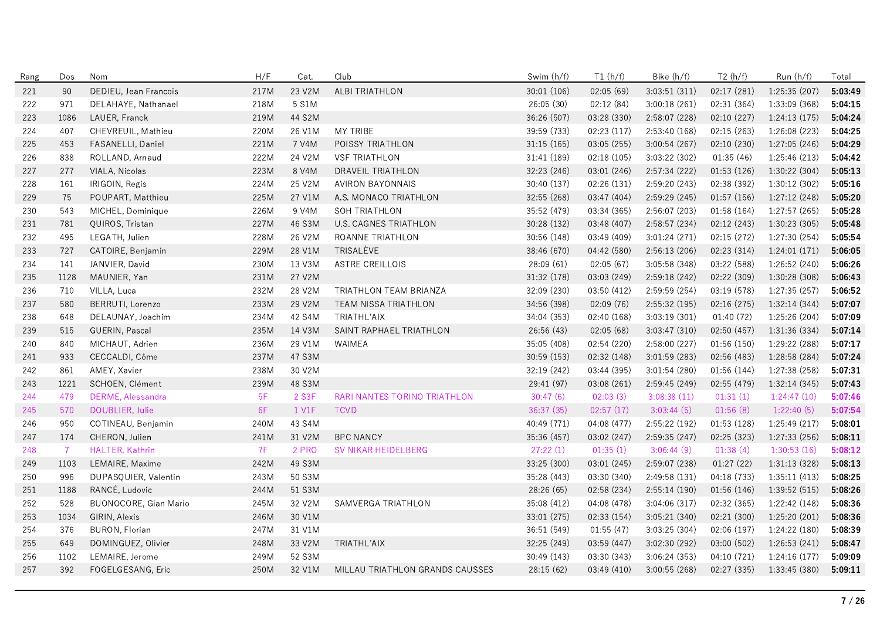| Rang | Dos | Nom | H/F | Cat. | Club | Swim (h/f) | T1 (h/f) | Bike (h/f) | T2 (h/f) | Run (h/f) | Total |
|---|---|---|---|---|---|---|---|---|---|---|---|
| 221 | 90 | DEDIEU, Jean Francois | 217M | 23 V2M | ALBI TRIATHLON | 30:01 (106) | 02:05 (69) | 3:03:51 (311) | 02:17 (281) | 1:25:35 (207) | **5:03:49** |
| 222 | 971 | DELAHAYE, Nathanael | 218M | 5 S1M | | 26:05 (30) | 02:12 (84) | 3:00:18 (261) | 02:31 (364) | 1:33:09 (368) | **5:04:15** |
| 223 | 1086 | LAUER, Franck | 219M | 44 S2M | | 36:26 (507) | 03:28 (330) | 2:58:07 (228) | 02:10 (227) | 1:24:13 (175) | **5:04:24** |
| 224 | 407 | CHEVREUIL, Mathieu | 220M | 26 V1M | MY TRIBE | 39:59 (733) | 02:23 (117) | 2:53:40 (168) | 02:15 (263) | 1:26:08 (223) | **5:04:25** |
| 225 | 453 | FASANELLI, Daniel | 221M | 7 V4M | POISSY TRIATHLON | 31:15 (165) | 03:05 (255) | 3:00:54 (267) | 02:10 (230) | 1:27:05 (246) | **5:04:29** |
| 226 | 838 | ROLLAND, Arnaud | 222M | 24 V2M | VSF TRIATHLON | 31:41 (189) | 02:18 (105) | 3:03:22 (302) | 01:35 (46) | 1:25:46 (213) | **5:04:42** |
| 227 | 277 | VIALA, Nicolas | 223M | 8 V4M | DRAVEIL TRIATHLON | 32:23 (246) | 03:01 (246) | 2:57:34 (222) | 01:53 (126) | 1:30:22 (304) | **5:05:13** |
| 228 | 161 | IRIGOIN, Regis | 224M | 25 V2M | AVIRON BAYONNAIS | 30:40 (137) | 02:26 (131) | 2:59:20 (243) | 02:38 (392) | 1:30:12 (302) | **5:05:16** |
| 229 | 75 | POUPART, Matthieu | 225M | 27 V1M | A.S. MONACO TRIATHLON | 32:55 (268) | 03:47 (404) | 2:59:29 (245) | 01:57 (156) | 1:27:12 (248) | **5:05:20** |
| 230 | 543 | MICHEL, Dominique | 226M | 9 V4M | SOH TRIATHLON | 35:52 (479) | 03:34 (365) | 2:56:07 (203) | 01:58 (164) | 1:27:57 (265) | **5:05:28** |
| 231 | 781 | QUIROS, Tristan | 227M | 46 S3M | U.S. CAGNES TRIATHLON | 30:28 (132) | 03:48 (407) | 2:58:57 (234) | 02:12 (243) | 1:30:23 (305) | **5:05:48** |
| 232 | 495 | LEGATH, Julien | 228M | 26 V2M | ROANNE TRIATHLON | 30:56 (148) | 03:49 (409) | 3:01:24 (271) | 02:15 (272) | 1:27:30 (254) | **5:05:54** |
| 233 | 727 | CATOIRE, Benjamin | 229M | 28 V1M | TRISALÈVE | 38:46 (670) | 04:42 (580) | 2:56:13 (206) | 02:23 (314) | 1:24:01 (171) | **5:06:05** |
| 234 | 141 | JANVIER, David | 230M | 13 V3M | ASTRE CREILLOIS | 28:09 (61) | 02:05 (67) | 3:05:58 (348) | 03:22 (588) | 1:26:52 (240) | **5:06:26** |
| 235 | 1128 | MAUNIER, Yan | 231M | 27 V2M | | 31:32 (178) | 03:03 (249) | 2:59:18 (242) | 02:22 (309) | 1:30:28 (308) | **5:06:43** |
| 236 | 710 | VILLA, Luca | 232M | 28 V2M | TRIATHLON TEAM BRIANZA | 32:09 (230) | 03:50 (412) | 2:59:59 (254) | 03:19 (578) | 1:27:35 (257) | **5:06:52** |
| 237 | 580 | BERRUTI, Lorenzo | 233M | 29 V2M | TEAM NISSA TRIATHLON | 34:56 (398) | 02:09 (76) | 2:55:32 (195) | 02:16 (275) | 1:32:14 (344) | **5:07:07** |
| 238 | 648 | DELAUNAY, Joachim | 234M | 42 S4M | TRIATHL'AIX | 34:04 (353) | 02:40 (168) | 3:03:19 (301) | 01:40 (72) | 1:25:26 (204) | **5:07:09** |
| 239 | 515 | GUERIN, Pascal | 235M | 14 V3M | SAINT RAPHAEL TRIATHLON | 26:56 (43) | 02:05 (68) | 3:03:47 (310) | 02:50 (457) | 1:31:36 (334) | **5:07:14** |
| 240 | 840 | MICHAUT, Adrien | 236M | 29 V1M | WAIMEA | 35:05 (408) | 02:54 (220) | 2:58:00 (227) | 01:56 (150) | 1:29:22 (288) | **5:07:17** |
| 241 | 933 | CECCALDI, Côme | 237M | 47 S3M | | 30:59 (153) | 02:32 (148) | 3:01:59 (283) | 02:56 (483) | 1:28:58 (284) | **5:07:24** |
| 242 | 861 | AMEY, Xavier | 238M | 30 V2M | | 32:19 (242) | 03:44 (395) | 3:01:54 (280) | 01:56 (144) | 1:27:38 (258) | **5:07:31** |
| 243 | 1221 | SCHOEN, Clément | 239M | 48 S3M | | 29:41 (97) | 03:08 (261) | 2:59:45 (249) | 02:55 (479) | 1:32:14 (345) | **5:07:43** |
| 244 | 479 | DERME, Alessandra | 5F | 2 S3F | RARI NANTES TORINO TRIATHLON | 30:47 (6) | 02:03 (3) | 3:08:38 (11) | 01:31 (1) | 1:24:47 (10) | **5:07:46** |
| 245 | 570 | DOUBLIER, Julie | 6F | 1 V1F | TCVD | 36:37 (35) | 02:57 (17) | 3:03:44 (5) | 01:56 (8) | 1:22:40 (5) | **5:07:54** |
| 246 | 950 | COTINEAU, Benjamin | 240M | 43 S4M | | 40:49 (771) | 04:08 (477) | 2:55:22 (192) | 01:53 (128) | 1:25:49 (217) | **5:08:01** |
| 247 | 174 | CHERON, Julien | 241M | 31 V2M | BPC NANCY | 35:36 (457) | 03:02 (247) | 2:59:35 (247) | 02:25 (323) | 1:27:33 (256) | **5:08:11** |
| 248 | 7 | HALTER, Kathrin | 7F | 2 PRO | SV NIKAR HEIDELBERG | 27:22 (1) | 01:35 (1) | 3:06:44 (9) | 01:38 (4) | 1:30:53 (16) | **5:08:12** |
| 249 | 1103 | LEMAIRE, Maxime | 242M | 49 S3M | | 33:25 (300) | 03:01 (245) | 2:59:07 (238) | 01:27 (22) | 1:31:13 (328) | **5:08:13** |
| 250 | 996 | DUPASQUIER, Valentin | 243M | 50 S3M | | 35:28 (443) | 03:30 (340) | 2:49:58 (131) | 04:18 (733) | 1:35:11 (413) | **5:08:25** |
| 251 | 1188 | RANCÉ, Ludovic | 244M | 51 S3M | | 28:26 (65) | 02:58 (234) | 2:55:14 (190) | 01:56 (146) | 1:39:52 (515) | **5:08:26** |
| 252 | 528 | BUONOCORE, Gian Mario | 245M | 32 V2M | SAMVERGA TRIATHLON | 35:08 (412) | 04:08 (478) | 3:04:06 (317) | 02:32 (365) | 1:22:42 (148) | **5:08:36** |
| 253 | 1034 | GIRIN, Alexis | 246M | 30 V1M | | 33:01 (275) | 02:33 (154) | 3:05:21 (340) | 02:21 (300) | 1:25:20 (201) | **5:08:36** |
| 254 | 376 | BURON, Florian | 247M | 31 V1M | | 36:51 (549) | 01:55 (47) | 3:03:25 (304) | 02:06 (197) | 1:24:22 (180) | **5:08:39** |
| 255 | 649 | DOMINGUEZ, Olivier | 248M | 33 V2M | TRIATHL'AIX | 32:25 (249) | 03:59 (447) | 3:02:30 (292) | 03:00 (502) | 1:26:53 (241) | **5:08:47** |
| 256 | 1102 | LEMAIRE, Jerome | 249M | 52 S3M | | 30:49 (143) | 03:30 (343) | 3:06:24 (353) | 04:10 (721) | 1:24:16 (177) | **5:09:09** |
| 257 | 392 | FOGELGESANG, Eric | 250M | 32 V1M | MILLAU TRIATHLON GRANDS CAUSSES | 28:15 (62) | 03:49 (410) | 3:00:55 (268) | 02:27 (335) | 1:33:45 (380) | **5:09:11** |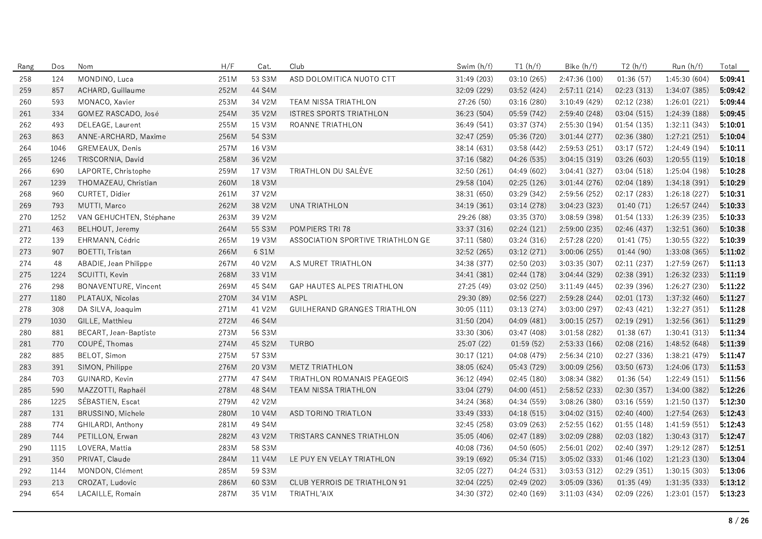| Rang | Dos | Nom | H/F | Cat. | Club | Swim (h/f) | T1 (h/f) | Bike (h/f) | T2 (h/f) | Run (h/f) | Total |
|---|---|---|---|---|---|---|---|---|---|---|---|
| 258 | 124 | MONDINO, Luca | 251M | 53 S3M | ASD DOLOMITICA NUOTO CTT | 31:49 (203) | 03:10 (265) | 2:47:36 (100) | 01:36 (57) | 1:45:30 (604) | **5:09:41** |
| 259 | 857 | ACHARD, Guillaume | 252M | 44 S4M | | 32:09 (229) | 03:52 (424) | 2:57:11 (214) | 02:23 (313) | 1:34:07 (385) | **5:09:42** |
| 260 | 593 | MONACO, Xavier | 253M | 34 V2M | TEAM NISSA TRIATHLON | 27:26 (50) | 03:16 (280) | 3:10:49 (429) | 02:12 (238) | 1:26:01 (221) | **5:09:44** |
| 261 | 334 | GOMEZ RASCADO, José | 254M | 35 V2M | ISTRES SPORTS TRIATHLON | 36:23 (504) | 05:59 (742) | 2:59:40 (248) | 03:04 (515) | 1:24:39 (188) | **5:09:45** |
| 262 | 493 | DELEAGE, Laurent | 255M | 15 V3M | ROANNE TRIATHLON | 36:49 (541) | 03:37 (374) | 2:55:30 (194) | 01:54 (135) | 1:32:11 (343) | **5:10:01** |
| 263 | 863 | ANNE-ARCHARD, Maxime | 256M | 54 S3M | | 32:47 (259) | 05:36 (720) | 3:01:44 (277) | 02:36 (380) | 1:27:21 (251) | **5:10:04** |
| 264 | 1046 | GREMEAUX, Denis | 257M | 16 V3M | | 38:14 (631) | 03:58 (442) | 2:59:53 (251) | 03:17 (572) | 1:24:49 (194) | **5:10:11** |
| 265 | 1246 | TRISCORNIA, David | 258M | 36 V2M | | 37:16 (582) | 04:26 (535) | 3:04:15 (319) | 03:26 (603) | 1:20:55 (119) | **5:10:18** |
| 266 | 690 | LAPORTE, Christophe | 259M | 17 V3M | TRIATHLON DU SALÈVE | 32:50 (261) | 04:49 (602) | 3:04:41 (327) | 03:04 (518) | 1:25:04 (198) | **5:10:28** |
| 267 | 1239 | THOMAZEAU, Christian | 260M | 18 V3M | | 29:58 (104) | 02:25 (126) | 3:01:44 (276) | 02:04 (189) | 1:34:18 (391) | **5:10:29** |
| 268 | 960 | CURTET, Didier | 261M | 37 V2M | | 38:31 (650) | 03:29 (342) | 2:59:56 (252) | 02:17 (283) | 1:26:18 (227) | **5:10:31** |
| 269 | 793 | MUTTI, Marco | 262M | 38 V2M | UNA TRIATHLON | 34:19 (361) | 03:14 (278) | 3:04:23 (323) | 01:40 (71) | 1:26:57 (244) | **5:10:33** |
| 270 | 1252 | VAN GEHUCHTEN, Stéphane | 263M | 39 V2M | | 29:26 (88) | 03:35 (370) | 3:08:59 (398) | 01:54 (133) | 1:26:39 (235) | **5:10:33** |
| 271 | 463 | BELHOUT, Jeremy | 264M | 55 S3M | POMPIERS TRI 78 | 33:37 (316) | 02:24 (121) | 2:59:00 (235) | 02:46 (437) | 1:32:51 (360) | **5:10:38** |
| 272 | 139 | EHRMANN, Cédric | 265M | 19 V3M | ASSOCIATION SPORTIVE TRIATHLON GE | 37:11 (580) | 03:24 (316) | 2:57:28 (220) | 01:41 (75) | 1:30:55 (322) | **5:10:39** |
| 273 | 907 | BOETTI, Tristan | 266M | 6 S1M | | 32:52 (265) | 03:12 (271) | 3:00:06 (255) | 01:44 (90) | 1:33:08 (365) | **5:11:02** |
| 274 | 48 | ABADIE, Jean Philippe | 267M | 40 V2M | A.S MURET TRIATHLON | 34:38 (377) | 02:50 (203) | 3:03:35 (307) | 02:11 (237) | 1:27:59 (267) | **5:11:13** |
| 275 | 1224 | SCUITTI, Kevin | 268M | 33 V1M | | 34:41 (381) | 02:44 (178) | 3:04:44 (329) | 02:38 (391) | 1:26:32 (233) | **5:11:19** |
| 276 | 298 | BONAVENTURE, Vincent | 269M | 45 S4M | GAP HAUTES ALPES TRIATHLON | 27:25 (49) | 03:02 (250) | 3:11:49 (445) | 02:39 (396) | 1:26:27 (230) | **5:11:22** |
| 277 | 1180 | PLATAUX, Nicolas | 270M | 34 V1M | ASPL | 29:30 (89) | 02:56 (227) | 2:59:28 (244) | 02:01 (173) | 1:37:32 (460) | **5:11:27** |
| 278 | 308 | DA SILVA, Joaquim | 271M | 41 V2M | GUILHERAND GRANGES TRIATHLON | 30:05 (111) | 03:13 (274) | 3:03:00 (297) | 02:43 (421) | 1:32:27 (351) | **5:11:28** |
| 279 | 1030 | GILLE, Matthieu | 272M | 46 S4M | | 31:50 (204) | 04:09 (481) | 3:00:15 (257) | 02:19 (291) | 1:32:56 (361) | **5:11:29** |
| 280 | 881 | BECART, Jean-Baptiste | 273M | 56 S3M | | 33:30 (306) | 03:47 (408) | 3:01:58 (282) | 01:38 (67) | 1:30:41 (313) | **5:11:34** |
| 281 | 770 | COUPÉ, Thomas | 274M | 45 S2M | TURBO | 25:07 (22) | 01:59 (52) | 2:53:33 (166) | 02:08 (216) | 1:48:52 (648) | **5:11:39** |
| 282 | 885 | BELOT, Simon | 275M | 57 S3M | | 30:17 (121) | 04:08 (479) | 2:56:34 (210) | 02:27 (336) | 1:38:21 (479) | **5:11:47** |
| 283 | 391 | SIMON, Philippe | 276M | 20 V3M | METZ TRIATHLON | 38:05 (624) | 05:43 (729) | 3:00:09 (256) | 03:50 (673) | 1:24:06 (173) | **5:11:53** |
| 284 | 703 | GUINARD, Kevin | 277M | 47 S4M | TRIATHLON ROMANAIS PEAGEOIS | 36:12 (494) | 02:45 (180) | 3:08:34 (382) | 01:36 (54) | 1:22:49 (151) | **5:11:56** |
| 285 | 590 | MAZZOTTI, Raphaël | 278M | 48 S4M | TEAM NISSA TRIATHLON | 33:04 (279) | 04:00 (451) | 2:58:52 (233) | 02:30 (357) | 1:34:00 (382) | **5:12:26** |
| 286 | 1225 | SÉBASTIEN, Escat | 279M | 42 V2M | | 34:24 (368) | 04:34 (559) | 3:08:26 (380) | 03:16 (559) | 1:21:50 (137) | **5:12:30** |
| 287 | 131 | BRUSSINO, Michele | 280M | 10 V4M | ASD TORINO TRIATLON | 33:49 (333) | 04:18 (515) | 3:04:02 (315) | 02:40 (400) | 1:27:54 (263) | **5:12:43** |
| 288 | 774 | GHILARDI, Anthony | 281M | 49 S4M | | 32:45 (258) | 03:09 (263) | 2:52:55 (162) | 01:55 (148) | 1:41:59 (551) | **5:12:43** |
| 289 | 744 | PETILLON, Erwan | 282M | 43 V2M | TRISTARS CANNES TRIATHLON | 35:05 (406) | 02:47 (189) | 3:02:09 (288) | 02:03 (182) | 1:30:43 (317) | **5:12:47** |
| 290 | 1115 | LOVERA, Mattia | 283M | 58 S3M | | 40:08 (736) | 04:50 (605) | 2:56:01 (202) | 02:40 (397) | 1:29:12 (287) | **5:12:51** |
| 291 | 350 | PRIVAT, Claude | 284M | 11 V4M | LE PUY EN VELAY TRIATHLON | 39:19 (692) | 05:34 (715) | 3:05:02 (333) | 01:46 (102) | 1:21:23 (130) | **5:13:04** |
| 292 | 1144 | MONDON, Clément | 285M | 59 S3M | | 32:05 (227) | 04:24 (531) | 3:03:53 (312) | 02:29 (351) | 1:30:15 (303) | **5:13:06** |
| 293 | 213 | CROZAT, Ludovic | 286M | 60 S3M | CLUB YERROIS DE TRIATHLON 91 | 32:04 (225) | 02:49 (202) | 3:05:09 (336) | 01:35 (49) | 1:31:35 (333) | **5:13:12** |
| 294 | 654 | LACAILLE, Romain | 287M | 35 V1M | TRIATHL'AIX | 34:30 (372) | 02:40 (169) | 3:11:03 (434) | 02:09 (226) | 1:23:01 (157) | **5:13:23** |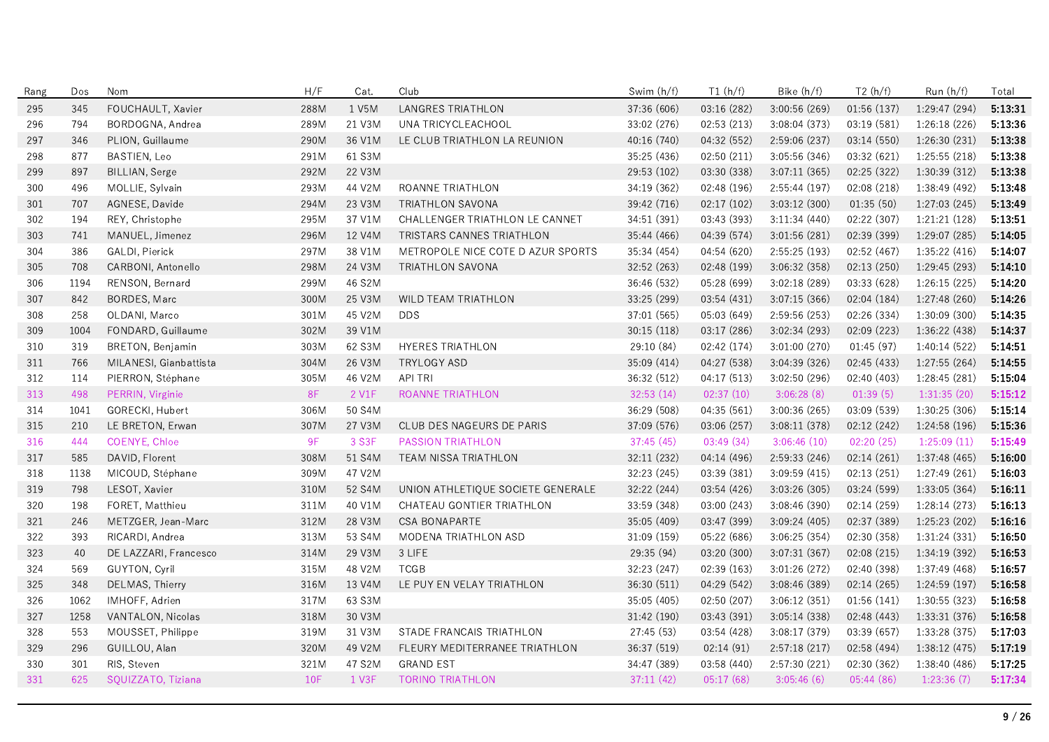| Rang | Dos | Nom | H/F | Cat. | Club | Swim (h/f) | T1 (h/f) | Bike (h/f) | T2 (h/f) | Run (h/f) | Total |
|---|---|---|---|---|---|---|---|---|---|---|---|
| 295 | 345 | FOUCHAULT, Xavier | 288M | 1 V5M | LANGRES TRIATHLON | 37:36 (606) | 03:16 (282) | 3:00:56 (269) | 01:56 (137) | 1:29:47 (294) | **5:13:31** |
| 296 | 794 | BORDOGNA, Andrea | 289M | 21 V3M | UNA TRICYCLEACHOOL | 33:02 (276) | 02:53 (213) | 3:08:04 (373) | 03:19 (581) | 1:26:18 (226) | **5:13:36** |
| 297 | 346 | PLION, Guillaume | 290M | 36 V1M | LE CLUB TRIATHLON LA REUNION | 40:16 (740) | 04:32 (552) | 2:59:06 (237) | 03:14 (550) | 1:26:30 (231) | **5:13:38** |
| 298 | 877 | BASTIEN, Leo | 291M | 61 S3M | | 35:25 (436) | 02:50 (211) | 3:05:56 (346) | 03:32 (621) | 1:25:55 (218) | **5:13:38** |
| 299 | 897 | BILLIAN, Serge | 292M | 22 V3M | | 29:53 (102) | 03:30 (338) | 3:07:11 (365) | 02:25 (322) | 1:30:39 (312) | **5:13:38** |
| 300 | 496 | MOLLIE, Sylvain | 293M | 44 V2M | ROANNE TRIATHLON | 34:19 (362) | 02:48 (196) | 2:55:44 (197) | 02:08 (218) | 1:38:49 (492) | **5:13:48** |
| 301 | 707 | AGNESE, Davide | 294M | 23 V3M | TRIATHLON SAVONA | 39:42 (716) | 02:17 (102) | 3:03:12 (300) | 01:35 (50) | 1:27:03 (245) | **5:13:49** |
| 302 | 194 | REY, Christophe | 295M | 37 V1M | CHALLENGER TRIATHLON LE CANNET | 34:51 (391) | 03:43 (393) | 3:11:34 (440) | 02:22 (307) | 1:21:21 (128) | **5:13:51** |
| 303 | 741 | MANUEL, Jimenez | 296M | 12 V4M | TRISTARS CANNES TRIATHLON | 35:44 (466) | 04:39 (574) | 3:01:56 (281) | 02:39 (399) | 1:29:07 (285) | **5:14:05** |
| 304 | 386 | GALDI, Pierick | 297M | 38 V1M | METROPOLE NICE COTE D AZUR SPORTS | 35:34 (454) | 04:54 (620) | 2:55:25 (193) | 02:52 (467) | 1:35:22 (416) | **5:14:07** |
| 305 | 708 | CARBONI, Antonello | 298M | 24 V3M | TRIATHLON SAVONA | 32:52 (263) | 02:48 (199) | 3:06:32 (358) | 02:13 (250) | 1:29:45 (293) | **5:14:10** |
| 306 | 1194 | RENSON, Bernard | 299M | 46 S2M | | 36:46 (532) | 05:28 (699) | 3:02:18 (289) | 03:33 (628) | 1:26:15 (225) | **5:14:20** |
| 307 | 842 | BORDES, Marc | 300M | 25 V3M | WILD TEAM TRIATHLON | 33:25 (299) | 03:54 (431) | 3:07:15 (366) | 02:04 (184) | 1:27:48 (260) | **5:14:26** |
| 308 | 258 | OLDANI, Marco | 301M | 45 V2M | DDS | 37:01 (565) | 05:03 (649) | 2:59:56 (253) | 02:26 (334) | 1:30:09 (300) | **5:14:35** |
| 309 | 1004 | FONDARD, Guillaume | 302M | 39 V1M | | 30:15 (118) | 03:17 (286) | 3:02:34 (293) | 02:09 (223) | 1:36:22 (438) | **5:14:37** |
| 310 | 319 | BRETON, Benjamin | 303M | 62 S3M | HYERES TRIATHLON | 29:10 (84) | 02:42 (174) | 3:01:00 (270) | 01:45 (97) | 1:40:14 (522) | **5:14:51** |
| 311 | 766 | MILANESI, Gianbattista | 304M | 26 V3M | TRYLOGY ASD | 35:09 (414) | 04:27 (538) | 3:04:39 (326) | 02:45 (433) | 1:27:55 (264) | **5:14:55** |
| 312 | 114 | PIERRON, Stéphane | 305M | 46 V2M | API TRI | 36:32 (512) | 04:17 (513) | 3:02:50 (296) | 02:40 (403) | 1:28:45 (281) | **5:15:04** |
| 313 | 498 | PERRIN, Virginie | 8F | 2 V1F | ROANNE TRIATHLON | 32:53 (14) | 02:37 (10) | 3:06:28 (8) | 01:39 (5) | 1:31:35 (20) | **5:15:12** |
| 314 | 1041 | GORECKI, Hubert | 306M | 50 S4M | | 36:29 (508) | 04:35 (561) | 3:00:36 (265) | 03:09 (539) | 1:30:25 (306) | **5:15:14** |
| 315 | 210 | LE BRETON, Erwan | 307M | 27 V3M | CLUB DES NAGEURS DE PARIS | 37:09 (576) | 03:06 (257) | 3:08:11 (378) | 02:12 (242) | 1:24:58 (196) | **5:15:36** |
| 316 | 444 | COENYE, Chloe | 9F | 3 S3F | PASSION TRIATHLON | 37:45 (45) | 03:49 (34) | 3:06:46 (10) | 02:20 (25) | 1:25:09 (11) | **5:15:49** |
| 317 | 585 | DAVID, Florent | 308M | 51 S4M | TEAM NISSA TRIATHLON | 32:11 (232) | 04:14 (496) | 2:59:33 (246) | 02:14 (261) | 1:37:48 (465) | **5:16:00** |
| 318 | 1138 | MICOUD, Stéphane | 309M | 47 V2M | | 32:23 (245) | 03:39 (381) | 3:09:59 (415) | 02:13 (251) | 1:27:49 (261) | **5:16:03** |
| 319 | 798 | LESOT, Xavier | 310M | 52 S4M | UNION ATHLETIQUE SOCIETE GENERALE | 32:22 (244) | 03:54 (426) | 3:03:26 (305) | 03:24 (599) | 1:33:05 (364) | **5:16:11** |
| 320 | 198 | FORET, Matthieu | 311M | 40 V1M | CHATEAU GONTIER TRIATHLON | 33:59 (348) | 03:00 (243) | 3:08:46 (390) | 02:14 (259) | 1:28:14 (273) | **5:16:13** |
| 321 | 246 | METZGER, Jean-Marc | 312M | 28 V3M | CSA BONAPARTE | 35:05 (409) | 03:47 (399) | 3:09:24 (405) | 02:37 (389) | 1:25:23 (202) | **5:16:16** |
| 322 | 393 | RICARDI, Andrea | 313M | 53 S4M | MODENA TRIATHLON ASD | 31:09 (159) | 05:22 (686) | 3:06:25 (354) | 02:30 (358) | 1:31:24 (331) | **5:16:50** |
| 323 | 40 | DE LAZZARI, Francesco | 314M | 29 V3M | 3 LIFE | 29:35 (94) | 03:20 (300) | 3:07:31 (367) | 02:08 (215) | 1:34:19 (392) | **5:16:53** |
| 324 | 569 | GUYTON, Cyril | 315M | 48 V2M | TCGB | 32:23 (247) | 02:39 (163) | 3:01:26 (272) | 02:40 (398) | 1:37:49 (468) | **5:16:57** |
| 325 | 348 | DELMAS, Thierry | 316M | 13 V4M | LE PUY EN VELAY TRIATHLON | 36:30 (511) | 04:29 (542) | 3:08:46 (389) | 02:14 (265) | 1:24:59 (197) | **5:16:58** |
| 326 | 1062 | IMHOFF, Adrien | 317M | 63 S3M | | 35:05 (405) | 02:50 (207) | 3:06:12 (351) | 01:56 (141) | 1:30:55 (323) | **5:16:58** |
| 327 | 1258 | VANTALON, Nicolas | 318M | 30 V3M | | 31:42 (190) | 03:43 (391) | 3:05:14 (338) | 02:48 (443) | 1:33:31 (376) | **5:16:58** |
| 328 | 553 | MOUSSET, Philippe | 319M | 31 V3M | STADE FRANCAIS TRIATHLON | 27:45 (53) | 03:54 (428) | 3:08:17 (379) | 03:39 (657) | 1:33:28 (375) | **5:17:03** |
| 329 | 296 | GUILLOU, Alan | 320M | 49 V2M | FLEURY MEDITERRANEE TRIATHLON | 36:37 (519) | 02:14 (91) | 2:57:18 (217) | 02:58 (494) | 1:38:12 (475) | **5:17:19** |
| 330 | 301 | RIS, Steven | 321M | 47 S2M | GRAND EST | 34:47 (389) | 03:58 (440) | 2:57:30 (221) | 02:30 (362) | 1:38:40 (486) | **5:17:25** |
| 331 | 625 | SQUIZZATO, Tiziana | 10F | 1 V3F | TORINO TRIATHLON | 37:11 (42) | 05:17 (68) | 3:05:46 (6) | 05:44 (86) | 1:23:36 (7) | **5:17:34** |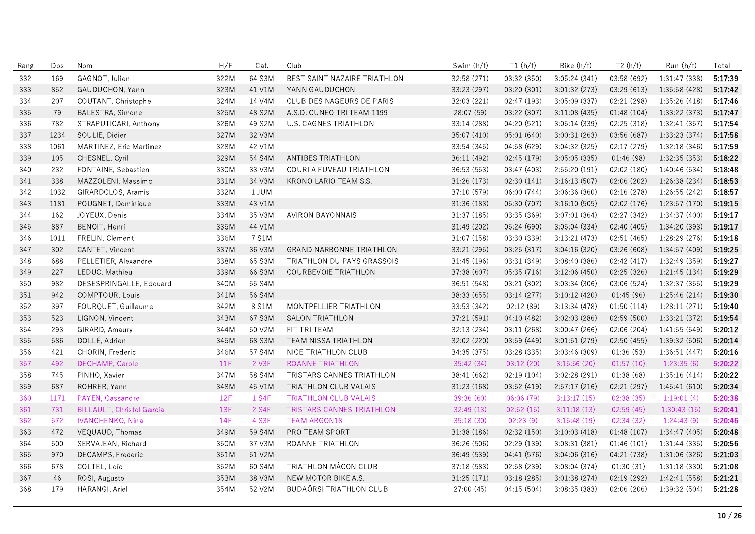| Rang | Dos | Nom | H/F | Cat. | Club | Swim (h/f) | T1 (h/f) | Bike (h/f) | T2 (h/f) | Run (h/f) | Total |
|---|---|---|---|---|---|---|---|---|---|---|---|
| 332 | 169 | GAGNOT, Julien | 322M | 64 S3M | BEST SAINT NAZAIRE TRIATHLON | 32:58 (271) | 03:32 (350) | 3:05:24 (341) | 03:58 (692) | 1:31:47 (338) | **5:17:39** |
| 333 | 852 | GAUDUCHON, Yann | 323M | 41 V1M | YANN GAUDUCHON | 33:23 (297) | 03:20 (301) | 3:01:32 (273) | 03:29 (613) | 1:35:58 (428) | **5:17:42** |
| 334 | 207 | COUTANT, Christophe | 324M | 14 V4M | CLUB DES NAGEURS DE PARIS | 32:03 (221) | 02:47 (193) | 3:05:09 (337) | 02:21 (298) | 1:35:26 (418) | **5:17:46** |
| 335 | 79 | BALESTRA, Simone | 325M | 48 S2M | A.S.D. CUNEO TRI TEAM 1199 | 28:07 (59) | 03:22 (307) | 3:11:08 (435) | 01:48 (104) | 1:33:22 (373) | **5:17:47** |
| 336 | 782 | STRAPUTICARI, Anthony | 326M | 49 S2M | U.S. CAGNES TRIATHLON | 33:14 (288) | 04:20 (521) | 3:05:14 (339) | 02:25 (318) | 1:32:41 (357) | **5:17:54** |
| 337 | 1234 | SOULIE, Didier | 327M | 32 V3M | | 35:07 (410) | 05:01 (640) | 3:00:31 (263) | 03:56 (687) | 1:33:23 (374) | **5:17:58** |
| 338 | 1061 | MARTINEZ, Eric Martinez | 328M | 42 V1M | | 33:54 (345) | 04:58 (629) | 3:04:32 (325) | 02:17 (279) | 1:32:18 (346) | **5:17:59** |
| 339 | 105 | CHESNEL, Cyril | 329M | 54 S4M | ANTIBES TRIATHLON | 36:11 (492) | 02:45 (179) | 3:05:05 (335) | 01:46 (98) | 1:32:35 (353) | **5:18:22** |
| 340 | 232 | FONTAINE, Sebastien | 330M | 33 V3M | COURI A FUVEAU TRIATHLON | 36:53 (553) | 03:47 (403) | 2:55:20 (191) | 02:02 (180) | 1:40:46 (534) | **5:18:48** |
| 341 | 338 | MAZZOLENI, Massimo | 331M | 34 V3M | KRONO LARIO TEAM S.S. | 31:26 (173) | 02:30 (141) | 3:16:13 (507) | 02:06 (202) | 1:26:38 (234) | **5:18:53** |
| 342 | 1032 | GIRARDCLOS, Aramis | 332M | 1 JUM | | 37:10 (579) | 06:00 (744) | 3:06:36 (360) | 02:16 (278) | 1:26:55 (242) | **5:18:57** |
| 343 | 1181 | POUGNET, Dominique | 333M | 43 V1M | | 31:36 (183) | 05:30 (707) | 3:16:10 (505) | 02:02 (176) | 1:23:57 (170) | **5:19:15** |
| 344 | 162 | JOYEUX, Denis | 334M | 35 V3M | AVIRON BAYONNAIS | 31:37 (185) | 03:35 (369) | 3:07:01 (364) | 02:27 (342) | 1:34:37 (400) | **5:19:17** |
| 345 | 887 | BENOIT, Henri | 335M | 44 V1M | | 31:49 (202) | 05:24 (690) | 3:05:04 (334) | 02:40 (405) | 1:34:20 (393) | **5:19:17** |
| 346 | 1011 | FRELIN, Clement | 336M | 7 S1M | | 31:07 (158) | 03:30 (339) | 3:13:21 (473) | 02:51 (465) | 1:28:29 (276) | **5:19:18** |
| 347 | 302 | CANTET, Vincent | 337M | 36 V3M | GRAND NARBONNE TRIATHLON | 33:21 (295) | 03:25 (317) | 3:04:16 (320) | 03:26 (608) | 1:34:57 (409) | **5:19:25** |
| 348 | 688 | PELLETIER, Alexandre | 338M | 65 S3M | TRIATHLON DU PAYS GRASSOIS | 31:45 (196) | 03:31 (349) | 3:08:40 (386) | 02:42 (417) | 1:32:49 (359) | **5:19:27** |
| 349 | 227 | LEDUC, Mathieu | 339M | 66 S3M | COURBEVOIE TRIATHLON | 37:38 (607) | 05:35 (716) | 3:12:06 (450) | 02:25 (326) | 1:21:45 (134) | **5:19:29** |
| 350 | 982 | DESESPRINGALLE, Edouard | 340M | 55 S4M | | 36:51 (548) | 03:21 (302) | 3:03:34 (306) | 03:06 (524) | 1:32:37 (355) | **5:19:29** |
| 351 | 942 | COMPTOUR, Louis | 341M | 56 S4M | | 38:33 (655) | 03:14 (277) | 3:10:12 (420) | 01:45 (96) | 1:25:46 (214) | **5:19:30** |
| 352 | 397 | FOURQUET, Guillaume | 342M | 8 S1M | MONTPELLIER TRIATHLON | 33:53 (342) | 02:12 (89) | 3:13:34 (478) | 01:50 (114) | 1:28:11 (271) | **5:19:40** |
| 353 | 523 | LIGNON, Vincent | 343M | 67 S3M | SALON TRIATHLON | 37:21 (591) | 04:10 (482) | 3:02:03 (286) | 02:59 (500) | 1:33:21 (372) | **5:19:54** |
| 354 | 293 | GIRARD, Amaury | 344M | 50 V2M | FIT TRI TEAM | 32:13 (234) | 03:11 (268) | 3:00:47 (266) | 02:06 (204) | 1:41:55 (549) | **5:20:12** |
| 355 | 586 | DOLLÉ, Adrien | 345M | 68 S3M | TEAM NISSA TRIATHLON | 32:02 (220) | 03:59 (449) | 3:01:51 (279) | 02:50 (455) | 1:39:32 (506) | **5:20:14** |
| 356 | 421 | CHORIN, Frederic | 346M | 57 S4M | NICE TRIATHLON CLUB | 34:35 (375) | 03:28 (335) | 3:03:46 (309) | 01:36 (53) | 1:36:51 (447) | **5:20:16** |
| 357 | 492 | DECHAMP, Carole | 11F | 2 V3F | ROANNE TRIATHLON | 35:42 (34) | 03:12 (20) | 3:15:56 (20) | 01:57 (10) | 1:23:35 (6) | **5:20:22** |
| 358 | 745 | PINHO, Xavier | 347M | 58 S4M | TRISTARS CANNES TRIATHLON | 38:41 (662) | 02:19 (104) | 3:02:28 (291) | 01:38 (68) | 1:35:16 (414) | **5:20:22** |
| 359 | 687 | ROHRER, Yann | 348M | 45 V1M | TRIATHLON CLUB VALAIS | 31:23 (168) | 03:52 (419) | 2:57:17 (216) | 02:21 (297) | 1:45:41 (610) | **5:20:34** |
| 360 | 1171 | PAYEN, Cassandre | 12F | 1 S4F | TRIATHLON CLUB VALAIS | 39:36 (60) | 06:06 (79) | 3:13:17 (15) | 02:38 (35) | 1:19:01 (4) | **5:20:38** |
| 361 | 731 | BILLAULT, Christel Garcia | 13F | 2 S4F | TRISTARS CANNES TRIATHLON | 32:49 (13) | 02:52 (15) | 3:11:18 (13) | 02:59 (45) | 1:30:43 (15) | **5:20:41** |
| 362 | 572 | IVANCHENKO, Nina | 14F | 4 S3F | TEAM ARGON18 | 35:18 (30) | 02:23 (9) | 3:15:48 (19) | 02:34 (32) | 1:24:43 (9) | **5:20:46** |
| 363 | 472 | VEQUAUD, Thomas | 349M | 59 S4M | PRO TEAM SPORT | 31:38 (186) | 02:32 (150) | 3:10:03 (418) | 01:48 (107) | 1:34:47 (405) | **5:20:48** |
| 364 | 500 | SERVAJEAN, Richard | 350M | 37 V3M | ROANNE TRIATHLON | 36:26 (506) | 02:29 (139) | 3:08:31 (381) | 01:46 (101) | 1:31:44 (335) | **5:20:56** |
| 365 | 970 | DECAMPS, Frederic | 351M | 51 V2M | | 36:49 (539) | 04:41 (576) | 3:04:06 (316) | 04:21 (738) | 1:31:06 (326) | **5:21:03** |
| 366 | 678 | COLTEL, Loïc | 352M | 60 S4M | TRIATHLON MÂCON CLUB | 37:18 (583) | 02:58 (239) | 3:08:04 (374) | 01:30 (31) | 1:31:18 (330) | **5:21:08** |
| 367 | 46 | ROSI, Augusto | 353M | 38 V3M | NEW MOTOR BIKE A.S. | 31:25 (171) | 03:18 (285) | 3:01:38 (274) | 02:19 (292) | 1:42:41 (558) | **5:21:21** |
| 368 | 179 | HARANGI, Ariel | 354M | 52 V2M | BUDAÖRSI TRIATHLON CLUB | 27:00 (45) | 04:15 (504) | 3:08:35 (383) | 02:06 (206) | 1:39:32 (504) | **5:21:28** |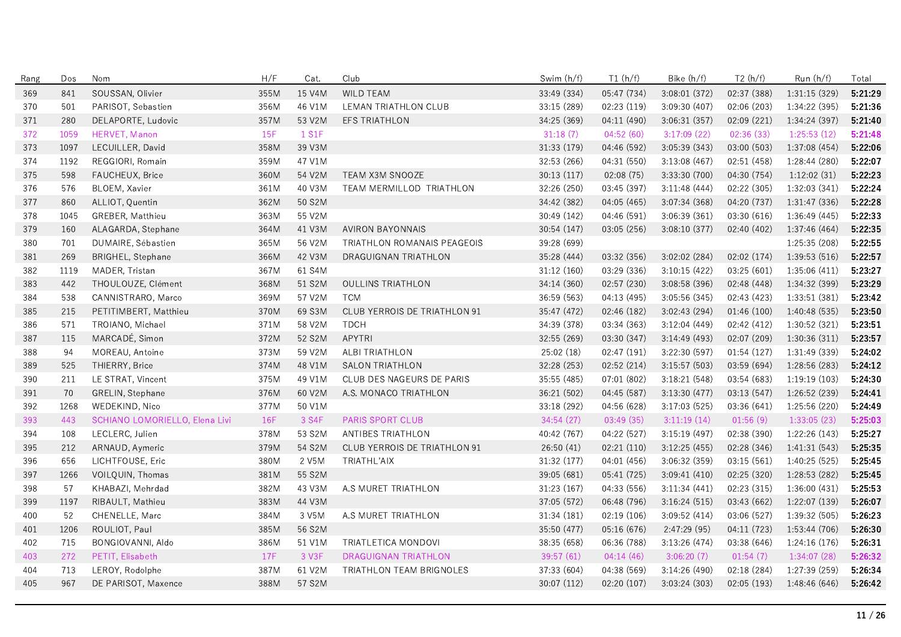| Rang | Dos | Nom | H/F | Cat. | Club | Swim (h/f) | T1 (h/f) | Bike (h/f) | T2 (h/f) | Run (h/f) | Total |
|---|---|---|---|---|---|---|---|---|---|---|---|
| 369 | 841 | SOUSSAN, Olivier | 355M | 15 V4M | WILD TEAM | 33:49 (334) | 05:47 (734) | 3:08:01 (372) | 02:37 (388) | 1:31:15 (329) | **5:21:29** |
| 370 | 501 | PARISOT, Sebastien | 356M | 46 V1M | LEMAN TRIATHLON CLUB | 33:15 (289) | 02:23 (119) | 3:09:30 (407) | 02:06 (203) | 1:34:22 (395) | **5:21:36** |
| 371 | 280 | DELAPORTE, Ludovic | 357M | 53 V2M | EFS TRIATHLON | 34:25 (369) | 04:11 (490) | 3:06:31 (357) | 02:09 (221) | 1:34:24 (397) | **5:21:40** |
| 372 | 1059 | HERVET, Manon | 15F | 1 S1F | | 31:18 (7) | 04:52 (60) | 3:17:09 (22) | 02:36 (33) | 1:25:53 (12) | **5:21:48** |
| 373 | 1097 | LECUILLER, David | 358M | 39 V3M | | 31:33 (179) | 04:46 (592) | 3:05:39 (343) | 03:00 (503) | 1:37:08 (454) | **5:22:06** |
| 374 | 1192 | REGGIORI, Romain | 359M | 47 V1M | | 32:53 (266) | 04:31 (550) | 3:13:08 (467) | 02:51 (458) | 1:28:44 (280) | **5:22:07** |
| 375 | 598 | FAUCHEUX, Brice | 360M | 54 V2M | TEAM X3M SNOOZE | 30:13 (117) | 02:08 (75) | 3:33:30 (700) | 04:30 (754) | 1:12:02 (31) | **5:22:23** |
| 376 | 576 | BLOEM, Xavier | 361M | 40 V3M | TEAM MERMILLOD TRIATHLON | 32:26 (250) | 03:45 (397) | 3:11:48 (444) | 02:22 (305) | 1:32:03 (341) | **5:22:24** |
| 377 | 860 | ALLIOT, Quentin | 362M | 50 S2M | | 34:42 (382) | 04:05 (465) | 3:07:34 (368) | 04:20 (737) | 1:31:47 (336) | **5:22:28** |
| 378 | 1045 | GREBER, Matthieu | 363M | 55 V2M | | 30:49 (142) | 04:46 (591) | 3:06:39 (361) | 03:30 (616) | 1:36:49 (445) | **5:22:33** |
| 379 | 160 | ALAGARDA, Stephane | 364M | 41 V3M | AVIRON BAYONNAIS | 30:54 (147) | 03:05 (256) | 3:08:10 (377) | 02:40 (402) | 1:37:46 (464) | **5:22:35** |
| 380 | 701 | DUMAIRE, Sébastien | 365M | 56 V2M | TRIATHLON ROMANAIS PEAGEOIS | 39:28 (699) | | | | 1:25:35 (208) | **5:22:55** |
| 381 | 269 | BRIGHEL, Stephane | 366M | 42 V3M | DRAGUIGNAN TRIATHLON | 35:28 (444) | 03:32 (356) | 3:02:02 (284) | 02:02 (174) | 1:39:53 (516) | **5:22:57** |
| 382 | 1119 | MADER, Tristan | 367M | 61 S4M | | 31:12 (160) | 03:29 (336) | 3:10:15 (422) | 03:25 (601) | 1:35:06 (411) | **5:23:27** |
| 383 | 442 | THOULOUZE, Clément | 368M | 51 S2M | OULLINS TRIATHLON | 34:14 (360) | 02:57 (230) | 3:08:58 (396) | 02:48 (448) | 1:34:32 (399) | **5:23:29** |
| 384 | 538 | CANNISTRARO, Marco | 369M | 57 V2M | TCM | 36:59 (563) | 04:13 (495) | 3:05:56 (345) | 02:43 (423) | 1:33:51 (381) | **5:23:42** |
| 385 | 215 | PETITIMBERT, Matthieu | 370M | 69 S3M | CLUB YERROIS DE TRIATHLON 91 | 35:47 (472) | 02:46 (182) | 3:02:43 (294) | 01:46 (100) | 1:40:48 (535) | **5:23:50** |
| 386 | 571 | TROIANO, Michael | 371M | 58 V2M | TDCH | 34:39 (378) | 03:34 (363) | 3:12:04 (449) | 02:42 (412) | 1:30:52 (321) | **5:23:51** |
| 387 | 115 | MARCADÉ, Simon | 372M | 52 S2M | APYTRI | 32:55 (269) | 03:30 (347) | 3:14:49 (493) | 02:07 (209) | 1:30:36 (311) | **5:23:57** |
| 388 | 94 | MOREAU, Antoine | 373M | 59 V2M | ALBI TRIATHLON | 25:02 (18) | 02:47 (191) | 3:22:30 (597) | 01:54 (127) | 1:31:49 (339) | **5:24:02** |
| 389 | 525 | THIERRY, Brice | 374M | 48 V1M | SALON TRIATHLON | 32:28 (253) | 02:52 (214) | 3:15:57 (503) | 03:59 (694) | 1:28:56 (283) | **5:24:12** |
| 390 | 211 | LE STRAT, Vincent | 375M | 49 V1M | CLUB DES NAGEURS DE PARIS | 35:55 (485) | 07:01 (802) | 3:18:21 (548) | 03:54 (683) | 1:19:19 (103) | **5:24:30** |
| 391 | 70 | GRELIN, Stephane | 376M | 60 V2M | A.S. MONACO TRIATHLON | 36:21 (502) | 04:45 (587) | 3:13:30 (477) | 03:13 (547) | 1:26:52 (239) | **5:24:41** |
| 392 | 1268 | WEDEKIND, Nico | 377M | 50 V1M | | 33:18 (292) | 04:56 (628) | 3:17:03 (525) | 03:36 (641) | 1:25:56 (220) | **5:24:49** |
| 393 | 443 | SCHIANO LOMORIELLO, Elena Livi | 16F | 3 S4F | PARIS SPORT CLUB | 34:54 (27) | 03:49 (35) | 3:11:19 (14) | 01:56 (9) | 1:33:05 (23) | **5:25:03** |
| 394 | 108 | LECLERC, Julien | 378M | 53 S2M | ANTIBES TRIATHLON | 40:42 (767) | 04:22 (527) | 3:15:19 (497) | 02:38 (390) | 1:22:26 (143) | **5:25:27** |
| 395 | 212 | ARNAUD, Aymeric | 379M | 54 S2M | CLUB YERROIS DE TRIATHLON 91 | 26:50 (41) | 02:21 (110) | 3:12:25 (455) | 02:28 (346) | 1:41:31 (543) | **5:25:35** |
| 396 | 656 | LICHTFOUSE, Eric | 380M | 2 V5M | TRIATHL'AIX | 31:32 (177) | 04:01 (456) | 3:06:32 (359) | 03:15 (561) | 1:40:25 (525) | **5:25:45** |
| 397 | 1266 | VOILQUIN, Thomas | 381M | 55 S2M | | 39:05 (681) | 05:41 (725) | 3:09:41 (410) | 02:25 (320) | 1:28:53 (282) | **5:25:45** |
| 398 | 57 | KHABAZI, Mehrdad | 382M | 43 V3M | A.S MURET TRIATHLON | 31:23 (167) | 04:33 (556) | 3:11:34 (441) | 02:23 (315) | 1:36:00 (431) | **5:25:53** |
| 399 | 1197 | RIBAULT, Mathieu | 383M | 44 V3M | | 37:05 (572) | 06:48 (796) | 3:16:24 (515) | 03:43 (662) | 1:22:07 (139) | **5:26:07** |
| 400 | 52 | CHENELLE, Marc | 384M | 3 V5M | A.S MURET TRIATHLON | 31:34 (181) | 02:19 (106) | 3:09:52 (414) | 03:06 (527) | 1:39:32 (505) | **5:26:23** |
| 401 | 1206 | ROULIOT, Paul | 385M | 56 S2M | | 35:50 (477) | 05:16 (676) | 2:47:29 (95) | 04:11 (723) | 1:53:44 (706) | **5:26:30** |
| 402 | 715 | BONGIOVANNI, Aldo | 386M | 51 V1M | TRIATLETICA MONDOVI | 38:35 (658) | 06:36 (788) | 3:13:26 (474) | 03:38 (646) | 1:24:16 (176) | **5:26:31** |
| 403 | 272 | PETIT, Elisabeth | 17F | 3 V3F | DRAGUIGNAN TRIATHLON | 39:57 (61) | 04:14 (46) | 3:06:20 (7) | 01:54 (7) | 1:34:07 (28) | **5:26:32** |
| 404 | 713 | LEROY, Rodolphe | 387M | 61 V2M | TRIATHLON TEAM BRIGNOLES | 37:33 (604) | 04:38 (569) | 3:14:26 (490) | 02:18 (284) | 1:27:39 (259) | **5:26:34** |
| 405 | 967 | DE PARISOT, Maxence | 388M | 57 S2M | | 30:07 (112) | 02:20 (107) | 3:03:24 (303) | 02:05 (193) | 1:48:46 (646) | **5:26:42** |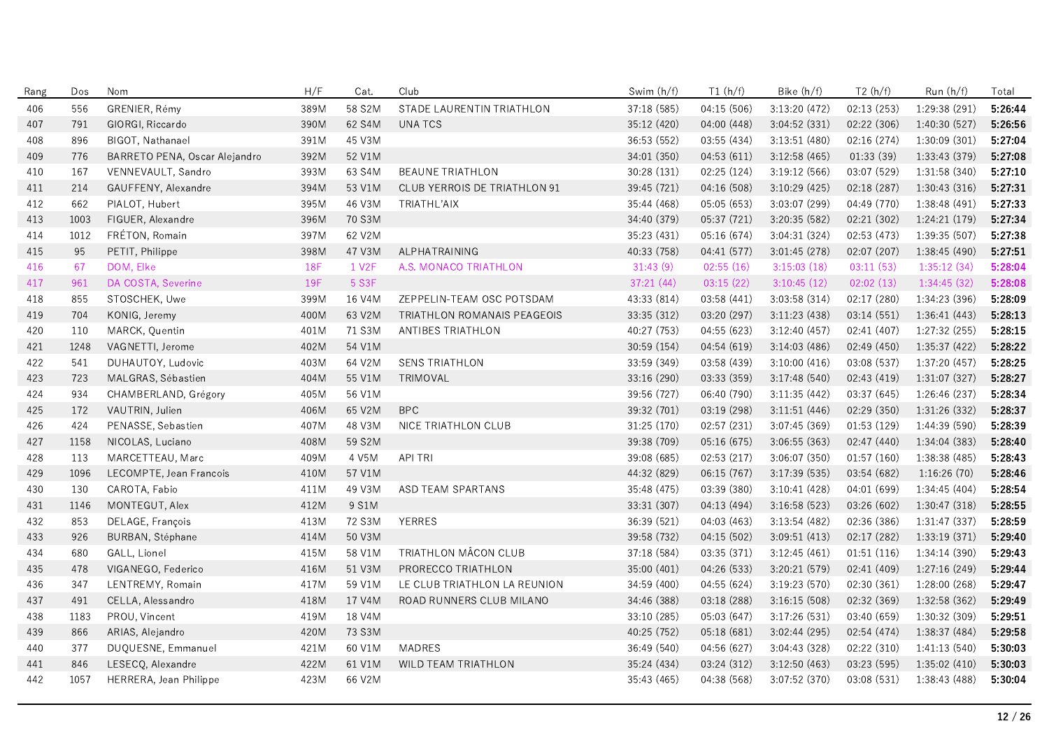| Rang | Dos | Nom | H/F | Cat. | Club | Swim (h/f) | T1 (h/f) | Bike (h/f) | T2 (h/f) | Run (h/f) | Total |
|---|---|---|---|---|---|---|---|---|---|---|---|
| 406 | 556 | GRENIER, Rémy | 389M | 58 S2M | STADE LAURENTIN TRIATHLON | 37:18 (585) | 04:15 (506) | 3:13:20 (472) | 02:13 (253) | 1:29:38 (291) | **5:26:44** |
| 407 | 791 | GIORGI, Riccardo | 390M | 62 S4M | UNA TCS | 35:12 (420) | 04:00 (448) | 3:04:52 (331) | 02:22 (306) | 1:40:30 (527) | **5:26:56** |
| 408 | 896 | BIGOT, Nathanael | 391M | 45 V3M | | 36:53 (552) | 03:55 (434) | 3:13:51 (480) | 02:16 (274) | 1:30:09 (301) | **5:27:04** |
| 409 | 776 | BARRETO PENA, Oscar Alejandro | 392M | 52 V1M | | 34:01 (350) | 04:53 (611) | 3:12:58 (465) | 01:33 (39) | 1:33:43 (379) | **5:27:08** |
| 410 | 167 | VENNEVAULT, Sandro | 393M | 63 S4M | BEAUNE TRIATHLON | 30:28 (131) | 02:25 (124) | 3:19:12 (566) | 03:07 (529) | 1:31:58 (340) | **5:27:10** |
| 411 | 214 | GAUFFENY, Alexandre | 394M | 53 V1M | CLUB YERROIS DE TRIATHLON 91 | 39:45 (721) | 04:16 (508) | 3:10:29 (425) | 02:18 (287) | 1:30:43 (316) | **5:27:31** |
| 412 | 662 | PIALOT, Hubert | 395M | 46 V3M | TRIATHL'AIX | 35:44 (468) | 05:05 (653) | 3:03:07 (299) | 04:49 (770) | 1:38:48 (491) | **5:27:33** |
| 413 | 1003 | FIGUER, Alexandre | 396M | 70 S3M | | 34:40 (379) | 05:37 (721) | 3:20:35 (582) | 02:21 (302) | 1:24:21 (179) | **5:27:34** |
| 414 | 1012 | FRÉTON, Romain | 397M | 62 V2M | | 35:23 (431) | 05:16 (674) | 3:04:31 (324) | 02:53 (473) | 1:39:35 (507) | **5:27:38** |
| 415 | 95 | PETIT, Philippe | 398M | 47 V3M | ALPHATRAINING | 40:33 (758) | 04:41 (577) | 3:01:45 (278) | 02:07 (207) | 1:38:45 (490) | **5:27:51** |
| 416 | 67 | DOM, Elke | 18F | 1 V2F | A.S. MONACO TRIATHLON | 31:43 (9) | 02:55 (16) | 3:15:03 (18) | 03:11 (53) | 1:35:12 (34) | **5:28:04** |
| 417 | 961 | DA COSTA, Severine | 19F | 5 S3F | | 37:21 (44) | 03:15 (22) | 3:10:45 (12) | 02:02 (13) | 1:34:45 (32) | **5:28:08** |
| 418 | 855 | STOSCHEK, Uwe | 399M | 16 V4M | ZEPPELIN-TEAM OSC POTSDAM | 43:33 (814) | 03:58 (441) | 3:03:58 (314) | 02:17 (280) | 1:34:23 (396) | **5:28:09** |
| 419 | 704 | KONIG, Jeremy | 400M | 63 V2M | TRIATHLON ROMANAIS PEAGEOIS | 33:35 (312) | 03:20 (297) | 3:11:23 (438) | 03:14 (551) | 1:36:41 (443) | **5:28:13** |
| 420 | 110 | MARCK, Quentin | 401M | 71 S3M | ANTIBES TRIATHLON | 40:27 (753) | 04:55 (623) | 3:12:40 (457) | 02:41 (407) | 1:27:32 (255) | **5:28:15** |
| 421 | 1248 | VAGNETTI, Jerome | 402M | 54 V1M | | 30:59 (154) | 04:54 (619) | 3:14:03 (486) | 02:49 (450) | 1:35:37 (422) | **5:28:22** |
| 422 | 541 | DUHAUTOY, Ludovic | 403M | 64 V2M | SENS TRIATHLON | 33:59 (349) | 03:58 (439) | 3:10:00 (416) | 03:08 (537) | 1:37:20 (457) | **5:28:25** |
| 423 | 723 | MALGRAS, Sébastien | 404M | 55 V1M | TRIMOVAL | 33:16 (290) | 03:33 (359) | 3:17:48 (540) | 02:43 (419) | 1:31:07 (327) | **5:28:27** |
| 424 | 934 | CHAMBERLAND, Grégory | 405M | 56 V1M | | 39:56 (727) | 06:40 (790) | 3:11:35 (442) | 03:37 (645) | 1:26:46 (237) | **5:28:34** |
| 425 | 172 | VAUTRIN, Julien | 406M | 65 V2M | BPC | 39:32 (701) | 03:19 (298) | 3:11:51 (446) | 02:29 (350) | 1:31:26 (332) | **5:28:37** |
| 426 | 424 | PENASSE, Sebastien | 407M | 48 V3M | NICE TRIATHLON CLUB | 31:25 (170) | 02:57 (231) | 3:07:45 (369) | 01:53 (129) | 1:44:39 (590) | **5:28:39** |
| 427 | 1158 | NICOLAS, Luciano | 408M | 59 S2M | | 39:38 (709) | 05:16 (675) | 3:06:55 (363) | 02:47 (440) | 1:34:04 (383) | **5:28:40** |
| 428 | 113 | MARCETTEAU, Marc | 409M | 4 V5M | API TRI | 39:08 (685) | 02:53 (217) | 3:06:07 (350) | 01:57 (160) | 1:38:38 (485) | **5:28:43** |
| 429 | 1096 | LECOMPTE, Jean Francois | 410M | 57 V1M | | 44:32 (829) | 06:15 (767) | 3:17:39 (535) | 03:54 (682) | 1:16:26 (70) | **5:28:46** |
| 430 | 130 | CAROTA, Fabio | 411M | 49 V3M | ASD TEAM SPARTANS | 35:48 (475) | 03:39 (380) | 3:10:41 (428) | 04:01 (699) | 1:34:45 (404) | **5:28:54** |
| 431 | 1146 | MONTEGUT, Alex | 412M | 9 S1M | | 33:31 (307) | 04:13 (494) | 3:16:58 (523) | 03:26 (602) | 1:30:47 (318) | **5:28:55** |
| 432 | 853 | DELAGE, François | 413M | 72 S3M | YERRES | 36:39 (521) | 04:03 (463) | 3:13:54 (482) | 02:36 (386) | 1:31:47 (337) | **5:28:59** |
| 433 | 926 | BURBAN, Stéphane | 414M | 50 V3M | | 39:58 (732) | 04:15 (502) | 3:09:51 (413) | 02:17 (282) | 1:33:19 (371) | **5:29:40** |
| 434 | 680 | GALL, Lionel | 415M | 58 V1M | TRIATHLON MÂCON CLUB | 37:18 (584) | 03:35 (371) | 3:12:45 (461) | 01:51 (116) | 1:34:14 (390) | **5:29:43** |
| 435 | 478 | VIGANEGO, Federico | 416M | 51 V3M | PRORECCO TRIATHLON | 35:00 (401) | 04:26 (533) | 3:20:21 (579) | 02:41 (409) | 1:27:16 (249) | **5:29:44** |
| 436 | 347 | LENTREMY, Romain | 417M | 59 V1M | LE CLUB TRIATHLON LA REUNION | 34:59 (400) | 04:55 (624) | 3:19:23 (570) | 02:30 (361) | 1:28:00 (268) | **5:29:47** |
| 437 | 491 | CELLA, Alessandro | 418M | 17 V4M | ROAD RUNNERS CLUB MILANO | 34:46 (388) | 03:18 (288) | 3:16:15 (508) | 02:32 (369) | 1:32:58 (362) | **5:29:49** |
| 438 | 1183 | PROU, Vincent | 419M | 18 V4M | | 33:10 (285) | 05:03 (647) | 3:17:26 (531) | 03:40 (659) | 1:30:32 (309) | **5:29:51** |
| 439 | 866 | ARIAS, Alejandro | 420M | 73 S3M | | 40:25 (752) | 05:18 (681) | 3:02:44 (295) | 02:54 (474) | 1:38:37 (484) | **5:29:58** |
| 440 | 377 | DUQUESNE, Emmanuel | 421M | 60 V1M | MADRES | 36:49 (540) | 04:56 (627) | 3:04:43 (328) | 02:22 (310) | 1:41:13 (540) | **5:30:03** |
| 441 | 846 | LESECQ, Alexandre | 422M | 61 V1M | WILD TEAM TRIATHLON | 35:24 (434) | 03:24 (312) | 3:12:50 (463) | 03:23 (595) | 1:35:02 (410) | **5:30:03** |
| 442 | 1057 | HERRERA, Jean Philippe | 423M | 66 V2M | | 35:43 (465) | 04:38 (568) | 3:07:52 (370) | 03:08 (531) | 1:38:43 (488) | **5:30:04** |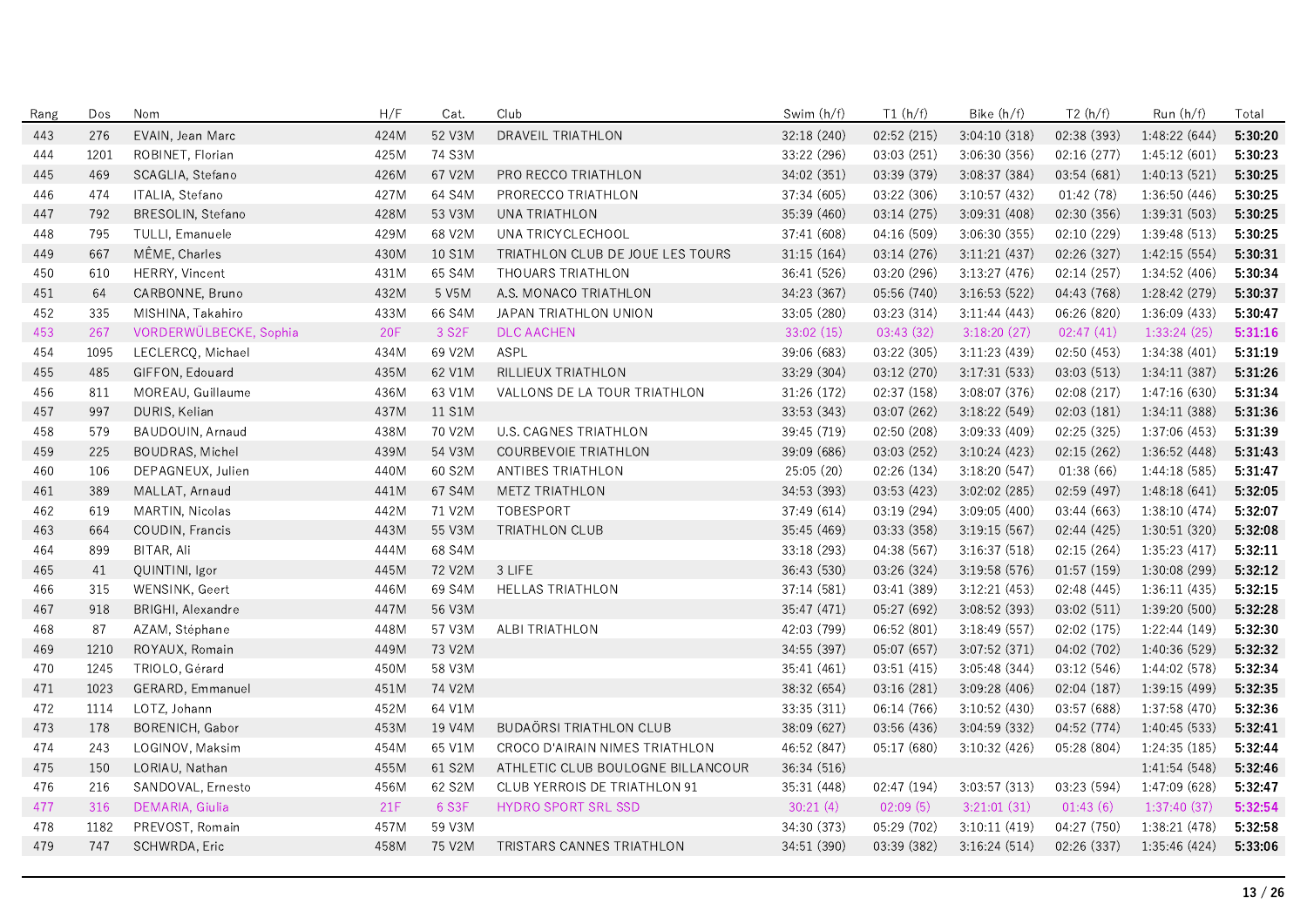| Rang | Dos | Nom | H/F | Cat. | Club | Swim (h/f) | T1 (h/f) | Bike (h/f) | T2 (h/f) | Run (h/f) | Total |
|---|---|---|---|---|---|---|---|---|---|---|---|
| 443 | 276 | EVAIN, Jean Marc | 424M | 52 V3M | DRAVEIL TRIATHLON | 32:18 (240) | 02:52 (215) | 3:04:10 (318) | 02:38 (393) | 1:48:22 (644) | **5:30:20** |
| 444 | 1201 | ROBINET, Florian | 425M | 74 S3M | | 33:22 (296) | 03:03 (251) | 3:06:30 (356) | 02:16 (277) | 1:45:12 (601) | **5:30:23** |
| 445 | 469 | SCAGLIA, Stefano | 426M | 67 V2M | PRO RECCO TRIATHLON | 34:02 (351) | 03:39 (379) | 3:08:37 (384) | 03:54 (681) | 1:40:13 (521) | **5:30:25** |
| 446 | 474 | ITALIA, Stefano | 427M | 64 S4M | PRORECCO TRIATHLON | 37:34 (605) | 03:22 (306) | 3:10:57 (432) | 01:42 (78) | 1:36:50 (446) | **5:30:25** |
| 447 | 792 | BRESOLIN, Stefano | 428M | 53 V3M | UNA TRIATHLON | 35:39 (460) | 03:14 (275) | 3:09:31 (408) | 02:30 (356) | 1:39:31 (503) | **5:30:25** |
| 448 | 795 | TULLI, Emanuele | 429M | 68 V2M | UNA TRICYCLECHOOL | 37:41 (608) | 04:16 (509) | 3:06:30 (355) | 02:10 (229) | 1:39:48 (513) | **5:30:25** |
| 449 | 667 | MÊME, Charles | 430M | 10 S1M | TRIATHLON CLUB DE JOUE LES TOURS | 31:15 (164) | 03:14 (276) | 3:11:21 (437) | 02:26 (327) | 1:42:15 (554) | **5:30:31** |
| 450 | 610 | HERRY, Vincent | 431M | 65 S4M | THOUARS TRIATHLON | 36:41 (526) | 03:20 (296) | 3:13:27 (476) | 02:14 (257) | 1:34:52 (406) | **5:30:34** |
| 451 | 64 | CARBONNE, Bruno | 432M | 5 V5M | A.S. MONACO TRIATHLON | 34:23 (367) | 05:56 (740) | 3:16:53 (522) | 04:43 (768) | 1:28:42 (279) | **5:30:37** |
| 452 | 335 | MISHINA, Takahiro | 433M | 66 S4M | JAPAN TRIATHLON UNION | 33:05 (280) | 03:23 (314) | 3:11:44 (443) | 06:26 (820) | 1:36:09 (433) | **5:30:47** |
| 453 | 267 | VORDERWÜLBECKE, Sophia | 20F | 3 S2F | DLC AACHEN | 33:02 (15) | 03:43 (32) | 3:18:20 (27) | 02:47 (41) | 1:33:24 (25) | **5:31:16** |
| 454 | 1095 | LECLERCQ, Michael | 434M | 69 V2M | ASPL | 39:06 (683) | 03:22 (305) | 3:11:23 (439) | 02:50 (453) | 1:34:38 (401) | **5:31:19** |
| 455 | 485 | GIFFON, Edouard | 435M | 62 V1M | RILLIEUX TRIATHLON | 33:29 (304) | 03:12 (270) | 3:17:31 (533) | 03:03 (513) | 1:34:11 (387) | **5:31:26** |
| 456 | 811 | MOREAU, Guillaume | 436M | 63 V1M | VALLONS DE LA TOUR TRIATHLON | 31:26 (172) | 02:37 (158) | 3:08:07 (376) | 02:08 (217) | 1:47:16 (630) | **5:31:34** |
| 457 | 997 | DURIS, Kelian | 437M | 11 S1M | | 33:53 (343) | 03:07 (262) | 3:18:22 (549) | 02:03 (181) | 1:34:11 (388) | **5:31:36** |
| 458 | 579 | BAUDOUIN, Arnaud | 438M | 70 V2M | U.S. CAGNES TRIATHLON | 39:45 (719) | 02:50 (208) | 3:09:33 (409) | 02:25 (325) | 1:37:06 (453) | **5:31:39** |
| 459 | 225 | BOUDRAS, Michel | 439M | 54 V3M | COURBEVOIE TRIATHLON | 39:09 (686) | 03:03 (252) | 3:10:24 (423) | 02:15 (262) | 1:36:52 (448) | **5:31:43** |
| 460 | 106 | DEPAGNEUX, Julien | 440M | 60 S2M | ANTIBES TRIATHLON | 25:05 (20) | 02:26 (134) | 3:18:20 (547) | 01:38 (66) | 1:44:18 (585) | **5:31:47** |
| 461 | 389 | MALLAT, Arnaud | 441M | 67 S4M | METZ TRIATHLON | 34:53 (393) | 03:53 (423) | 3:02:02 (285) | 02:59 (497) | 1:48:18 (641) | **5:32:05** |
| 462 | 619 | MARTIN, Nicolas | 442M | 71 V2M | TOBESPORT | 37:49 (614) | 03:19 (294) | 3:09:05 (400) | 03:44 (663) | 1:38:10 (474) | **5:32:07** |
| 463 | 664 | COUDIN, Francis | 443M | 55 V3M | TRIATHLON CLUB | 35:45 (469) | 03:33 (358) | 3:19:15 (567) | 02:44 (425) | 1:30:51 (320) | **5:32:08** |
| 464 | 899 | BITAR, Ali | 444M | 68 S4M | | 33:18 (293) | 04:38 (567) | 3:16:37 (518) | 02:15 (264) | 1:35:23 (417) | **5:32:11** |
| 465 | 41 | QUINTINI, Igor | 445M | 72 V2M | 3 LIFE | 36:43 (530) | 03:26 (324) | 3:19:58 (576) | 01:57 (159) | 1:30:08 (299) | **5:32:12** |
| 466 | 315 | WENSINK, Geert | 446M | 69 S4M | HELLAS TRIATHLON | 37:14 (581) | 03:41 (389) | 3:12:21 (453) | 02:48 (445) | 1:36:11 (435) | **5:32:15** |
| 467 | 918 | BRIGHI, Alexandre | 447M | 56 V3M | | 35:47 (471) | 05:27 (692) | 3:08:52 (393) | 03:02 (511) | 1:39:20 (500) | **5:32:28** |
| 468 | 87 | AZAM, Stéphane | 448M | 57 V3M | ALBI TRIATHLON | 42:03 (799) | 06:52 (801) | 3:18:49 (557) | 02:02 (175) | 1:22:44 (149) | **5:32:30** |
| 469 | 1210 | ROYAUX, Romain | 449M | 73 V2M | | 34:55 (397) | 05:07 (657) | 3:07:52 (371) | 04:02 (702) | 1:40:36 (529) | **5:32:32** |
| 470 | 1245 | TRIOLO, Gérard | 450M | 58 V3M | | 35:41 (461) | 03:51 (415) | 3:05:48 (344) | 03:12 (546) | 1:44:02 (578) | **5:32:34** |
| 471 | 1023 | GERARD, Emmanuel | 451M | 74 V2M | | 38:32 (654) | 03:16 (281) | 3:09:28 (406) | 02:04 (187) | 1:39:15 (499) | **5:32:35** |
| 472 | 1114 | LOTZ, Johann | 452M | 64 V1M | | 33:35 (311) | 06:14 (766) | 3:10:52 (430) | 03:57 (688) | 1:37:58 (470) | **5:32:36** |
| 473 | 178 | BORENICH, Gabor | 453M | 19 V4M | BUDAÖRSI TRIATHLON CLUB | 38:09 (627) | 03:56 (436) | 3:04:59 (332) | 04:52 (774) | 1:40:45 (533) | **5:32:41** |
| 474 | 243 | LOGINOV, Maksim | 454M | 65 V1M | CROCO D'AIRAIN NIMES TRIATHLON | 46:52 (847) | 05:17 (680) | 3:10:32 (426) | 05:28 (804) | 1:24:35 (185) | **5:32:44** |
| 475 | 150 | LORIAU, Nathan | 455M | 61 S2M | ATHLETIC CLUB BOULOGNE BILLANCOUR | 36:34 (516) | | | | 1:41:54 (548) | **5:32:46** |
| 476 | 216 | SANDOVAL, Ernesto | 456M | 62 S2M | CLUB YERROIS DE TRIATHLON 91 | 35:31 (448) | 02:47 (194) | 3:03:57 (313) | 03:23 (594) | 1:47:09 (628) | **5:32:47** |
| 477 | 316 | DEMARIA, Giulia | 21F | 6 S3F | HYDRO SPORT SRL SSD | 30:21 (4) | 02:09 (5) | 3:21:01 (31) | 01:43 (6) | 1:37:40 (37) | **5:32:54** |
| 478 | 1182 | PREVOST, Romain | 457M | 59 V3M | | 34:30 (373) | 05:29 (702) | 3:10:11 (419) | 04:27 (750) | 1:38:21 (478) | **5:32:58** |
| 479 | 747 | SCHWRDA, Eric | 458M | 75 V2M | TRISTARS CANNES TRIATHLON | 34:51 (390) | 03:39 (382) | 3:16:24 (514) | 02:26 (337) | 1:35:46 (424) | **5:33:06** |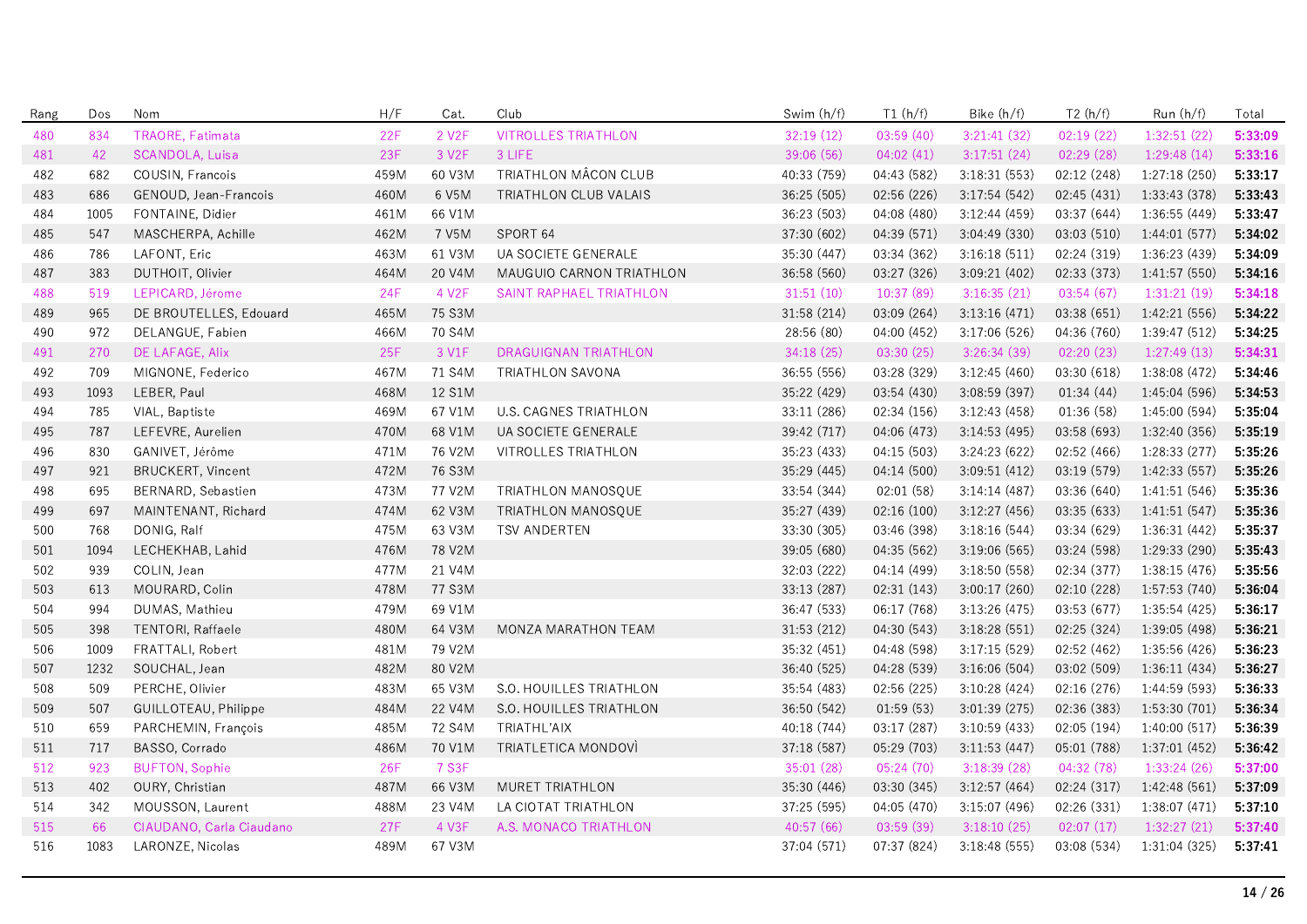| Rang | Dos | Nom | H/F | Cat. | Club | Swim (h/f) | T1 (h/f) | Bike (h/f) | T2 (h/f) | Run (h/f) | Total |
|---|---|---|---|---|---|---|---|---|---|---|---|
| 480 | 834 | TRAORE, Fatimata | 22F | 2 V2F | VITROLLES TRIATHLON | 32:19 (12) | 03:59 (40) | 3:21:41 (32) | 02:19 (22) | 1:32:51 (22) | **5:33:09** |
| 481 | 42 | SCANDOLA, Luisa | 23F | 3 V2F | 3 LIFE | 39:06 (56) | 04:02 (41) | 3:17:51 (24) | 02:29 (28) | 1:29:48 (14) | **5:33:16** |
| 482 | 682 | COUSIN, Francois | 459M | 60 V3M | TRIATHLON MÂCON CLUB | 40:33 (759) | 04:43 (582) | 3:18:31 (553) | 02:12 (248) | 1:27:18 (250) | **5:33:17** |
| 483 | 686 | GENOUD, Jean-Francois | 460M | 6 V5M | TRIATHLON CLUB VALAIS | 36:25 (505) | 02:56 (226) | 3:17:54 (542) | 02:45 (431) | 1:33:43 (378) | **5:33:43** |
| 484 | 1005 | FONTAINE, Didier | 461M | 66 V1M | | 36:23 (503) | 04:08 (480) | 3:12:44 (459) | 03:37 (644) | 1:36:55 (449) | **5:33:47** |
| 485 | 547 | MASCHERPA, Achille | 462M | 7 V5M | SPORT 64 | 37:30 (602) | 04:39 (571) | 3:04:49 (330) | 03:03 (510) | 1:44:01 (577) | **5:34:02** |
| 486 | 786 | LAFONT, Eric | 463M | 61 V3M | UA SOCIETE GENERALE | 35:30 (447) | 03:34 (362) | 3:16:18 (511) | 02:24 (319) | 1:36:23 (439) | **5:34:09** |
| 487 | 383 | DUTHOIT, Olivier | 464M | 20 V4M | MAUGUIO CARNON TRIATHLON | 36:58 (560) | 03:27 (326) | 3:09:21 (402) | 02:33 (373) | 1:41:57 (550) | **5:34:16** |
| 488 | 519 | LEPICARD, Jérome | 24F | 4 V2F | SAINT RAPHAEL TRIATHLON | 31:51 (10) | 10:37 (89) | 3:16:35 (21) | 03:54 (67) | 1:31:21 (19) | **5:34:18** |
| 489 | 965 | DE BROUTELLES, Edouard | 465M | 75 S3M | | 31:58 (214) | 03:09 (264) | 3:13:16 (471) | 03:38 (651) | 1:42:21 (556) | **5:34:22** |
| 490 | 972 | DELANGUE, Fabien | 466M | 70 S4M | | 28:56 (80) | 04:00 (452) | 3:17:06 (526) | 04:36 (760) | 1:39:47 (512) | **5:34:25** |
| 491 | 270 | DE LAFAGE, Alix | 25F | 3 V1F | DRAGUIGNAN TRIATHLON | 34:18 (25) | 03:30 (25) | 3:26:34 (39) | 02:20 (23) | 1:27:49 (13) | **5:34:31** |
| 492 | 709 | MIGNONE, Federico | 467M | 71 S4M | TRIATHLON SAVONA | 36:55 (556) | 03:28 (329) | 3:12:45 (460) | 03:30 (618) | 1:38:08 (472) | **5:34:46** |
| 493 | 1093 | LEBER, Paul | 468M | 12 S1M | | 35:22 (429) | 03:54 (430) | 3:08:59 (397) | 01:34 (44) | 1:45:04 (596) | **5:34:53** |
| 494 | 785 | VIAL, Baptiste | 469M | 67 V1M | U.S. CAGNES TRIATHLON | 33:11 (286) | 02:34 (156) | 3:12:43 (458) | 01:36 (58) | 1:45:00 (594) | **5:35:04** |
| 495 | 787 | LEFEVRE, Aurelien | 470M | 68 V1M | UA SOCIETE GENERALE | 39:42 (717) | 04:06 (473) | 3:14:53 (495) | 03:58 (693) | 1:32:40 (356) | **5:35:19** |
| 496 | 830 | GANIVET, Jérôme | 471M | 76 V2M | VITROLLES TRIATHLON | 35:23 (433) | 04:15 (503) | 3:24:23 (622) | 02:52 (466) | 1:28:33 (277) | **5:35:26** |
| 497 | 921 | BRUCKERT, Vincent | 472M | 76 S3M | | 35:29 (445) | 04:14 (500) | 3:09:51 (412) | 03:19 (579) | 1:42:33 (557) | **5:35:26** |
| 498 | 695 | BERNARD, Sebastien | 473M | 77 V2M | TRIATHLON MANOSQUE | 33:54 (344) | 02:01 (58) | 3:14:14 (487) | 03:36 (640) | 1:41:51 (546) | **5:35:36** |
| 499 | 697 | MAINTENANT, Richard | 474M | 62 V3M | TRIATHLON MANOSQUE | 35:27 (439) | 02:16 (100) | 3:12:27 (456) | 03:35 (633) | 1:41:51 (547) | **5:35:36** |
| 500 | 768 | DONIG, Ralf | 475M | 63 V3M | TSV ANDERTEN | 33:30 (305) | 03:46 (398) | 3:18:16 (544) | 03:34 (629) | 1:36:31 (442) | **5:35:37** |
| 501 | 1094 | LECHEKHAB, Lahid | 476M | 78 V2M | | 39:05 (680) | 04:35 (562) | 3:19:06 (565) | 03:24 (598) | 1:29:33 (290) | **5:35:43** |
| 502 | 939 | COLIN, Jean | 477M | 21 V4M | | 32:03 (222) | 04:14 (499) | 3:18:50 (558) | 02:34 (377) | 1:38:15 (476) | **5:35:56** |
| 503 | 613 | MOURARD, Colin | 478M | 77 S3M | | 33:13 (287) | 02:31 (143) | 3:00:17 (260) | 02:10 (228) | 1:57:53 (740) | **5:36:04** |
| 504 | 994 | DUMAS, Mathieu | 479M | 69 V1M | | 36:47 (533) | 06:17 (768) | 3:13:26 (475) | 03:53 (677) | 1:35:54 (425) | **5:36:17** |
| 505 | 398 | TENTORI, Raffaele | 480M | 64 V3M | MONZA MARATHON TEAM | 31:53 (212) | 04:30 (543) | 3:18:28 (551) | 02:25 (324) | 1:39:05 (498) | **5:36:21** |
| 506 | 1009 | FRATTALI, Robert | 481M | 79 V2M | | 35:32 (451) | 04:48 (598) | 3:17:15 (529) | 02:52 (462) | 1:35:56 (426) | **5:36:23** |
| 507 | 1232 | SOUCHAL, Jean | 482M | 80 V2M | | 36:40 (525) | 04:28 (539) | 3:16:06 (504) | 03:02 (509) | 1:36:11 (434) | **5:36:27** |
| 508 | 509 | PERCHE, Olivier | 483M | 65 V3M | S.O. HOUILLES TRIATHLON | 35:54 (483) | 02:56 (225) | 3:10:28 (424) | 02:16 (276) | 1:44:59 (593) | **5:36:33** |
| 509 | 507 | GUILLOTEAU, Philippe | 484M | 22 V4M | S.O. HOUILLES TRIATHLON | 36:50 (542) | 01:59 (53) | 3:01:39 (275) | 02:36 (383) | 1:53:30 (701) | **5:36:34** |
| 510 | 659 | PARCHEMIN, François | 485M | 72 S4M | TRIATHL'AIX | 40:18 (744) | 03:17 (287) | 3:10:59 (433) | 02:05 (194) | 1:40:00 (517) | **5:36:39** |
| 511 | 717 | BASSO, Corrado | 486M | 70 V1M | TRIATLETICA MONDOVÌ | 37:18 (587) | 05:29 (703) | 3:11:53 (447) | 05:01 (788) | 1:37:01 (452) | **5:36:42** |
| 512 | 923 | BUFTON, Sophie | 26F | 7 S3F | | 35:01 (28) | 05:24 (70) | 3:18:39 (28) | 04:32 (78) | 1:33:24 (26) | **5:37:00** |
| 513 | 402 | OURY, Christian | 487M | 66 V3M | MURET TRIATHLON | 35:30 (446) | 03:30 (345) | 3:12:57 (464) | 02:24 (317) | 1:42:48 (561) | **5:37:09** |
| 514 | 342 | MOUSSON, Laurent | 488M | 23 V4M | LA CIOTAT TRIATHLON | 37:25 (595) | 04:05 (470) | 3:15:07 (496) | 02:26 (331) | 1:38:07 (471) | **5:37:10** |
| 515 | 66 | CIAUDANO, Carla Ciaudano | 27F | 4 V3F | A.S. MONACO TRIATHLON | 40:57 (66) | 03:59 (39) | 3:18:10 (25) | 02:07 (17) | 1:32:27 (21) | **5:37:40** |
| 516 | 1083 | LARONZE, Nicolas | 489M | 67 V3M | | 37:04 (571) | 07:37 (824) | 3:18:48 (555) | 03:08 (534) | 1:31:04 (325) | **5:37:41** |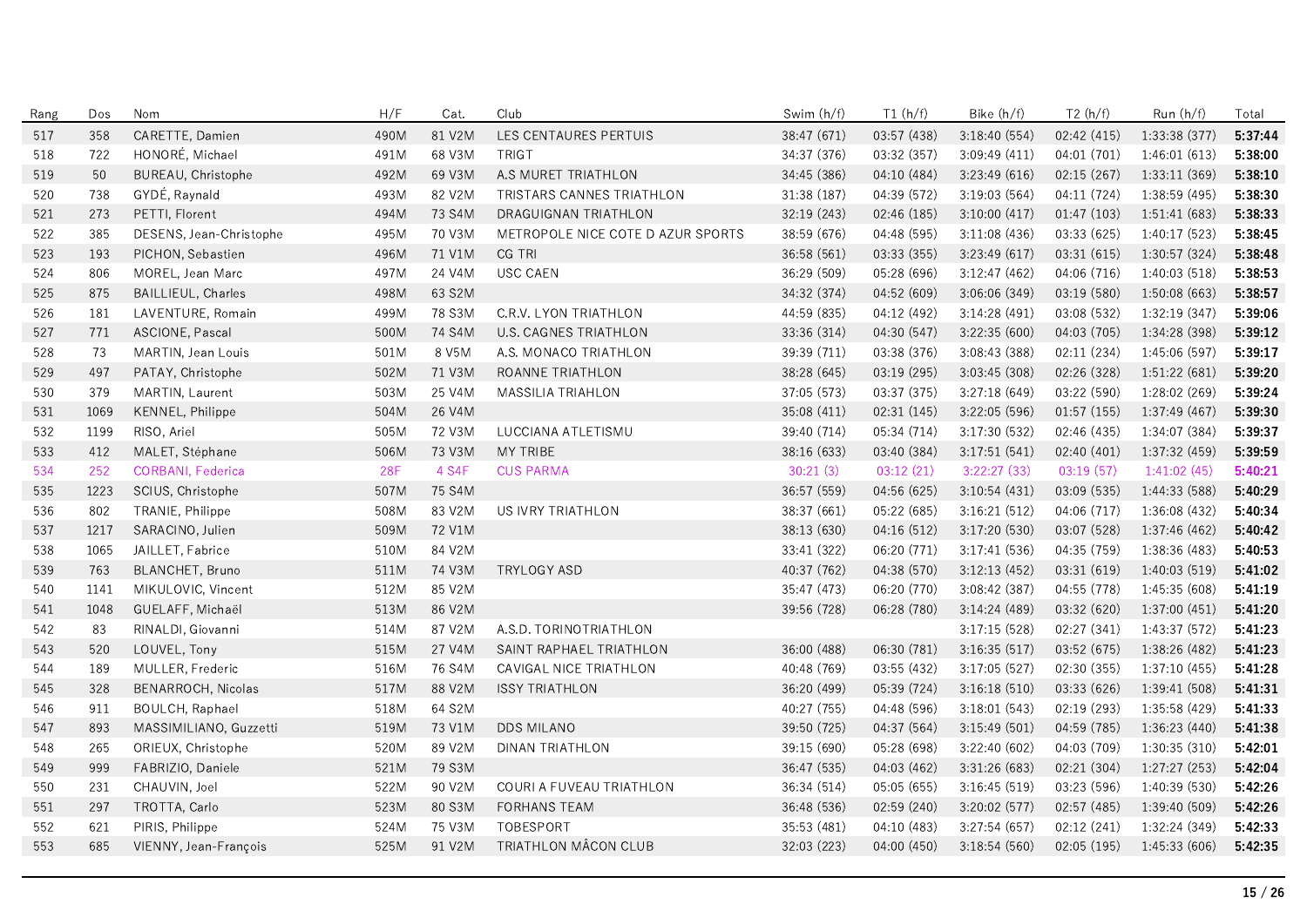| Rang | Dos | Nom | H/F | Cat. | Club | Swim (h/f) | T1 (h/f) | Bike (h/f) | T2 (h/f) | Run (h/f) | Total |
|---|---|---|---|---|---|---|---|---|---|---|---|
| 517 | 358 | CARETTE, Damien | 490M | 81 V2M | LES CENTAURES PERTUIS | 38:47 (671) | 03:57 (438) | 3:18:40 (554) | 02:42 (415) | 1:33:38 (377) | **5:37:44** |
| 518 | 722 | HONORÉ, Michael | 491M | 68 V3M | TRIGT | 34:37 (376) | 03:32 (357) | 3:09:49 (411) | 04:01 (701) | 1:46:01 (613) | **5:38:00** |
| 519 | 50 | BUREAU, Christophe | 492M | 69 V3M | A.S MURET TRIATHLON | 34:45 (386) | 04:10 (484) | 3:23:49 (616) | 02:15 (267) | 1:33:11 (369) | **5:38:10** |
| 520 | 738 | GYDÉ, Raynald | 493M | 82 V2M | TRISTARS CANNES TRIATHLON | 31:38 (187) | 04:39 (572) | 3:19:03 (564) | 04:11 (724) | 1:38:59 (495) | **5:38:30** |
| 521 | 273 | PETTI, Florent | 494M | 73 S4M | DRAGUIGNAN TRIATHLON | 32:19 (243) | 02:46 (185) | 3:10:00 (417) | 01:47 (103) | 1:51:41 (683) | **5:38:33** |
| 522 | 385 | DESENS, Jean-Christophe | 495M | 70 V3M | METROPOLE NICE COTE D AZUR SPORTS | 38:59 (676) | 04:48 (595) | 3:11:08 (436) | 03:33 (625) | 1:40:17 (523) | **5:38:45** |
| 523 | 193 | PICHON, Sebastien | 496M | 71 V1M | CG TRI | 36:58 (561) | 03:33 (355) | 3:23:49 (617) | 03:31 (615) | 1:30:57 (324) | **5:38:48** |
| 524 | 806 | MOREL, Jean Marc | 497M | 24 V4M | USC CAEN | 36:29 (509) | 05:28 (696) | 3:12:47 (462) | 04:06 (716) | 1:40:03 (518) | **5:38:53** |
| 525 | 875 | BAILLIEUL, Charles | 498M | 63 S2M | | 34:32 (374) | 04:52 (609) | 3:06:06 (349) | 03:19 (580) | 1:50:08 (663) | **5:38:57** |
| 526 | 181 | LAVENTURE, Romain | 499M | 78 S3M | C.R.V. LYON TRIATHLON | 44:59 (835) | 04:12 (492) | 3:14:28 (491) | 03:08 (532) | 1:32:19 (347) | **5:39:06** |
| 527 | 771 | ASCIONE, Pascal | 500M | 74 S4M | U.S. CAGNES TRIATHLON | 33:36 (314) | 04:30 (547) | 3:22:35 (600) | 04:03 (705) | 1:34:28 (398) | **5:39:12** |
| 528 | 73 | MARTIN, Jean Louis | 501M | 8 V5M | A.S. MONACO TRIATHLON | 39:39 (711) | 03:38 (376) | 3:08:43 (388) | 02:11 (234) | 1:45:06 (597) | **5:39:17** |
| 529 | 497 | PATAY, Christophe | 502M | 71 V3M | ROANNE TRIATHLON | 38:28 (645) | 03:19 (295) | 3:03:45 (308) | 02:26 (328) | 1:51:22 (681) | **5:39:20** |
| 530 | 379 | MARTIN, Laurent | 503M | 25 V4M | MASSILIA TRIAHLON | 37:05 (573) | 03:37 (375) | 3:27:18 (649) | 03:22 (590) | 1:28:02 (269) | **5:39:24** |
| 531 | 1069 | KENNEL, Philippe | 504M | 26 V4M | | 35:08 (411) | 02:31 (145) | 3:22:05 (596) | 01:57 (155) | 1:37:49 (467) | **5:39:30** |
| 532 | 1199 | RISO, Ariel | 505M | 72 V3M | LUCCIANA ATLETISMU | 39:40 (714) | 05:34 (714) | 3:17:30 (532) | 02:46 (435) | 1:34:07 (384) | **5:39:37** |
| 533 | 412 | MALET, Stéphane | 506M | 73 V3M | MY TRIBE | 38:16 (633) | 03:40 (384) | 3:17:51 (541) | 02:40 (401) | 1:37:32 (459) | **5:39:59** |
| 534 | 252 | CORBANI, Federica | 28F | 4 S4F | CUS PARMA | 30:21 (3) | 03:12 (21) | 3:22:27 (33) | 03:19 (57) | 1:41:02 (45) | **5:40:21** |
| 535 | 1223 | SCIUS, Christophe | 507M | 75 S4M | | 36:57 (559) | 04:56 (625) | 3:10:54 (431) | 03:09 (535) | 1:44:33 (588) | **5:40:29** |
| 536 | 802 | TRANIE, Philippe | 508M | 83 V2M | US IVRY TRIATHLON | 38:37 (661) | 05:22 (685) | 3:16:21 (512) | 04:06 (717) | 1:36:08 (432) | **5:40:34** |
| 537 | 1217 | SARACINO, Julien | 509M | 72 V1M | | 38:13 (630) | 04:16 (512) | 3:17:20 (530) | 03:07 (528) | 1:37:46 (462) | **5:40:42** |
| 538 | 1065 | JAILLET, Fabrice | 510M | 84 V2M | | 33:41 (322) | 06:20 (771) | 3:17:41 (536) | 04:35 (759) | 1:38:36 (483) | **5:40:53** |
| 539 | 763 | BLANCHET, Bruno | 511M | 74 V3M | TRYLOGY ASD | 40:37 (762) | 04:38 (570) | 3:12:13 (452) | 03:31 (619) | 1:40:03 (519) | **5:41:02** |
| 540 | 1141 | MIKULOVIC, Vincent | 512M | 85 V2M | | 35:47 (473) | 06:20 (770) | 3:08:42 (387) | 04:55 (778) | 1:45:35 (608) | **5:41:19** |
| 541 | 1048 | GUELAFF, Michaël | 513M | 86 V2M | | 39:56 (728) | 06:28 (780) | 3:14:24 (489) | 03:32 (620) | 1:37:00 (451) | **5:41:20** |
| 542 | 83 | RINALDI, Giovanni | 514M | 87 V2M | A.S.D. TORINOTRIATHLON | | | 3:17:15 (528) | 02:27 (341) | 1:43:37 (572) | **5:41:23** |
| 543 | 520 | LOUVEL, Tony | 515M | 27 V4M | SAINT RAPHAEL TRIATHLON | 36:00 (488) | 06:30 (781) | 3:16:35 (517) | 03:52 (675) | 1:38:26 (482) | **5:41:23** |
| 544 | 189 | MULLER, Frederic | 516M | 76 S4M | CAVIGAL NICE TRIATHLON | 40:48 (769) | 03:55 (432) | 3:17:05 (527) | 02:30 (355) | 1:37:10 (455) | **5:41:28** |
| 545 | 328 | BENARROCH, Nicolas | 517M | 88 V2M | ISSY TRIATHLON | 36:20 (499) | 05:39 (724) | 3:16:18 (510) | 03:33 (626) | 1:39:41 (508) | **5:41:31** |
| 546 | 911 | BOULCH, Raphael | 518M | 64 S2M | | 40:27 (755) | 04:48 (596) | 3:18:01 (543) | 02:19 (293) | 1:35:58 (429) | **5:41:33** |
| 547 | 893 | MASSIMILIANO, Guzzetti | 519M | 73 V1M | DDS MILANO | 39:50 (725) | 04:37 (564) | 3:15:49 (501) | 04:59 (785) | 1:36:23 (440) | **5:41:38** |
| 548 | 265 | ORIEUX, Christophe | 520M | 89 V2M | DINAN TRIATHLON | 39:15 (690) | 05:28 (698) | 3:22:40 (602) | 04:03 (709) | 1:30:35 (310) | **5:42:01** |
| 549 | 999 | FABRIZIO, Daniele | 521M | 79 S3M | | 36:47 (535) | 04:03 (462) | 3:31:26 (683) | 02:21 (304) | 1:27:27 (253) | **5:42:04** |
| 550 | 231 | CHAUVIN, Joel | 522M | 90 V2M | COURI A FUVEAU TRIATHLON | 36:34 (514) | 05:05 (655) | 3:16:45 (519) | 03:23 (596) | 1:40:39 (530) | **5:42:26** |
| 551 | 297 | TROTTA, Carlo | 523M | 80 S3M | FORHANS TEAM | 36:48 (536) | 02:59 (240) | 3:20:02 (577) | 02:57 (485) | 1:39:40 (509) | **5:42:26** |
| 552 | 621 | PIRIS, Philippe | 524M | 75 V3M | TOBESPORT | 35:53 (481) | 04:10 (483) | 3:27:54 (657) | 02:12 (241) | 1:32:24 (349) | **5:42:33** |
| 553 | 685 | VIENNY, Jean-François | 525M | 91 V2M | TRIATHLON MÂCON CLUB | 32:03 (223) | 04:00 (450) | 3:18:54 (560) | 02:05 (195) | 1:45:33 (606) | **5:42:35** |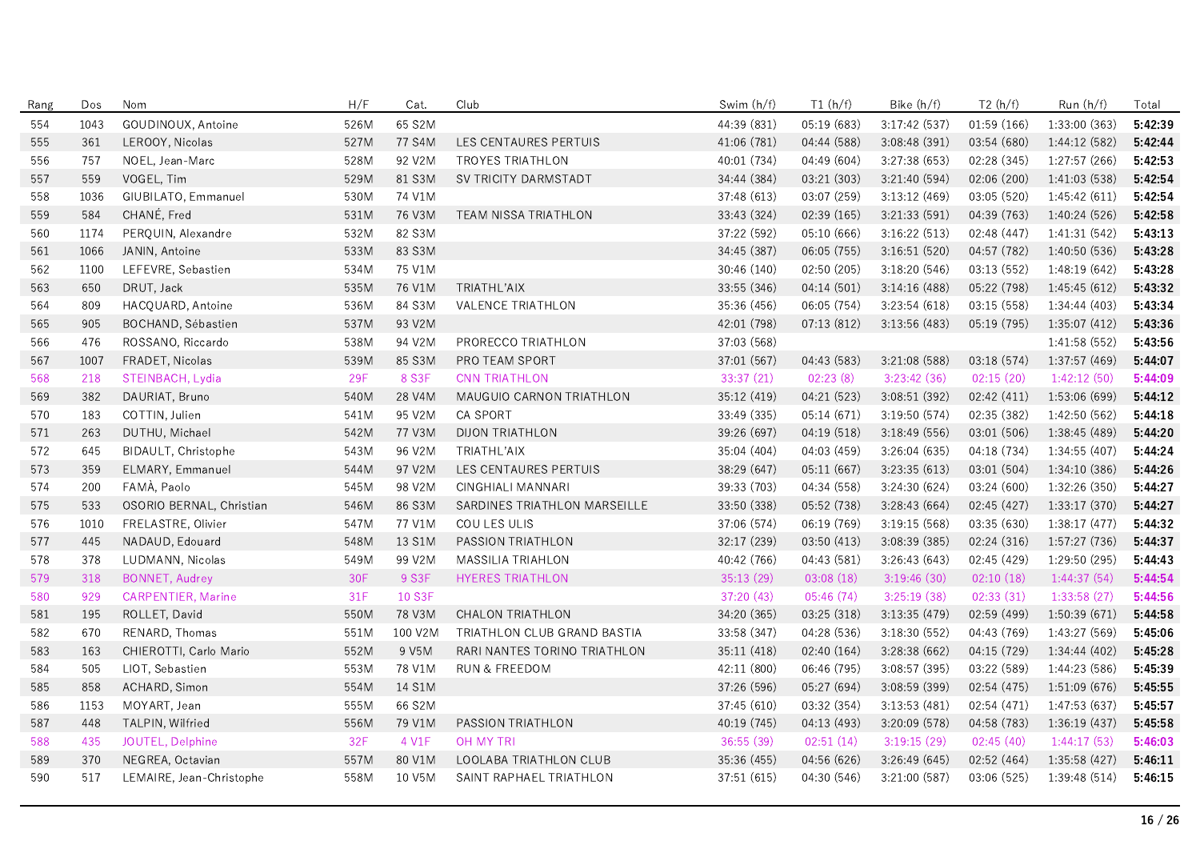| Rang | Dos | Nom | H/F | Cat. | Club | Swim (h/f) | T1 (h/f) | Bike (h/f) | T2 (h/f) | Run (h/f) | Total |
|---|---|---|---|---|---|---|---|---|---|---|---|
| 554 | 1043 | GOUDINOUX, Antoine | 526M | 65 S2M | | 44:39 (831) | 05:19 (683) | 3:17:42 (537) | 01:59 (166) | 1:33:00 (363) | **5:42:39** |
| 555 | 361 | LEROOY, Nicolas | 527M | 77 S4M | LES CENTAURES PERTUIS | 41:06 (781) | 04:44 (588) | 3:08:48 (391) | 03:54 (680) | 1:44:12 (582) | **5:42:44** |
| 556 | 757 | NOEL, Jean-Marc | 528M | 92 V2M | TROYES TRIATHLON | 40:01 (734) | 04:49 (604) | 3:27:38 (653) | 02:28 (345) | 1:27:57 (266) | **5:42:53** |
| 557 | 559 | VOGEL, Tim | 529M | 81 S3M | SV TRICITY DARMSTADT | 34:44 (384) | 03:21 (303) | 3:21:40 (594) | 02:06 (200) | 1:41:03 (538) | **5:42:54** |
| 558 | 1036 | GIUBILATO, Emmanuel | 530M | 74 V1M | | 37:48 (613) | 03:07 (259) | 3:13:12 (469) | 03:05 (520) | 1:45:42 (611) | **5:42:54** |
| 559 | 584 | CHANÉ, Fred | 531M | 76 V3M | TEAM NISSA TRIATHLON | 33:43 (324) | 02:39 (165) | 3:21:33 (591) | 04:39 (763) | 1:40:24 (526) | **5:42:58** |
| 560 | 1174 | PERQUIN, Alexandre | 532M | 82 S3M | | 37:22 (592) | 05:10 (666) | 3:16:22 (513) | 02:48 (447) | 1:41:31 (542) | **5:43:13** |
| 561 | 1066 | JANIN, Antoine | 533M | 83 S3M | | 34:45 (387) | 06:05 (755) | 3:16:51 (520) | 04:57 (782) | 1:40:50 (536) | **5:43:28** |
| 562 | 1100 | LEFEVRE, Sebastien | 534M | 75 V1M | | 30:46 (140) | 02:50 (205) | 3:18:20 (546) | 03:13 (552) | 1:48:19 (642) | **5:43:28** |
| 563 | 650 | DRUT, Jack | 535M | 76 V1M | TRIATHL'AIX | 33:55 (346) | 04:14 (501) | 3:14:16 (488) | 05:22 (798) | 1:45:45 (612) | **5:43:32** |
| 564 | 809 | HACQUARD, Antoine | 536M | 84 S3M | VALENCE TRIATHLON | 35:36 (456) | 06:05 (754) | 3:23:54 (618) | 03:15 (558) | 1:34:44 (403) | **5:43:34** |
| 565 | 905 | BOCHAND, Sébastien | 537M | 93 V2M | | 42:01 (798) | 07:13 (812) | 3:13:56 (483) | 05:19 (795) | 1:35:07 (412) | **5:43:36** |
| 566 | 476 | ROSSANO, Riccardo | 538M | 94 V2M | PRORECCO TRIATHLON | 37:03 (568) | | | | 1:41:58 (552) | **5:43:56** |
| 567 | 1007 | FRADET, Nicolas | 539M | 85 S3M | PRO TEAM SPORT | 37:01 (567) | 04:43 (583) | 3:21:08 (588) | 03:18 (574) | 1:37:57 (469) | **5:44:07** |
| 568 | 218 | STEINBACH, Lydia | 29F | 8 S3F | CNN TRIATHLON | 33:37 (21) | 02:23 (8) | 3:23:42 (36) | 02:15 (20) | 1:42:12 (50) | **5:44:09** |
| 569 | 382 | DAURIAT, Bruno | 540M | 28 V4M | MAUGUIO CARNON TRIATHLON | 35:12 (419) | 04:21 (523) | 3:08:51 (392) | 02:42 (411) | 1:53:06 (699) | **5:44:12** |
| 570 | 183 | COTTIN, Julien | 541M | 95 V2M | CA SPORT | 33:49 (335) | 05:14 (671) | 3:19:50 (574) | 02:35 (382) | 1:42:50 (562) | **5:44:18** |
| 571 | 263 | DUTHU, Michael | 542M | 77 V3M | DIJON TRIATHLON | 39:26 (697) | 04:19 (518) | 3:18:49 (556) | 03:01 (506) | 1:38:45 (489) | **5:44:20** |
| 572 | 645 | BIDAULT, Christophe | 543M | 96 V2M | TRIATHL'AIX | 35:04 (404) | 04:03 (459) | 3:26:04 (635) | 04:18 (734) | 1:34:55 (407) | **5:44:24** |
| 573 | 359 | ELMARY, Emmanuel | 544M | 97 V2M | LES CENTAURES PERTUIS | 38:29 (647) | 05:11 (667) | 3:23:35 (613) | 03:01 (504) | 1:34:10 (386) | **5:44:26** |
| 574 | 200 | FAMÀ, Paolo | 545M | 98 V2M | CINGHIALI MANNARI | 39:33 (703) | 04:34 (558) | 3:24:30 (624) | 03:24 (600) | 1:32:26 (350) | **5:44:27** |
| 575 | 533 | OSORIO BERNAL, Christian | 546M | 86 S3M | SARDINES TRIATHLON MARSEILLE | 33:50 (338) | 05:52 (738) | 3:28:43 (664) | 02:45 (427) | 1:33:17 (370) | **5:44:27** |
| 576 | 1010 | FRELASTRE, Olivier | 547M | 77 V1M | COU LES ULIS | 37:06 (574) | 06:19 (769) | 3:19:15 (568) | 03:35 (630) | 1:38:17 (477) | **5:44:32** |
| 577 | 445 | NADAUD, Edouard | 548M | 13 S1M | PASSION TRIATHLON | 32:17 (239) | 03:50 (413) | 3:08:39 (385) | 02:24 (316) | 1:57:27 (736) | **5:44:37** |
| 578 | 378 | LUDMANN, Nicolas | 549M | 99 V2M | MASSILIA TRIAHLON | 40:42 (766) | 04:43 (581) | 3:26:43 (643) | 02:45 (429) | 1:29:50 (295) | **5:44:43** |
| 579 | 318 | BONNET, Audrey | 30F | 9 S3F | HYERES TRIATHLON | 35:13 (29) | 03:08 (18) | 3:19:46 (30) | 02:10 (18) | 1:44:37 (54) | **5:44:54** |
| 580 | 929 | CARPENTIER, Marine | 31F | 10 S3F | | 37:20 (43) | 05:46 (74) | 3:25:19 (38) | 02:33 (31) | 1:33:58 (27) | **5:44:56** |
| 581 | 195 | ROLLET, David | 550M | 78 V3M | CHALON TRIATHLON | 34:20 (365) | 03:25 (318) | 3:13:35 (479) | 02:59 (499) | 1:50:39 (671) | **5:44:58** |
| 582 | 670 | RENARD, Thomas | 551M | 100 V2M | TRIATHLON CLUB GRAND BASTIA | 33:58 (347) | 04:28 (536) | 3:18:30 (552) | 04:43 (769) | 1:43:27 (569) | **5:45:06** |
| 583 | 163 | CHIEROTTI, Carlo Mario | 552M | 9 V5M | RARI NANTES TORINO TRIATHLON | 35:11 (418) | 02:40 (164) | 3:28:38 (662) | 04:15 (729) | 1:34:44 (402) | **5:45:28** |
| 584 | 505 | LIOT, Sebastien | 553M | 78 V1M | RUN & FREEDOM | 42:11 (800) | 06:46 (795) | 3:08:57 (395) | 03:22 (589) | 1:44:23 (586) | **5:45:39** |
| 585 | 858 | ACHARD, Simon | 554M | 14 S1M | | 37:26 (596) | 05:27 (694) | 3:08:59 (399) | 02:54 (475) | 1:51:09 (676) | **5:45:55** |
| 586 | 1153 | MOYART, Jean | 555M | 66 S2M | | 37:45 (610) | 03:32 (354) | 3:13:53 (481) | 02:54 (471) | 1:47:53 (637) | **5:45:57** |
| 587 | 448 | TALPIN, Wilfried | 556M | 79 V1M | PASSION TRIATHLON | 40:19 (745) | 04:13 (493) | 3:20:09 (578) | 04:58 (783) | 1:36:19 (437) | **5:45:58** |
| 588 | 435 | JOUTEL, Delphine | 32F | 4 V1F | OH MY TRI | 36:55 (39) | 02:51 (14) | 3:19:15 (29) | 02:45 (40) | 1:44:17 (53) | **5:46:03** |
| 589 | 370 | NEGREA, Octavian | 557M | 80 V1M | LOOLABA TRIATHLON CLUB | 35:36 (455) | 04:56 (626) | 3:26:49 (645) | 02:52 (464) | 1:35:58 (427) | **5:46:11** |
| 590 | 517 | LEMAIRE, Jean-Christophe | 558M | 10 V5M | SAINT RAPHAEL TRIATHLON | 37:51 (615) | 04:30 (546) | 3:21:00 (587) | 03:06 (525) | 1:39:48 (514) | **5:46:15** |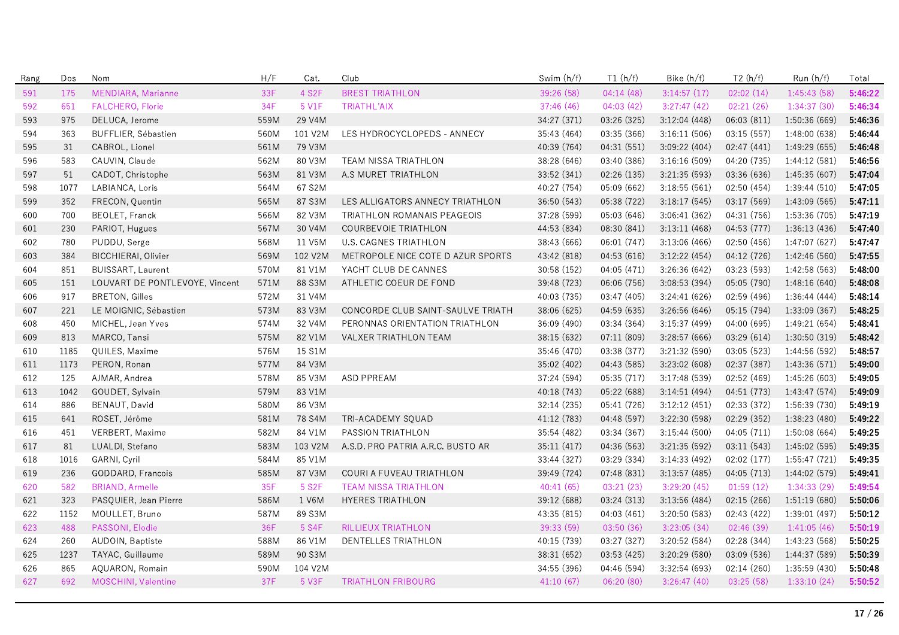| Rang | Dos | Nom | H/F | Cat. | Club | Swim (h/f) | T1 (h/f) | Bike (h/f) | T2 (h/f) | Run (h/f) | Total |
|---|---|---|---|---|---|---|---|---|---|---|---|
| 591 | 175 | MENDIARA, Marianne | 33F | 4 S2F | BREST TRIATHLON | 39:26 (58) | 04:14 (48) | 3:14:57 (17) | 02:02 (14) | 1:45:43 (58) | **5:46:22** |
| 592 | 651 | FALCHERO, Florie | 34F | 5 V1F | TRIATHL'AIX | 37:46 (46) | 04:03 (42) | 3:27:47 (42) | 02:21 (26) | 1:34:37 (30) | **5:46:34** |
| 593 | 975 | DELUCA, Jerome | 559M | 29 V4M | | 34:27 (371) | 03:26 (325) | 3:12:04 (448) | 06:03 (811) | 1:50:36 (669) | **5:46:36** |
| 594 | 363 | BUFFLIER, Sébastien | 560M | 101 V2M | LES HYDROCYCLOPEDS - ANNECY | 35:43 (464) | 03:35 (366) | 3:16:11 (506) | 03:15 (557) | 1:48:00 (638) | **5:46:44** |
| 595 | 31 | CABROL, Lionel | 561M | 79 V3M | | 40:39 (764) | 04:31 (551) | 3:09:22 (404) | 02:47 (441) | 1:49:29 (655) | **5:46:48** |
| 596 | 583 | CAUVIN, Claude | 562M | 80 V3M | TEAM NISSA TRIATHLON | 38:28 (646) | 03:40 (386) | 3:16:16 (509) | 04:20 (735) | 1:44:12 (581) | **5:46:56** |
| 597 | 51 | CADOT, Christophe | 563M | 81 V3M | A.S MURET TRIATHLON | 33:52 (341) | 02:26 (135) | 3:21:35 (593) | 03:36 (636) | 1:45:35 (607) | **5:47:04** |
| 598 | 1077 | LABIANCA, Loris | 564M | 67 S2M | | 40:27 (754) | 05:09 (662) | 3:18:55 (561) | 02:50 (454) | 1:39:44 (510) | **5:47:05** |
| 599 | 352 | FRECON, Quentin | 565M | 87 S3M | LES ALLIGATORS ANNECY TRIATHLON | 36:50 (543) | 05:38 (722) | 3:18:17 (545) | 03:17 (569) | 1:43:09 (565) | **5:47:11** |
| 600 | 700 | BEOLET, Franck | 566M | 82 V3M | TRIATHLON ROMANAIS PEAGEOIS | 37:28 (599) | 05:03 (646) | 3:06:41 (362) | 04:31 (756) | 1:53:36 (705) | **5:47:19** |
| 601 | 230 | PARIOT, Hugues | 567M | 30 V4M | COURBEVOIE TRIATHLON | 44:53 (834) | 08:30 (841) | 3:13:11 (468) | 04:53 (777) | 1:36:13 (436) | **5:47:40** |
| 602 | 780 | PUDDU, Serge | 568M | 11 V5M | U.S. CAGNES TRIATHLON | 38:43 (666) | 06:01 (747) | 3:13:06 (466) | 02:50 (456) | 1:47:07 (627) | **5:47:47** |
| 603 | 384 | BICCHIERAI, Olivier | 569M | 102 V2M | METROPOLE NICE COTE D AZUR SPORTS | 43:42 (818) | 04:53 (616) | 3:12:22 (454) | 04:12 (726) | 1:42:46 (560) | **5:47:55** |
| 604 | 851 | BUISSART, Laurent | 570M | 81 V1M | YACHT CLUB DE CANNES | 30:58 (152) | 04:05 (471) | 3:26:36 (642) | 03:23 (593) | 1:42:58 (563) | **5:48:00** |
| 605 | 151 | LOUVART DE PONTLEVOYE, Vincent | 571M | 88 S3M | ATHLETIC COEUR DE FOND | 39:48 (723) | 06:06 (756) | 3:08:53 (394) | 05:05 (790) | 1:48:16 (640) | **5:48:08** |
| 606 | 917 | BRETON, Gilles | 572M | 31 V4M | | 40:03 (735) | 03:47 (405) | 3:24:41 (626) | 02:59 (496) | 1:36:44 (444) | **5:48:14** |
| 607 | 221 | LE MOIGNIC, Sébastien | 573M | 83 V3M | CONCORDE CLUB SAINT-SAULVE TRIATH | 38:06 (625) | 04:59 (635) | 3:26:56 (646) | 05:15 (794) | 1:33:09 (367) | **5:48:25** |
| 608 | 450 | MICHEL, Jean Yves | 574M | 32 V4M | PERONNAS ORIENTATION TRIATHLON | 36:09 (490) | 03:34 (364) | 3:15:37 (499) | 04:00 (695) | 1:49:21 (654) | **5:48:41** |
| 609 | 813 | MARCO, Tansi | 575M | 82 V1M | VALXER TRIATHLON TEAM | 38:15 (632) | 07:11 (809) | 3:28:57 (666) | 03:29 (614) | 1:30:50 (319) | **5:48:42** |
| 610 | 1185 | QUILES, Maxime | 576M | 15 S1M | | 35:46 (470) | 03:38 (377) | 3:21:32 (590) | 03:05 (523) | 1:44:56 (592) | **5:48:57** |
| 611 | 1173 | PERON, Ronan | 577M | 84 V3M | | 35:02 (402) | 04:43 (585) | 3:23:02 (608) | 02:37 (387) | 1:43:36 (571) | **5:49:00** |
| 612 | 125 | AJMAR, Andrea | 578M | 85 V3M | ASD PPREAM | 37:24 (594) | 05:35 (717) | 3:17:48 (539) | 02:52 (469) | 1:45:26 (603) | **5:49:05** |
| 613 | 1042 | GOUDET, Sylvain | 579M | 83 V1M | | 40:18 (743) | 05:22 (688) | 3:14:51 (494) | 04:51 (773) | 1:43:47 (574) | **5:49:09** |
| 614 | 886 | BENAUT, David | 580M | 86 V3M | | 32:14 (235) | 05:41 (726) | 3:12:12 (451) | 02:33 (372) | 1:56:39 (730) | **5:49:19** |
| 615 | 641 | ROSET, Jérôme | 581M | 78 S4M | TRI-ACADEMY SQUAD | 41:12 (783) | 04:48 (597) | 3:22:30 (598) | 02:29 (352) | 1:38:23 (480) | **5:49:22** |
| 616 | 451 | VERBERT, Maxime | 582M | 84 V1M | PASSION TRIATHLON | 35:54 (482) | 03:34 (367) | 3:15:44 (500) | 04:05 (711) | 1:50:08 (664) | **5:49:25** |
| 617 | 81 | LUALDI, Stefano | 583M | 103 V2M | A.S.D. PRO PATRIA A.R.C. BUSTO AR | 35:11 (417) | 04:36 (563) | 3:21:35 (592) | 03:11 (543) | 1:45:02 (595) | **5:49:35** |
| 618 | 1016 | GARNI, Cyril | 584M | 85 V1M | | 33:44 (327) | 03:29 (334) | 3:14:33 (492) | 02:02 (177) | 1:55:47 (721) | **5:49:35** |
| 619 | 236 | GODDARD, Francois | 585M | 87 V3M | COURI A FUVEAU TRIATHLON | 39:49 (724) | 07:48 (831) | 3:13:57 (485) | 04:05 (713) | 1:44:02 (579) | **5:49:41** |
| 620 | 582 | BRIAND, Armelle | 35F | 5 S2F | TEAM NISSA TRIATHLON | 40:41 (65) | 03:21 (23) | 3:29:20 (45) | 01:59 (12) | 1:34:33 (29) | **5:49:54** |
| 621 | 323 | PASQUIER, Jean Pierre | 586M | 1 V6M | HYERES TRIATHLON | 39:12 (688) | 03:24 (313) | 3:13:56 (484) | 02:15 (266) | 1:51:19 (680) | **5:50:06** |
| 622 | 1152 | MOULLET, Bruno | 587M | 89 S3M | | 43:35 (815) | 04:03 (461) | 3:20:50 (583) | 02:43 (422) | 1:39:01 (497) | **5:50:12** |
| 623 | 488 | PASSONI, Elodie | 36F | 5 S4F | RILLIEUX TRIATHLON | 39:33 (59) | 03:50 (36) | 3:23:05 (34) | 02:46 (39) | 1:41:05 (46) | **5:50:19** |
| 624 | 260 | AUDOIN, Baptiste | 588M | 86 V1M | DENTELLES TRIATHLON | 40:15 (739) | 03:27 (327) | 3:20:52 (584) | 02:28 (344) | 1:43:23 (568) | **5:50:25** |
| 625 | 1237 | TAYAC, Guillaume | 589M | 90 S3M | | 38:31 (652) | 03:53 (425) | 3:20:29 (580) | 03:09 (536) | 1:44:37 (589) | **5:50:39** |
| 626 | 865 | AQUARON, Romain | 590M | 104 V2M | | 34:55 (396) | 04:46 (594) | 3:32:54 (693) | 02:14 (260) | 1:35:59 (430) | **5:50:48** |
| 627 | 692 | MOSCHINI, Valentine | 37F | 5 V3F | TRIATHLON FRIBOURG | 41:10 (67) | 06:20 (80) | 3:26:47 (40) | 03:25 (58) | 1:33:10 (24) | **5:50:52** |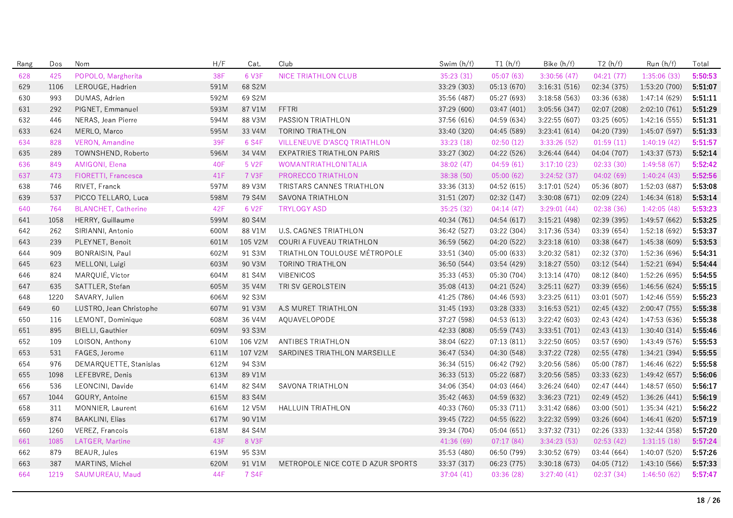| Rang | Dos | Nom | H/F | Cat. | Club | Swim (h/f) | T1 (h/f) | Bike (h/f) | T2 (h/f) | Run (h/f) | Total |
|---|---|---|---|---|---|---|---|---|---|---|---|
| 628 | 425 | POPOLO, Margherita | 38F | 6 V3F | NICE TRIATHLON CLUB | 35:23 (31) | 05:07 (63) | 3:30:56 (47) | 04:21 (77) | 1:35:06 (33) | **5:50:53** |
| 629 | 1106 | LEROUGE, Hadrien | 591M | 68 S2M | | 33:29 (303) | 05:13 (670) | 3:16:31 (516) | 02:34 (375) | 1:53:20 (700) | **5:51:07** |
| 630 | 993 | DUMAS, Adrien | 592M | 69 S2M | | 35:56 (487) | 05:27 (693) | 3:18:58 (563) | 03:36 (638) | 1:47:14 (629) | **5:51:11** |
| 631 | 292 | PIGNET, Emmanuel | 593M | 87 V1M | FFTRI | 37:29 (600) | 03:47 (401) | 3:05:56 (347) | 02:07 (208) | 2:02:10 (761) | **5:51:29** |
| 632 | 446 | NERAS, Jean Pierre | 594M | 88 V3M | PASSION TRIATHLON | 37:56 (616) | 04:59 (634) | 3:22:55 (607) | 03:25 (605) | 1:42:16 (555) | **5:51:31** |
| 633 | 624 | MERLO, Marco | 595M | 33 V4M | TORINO TRIATHLON | 33:40 (320) | 04:45 (589) | 3:23:41 (614) | 04:20 (739) | 1:45:07 (597) | **5:51:33** |
| 634 | 828 | VERON, Amandine | 39F | 6 S4F | VILLENEUVE D'ASCQ TRIATHLON | 33:23 (18) | 02:50 (12) | 3:33:26 (52) | 01:59 (11) | 1:40:19 (42) | **5:51:57** |
| 635 | 289 | TOWNSHEND, Roberto | 596M | 34 V4M | EXPATRIES TRIATHLON PARIS | 33:27 (302) | 04:22 (526) | 3:26:44 (644) | 04:04 (707) | 1:43:37 (573) | **5:52:14** |
| 636 | 849 | AMIGONI, Elena | 40F | 5 V2F | WOMANTRIATHLONITALIA | 38:02 (47) | 04:59 (61) | 3:17:10 (23) | 02:33 (30) | 1:49:58 (67) | **5:52:42** |
| 637 | 473 | FIORETTI, Francesca | 41F | 7 V3F | PROREECCO TRIATHLON | 38:38 (50) | 05:00 (62) | 3:24:52 (37) | 04:02 (69) | 1:40:24 (43) | **5:52:56** |
| 638 | 746 | RIVET, Franck | 597M | 89 V3M | TRISTARS CANNES TRIATHLON | 33:36 (313) | 04:52 (615) | 3:17:01 (524) | 05:36 (807) | 1:52:03 (687) | **5:53:08** |
| 639 | 537 | PICCO TELLARO, Luca | 598M | 79 S4M | SAVONA TRIATHLON | 31:51 (207) | 02:32 (147) | 3:30:08 (671) | 02:09 (224) | 1:46:34 (618) | **5:53:14** |
| 640 | 764 | BLANCHET, Catherine | 42F | 6 V2F | TRYLOGY ASD | 35:25 (32) | 04:14 (47) | 3:29:01 (44) | 02:38 (36) | 1:42:05 (48) | **5:53:23** |
| 641 | 1058 | HERRY, Guillaume | 599M | 80 S4M | | 40:34 (761) | 04:54 (617) | 3:15:21 (498) | 02:39 (395) | 1:49:57 (662) | **5:53:25** |
| 642 | 262 | SIRIANNI, Antonio | 600M | 88 V1M | U.S. CAGNES TRIATHLON | 36:42 (527) | 03:22 (304) | 3:17:36 (534) | 03:39 (654) | 1:52:18 (692) | **5:53:37** |
| 643 | 239 | PLEYNET, Benoit | 601M | 105 V2M | COURI A FUVEAU TRIATHLON | 36:59 (562) | 04:20 (522) | 3:23:18 (610) | 03:38 (647) | 1:45:38 (609) | **5:53:53** |
| 644 | 909 | BONRAISIN, Paul | 602M | 91 S3M | TRIATHLON TOULOUSE MÉTROPOLE | 33:51 (340) | 05:00 (633) | 3:20:32 (581) | 02:32 (370) | 1:52:36 (696) | **5:54:31** |
| 645 | 623 | MELLONI, Luigi | 603M | 90 V3M | TORINO TRIATHLON | 36:50 (544) | 03:54 (429) | 3:18:27 (550) | 03:12 (544) | 1:52:21 (694) | **5:54:44** |
| 646 | 824 | MARQUIÉ, Victor | 604M | 81 S4M | VIBENICOS | 35:33 (453) | 05:30 (704) | 3:13:14 (470) | 08:12 (840) | 1:52:26 (695) | **5:54:55** |
| 647 | 635 | SATTLER, Stefan | 605M | 35 V4M | TRI SV GEROLSTEIN | 35:08 (413) | 04:21 (524) | 3:25:11 (627) | 03:39 (656) | 1:46:56 (624) | **5:55:15** |
| 648 | 1220 | SAVARY, Julien | 606M | 92 S3M | | 41:25 (786) | 04:46 (593) | 3:23:25 (611) | 03:01 (507) | 1:42:46 (559) | **5:55:23** |
| 649 | 60 | LUSTRO, Jean Christophe | 607M | 91 V3M | A.S MURET TRIATHLON | 31:45 (193) | 03:28 (333) | 3:16:53 (521) | 02:45 (432) | 2:00:47 (755) | **5:55:38** |
| 650 | 116 | LEMONT, Dominique | 608M | 36 V4M | AQUAVELOPODE | 37:27 (598) | 04:53 (613) | 3:22:42 (603) | 02:43 (424) | 1:47:53 (636) | **5:55:38** |
| 651 | 895 | BIELLI, Gauthier | 609M | 93 S3M | | 42:33 (808) | 05:59 (743) | 3:33:51 (701) | 02:43 (413) | 1:30:40 (314) | **5:55:46** |
| 652 | 109 | LOISON, Anthony | 610M | 106 V2M | ANTIBES TRIATHLON | 38:04 (622) | 07:13 (811) | 3:22:50 (605) | 03:57 (690) | 1:43:49 (576) | **5:55:53** |
| 653 | 531 | FAGES, Jerome | 611M | 107 V2M | SARDINES TRIATHLON MARSEILLE | 36:47 (534) | 04:30 (548) | 3:37:22 (728) | 02:55 (478) | 1:34:21 (394) | **5:55:55** |
| 654 | 976 | DEMARQUETTE, Stanislas | 612M | 94 S3M | | 36:34 (515) | 06:42 (792) | 3:20:56 (586) | 05:00 (787) | 1:46:46 (622) | **5:55:58** |
| 655 | 1098 | LEFEBVRE, Denis | 613M | 89 V1M | | 36:33 (513) | 05:22 (687) | 3:20:56 (585) | 03:33 (623) | 1:49:42 (657) | **5:56:06** |
| 656 | 536 | LEONCINI, Davide | 614M | 82 S4M | SAVONA TRIATHLON | 34:06 (354) | 04:03 (464) | 3:26:24 (640) | 02:47 (444) | 1:48:57 (650) | **5:56:17** |
| 657 | 1044 | GOURY, Antoine | 615M | 83 S4M | | 35:42 (463) | 04:59 (632) | 3:36:23 (721) | 02:49 (452) | 1:36:26 (441) | **5:56:19** |
| 658 | 311 | MONNIER, Laurent | 616M | 12 V5M | HALLUIN TRIATHLON | 40:33 (760) | 05:33 (711) | 3:31:42 (686) | 03:00 (501) | 1:35:34 (421) | **5:56:22** |
| 659 | 874 | BAAKLINI, Elias | 617M | 90 V1M | | 39:45 (722) | 04:55 (622) | 3:22:32 (599) | 03:26 (604) | 1:46:41 (620) | **5:57:19** |
| 660 | 1260 | VEREZ, Francois | 618M | 84 S4M | | 39:34 (704) | 05:04 (651) | 3:37:32 (731) | 02:26 (333) | 1:32:44 (358) | **5:57:20** |
| 661 | 1085 | LATGER, Martine | 43F | 8 V3F | | 41:36 (69) | 07:17 (84) | 3:34:23 (53) | 02:53 (42) | 1:31:15 (18) | **5:57:24** |
| 662 | 879 | BEAUR, Jules | 619M | 95 S3M | | 35:53 (480) | 06:50 (799) | 3:30:52 (679) | 03:44 (664) | 1:40:07 (520) | **5:57:26** |
| 663 | 387 | MARTINS, Michel | 620M | 91 V1M | METROPOLE NICE COTE D AZUR SPORTS | 33:37 (317) | 06:23 (775) | 3:30:18 (673) | 04:05 (712) | 1:43:10 (566) | **5:57:33** |
| 664 | 1219 | SAUMUREAU, Maud | 44F | 7 S4F | | 37:04 (41) | 03:36 (28) | 3:27:40 (41) | 02:37 (34) | 1:46:50 (62) | **5:57:47** |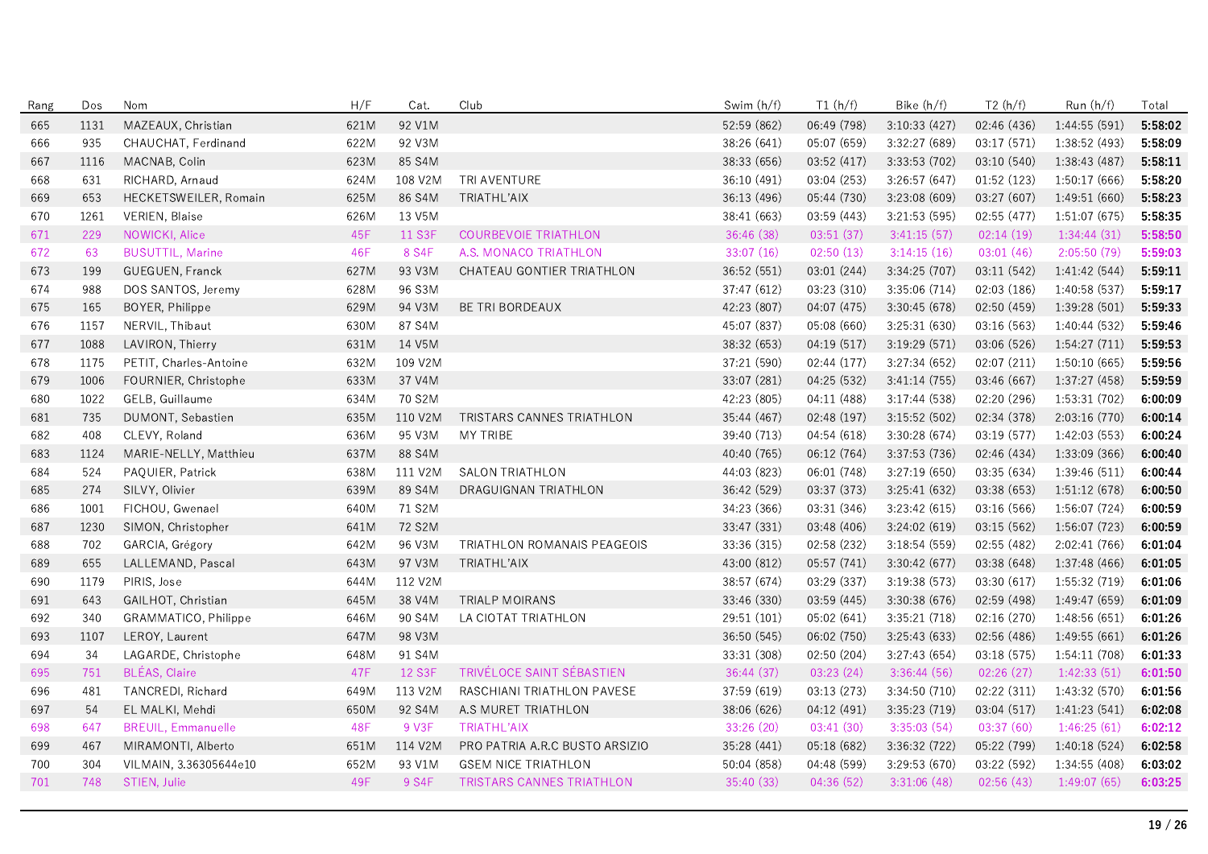| Rang | Dos | Nom | H/F | Cat. | Club | Swim (h/f) | T1 (h/f) | Bike (h/f) | T2 (h/f) | Run (h/f) | Total |
|---|---|---|---|---|---|---|---|---|---|---|---|
| 665 | 1131 | MAZEAUX, Christian | 621M | 92 V1M | | 52:59 (862) | 06:49 (798) | 3:10:33 (427) | 02:46 (436) | 1:44:55 (591) | **5:58:02** |
| 666 | 935 | CHAUCHAT, Ferdinand | 622M | 92 V3M | | 38:26 (641) | 05:07 (659) | 3:32:27 (689) | 03:17 (571) | 1:38:52 (493) | **5:58:09** |
| 667 | 1116 | MACNAB, Colin | 623M | 85 S4M | | 38:33 (656) | 03:52 (417) | 3:33:53 (702) | 03:10 (540) | 1:38:43 (487) | **5:58:11** |
| 668 | 631 | RICHARD, Arnaud | 624M | 108 V2M | TRI AVENTURE | 36:10 (491) | 03:04 (253) | 3:26:57 (647) | 01:52 (123) | 1:50:17 (666) | **5:58:20** |
| 669 | 653 | HECKETSWEILER, Romain | 625M | 86 S4M | TRIATHL'AIX | 36:13 (496) | 05:44 (730) | 3:23:08 (609) | 03:27 (607) | 1:49:51 (660) | **5:58:23** |
| 670 | 1261 | VERIEN, Blaise | 626M | 13 V5M | | 38:41 (663) | 03:59 (443) | 3:21:53 (595) | 02:55 (477) | 1:51:07 (675) | **5:58:35** |
| 671 | 229 | NOWICKI, Alice | 45F | 11 S3F | COURBEVOIE TRIATHLON | 36:46 (38) | 03:51 (37) | 3:41:15 (57) | 02:14 (19) | 1:34:44 (31) | **5:58:50** |
| 672 | 63 | BUSUTTIL, Marine | 46F | 8 S4F | A.S. MONACO TRIATHLON | 33:07 (16) | 02:50 (13) | 3:14:15 (16) | 03:01 (46) | 2:05:50 (79) | **5:59:03** |
| 673 | 199 | GUEGUEN, Franck | 627M | 93 V3M | CHATEAU GONTIER TRIATHLON | 36:52 (551) | 03:01 (244) | 3:34:25 (707) | 03:11 (542) | 1:41:42 (544) | **5:59:11** |
| 674 | 988 | DOS SANTOS, Jeremy | 628M | 96 S3M | | 37:47 (612) | 03:23 (310) | 3:35:06 (714) | 02:03 (186) | 1:40:58 (537) | **5:59:17** |
| 675 | 165 | BOYER, Philippe | 629M | 94 V3M | BE TRI BORDEAUX | 42:23 (807) | 04:07 (475) | 3:30:45 (678) | 02:50 (459) | 1:39:28 (501) | **5:59:33** |
| 676 | 1157 | NERVIL, Thibaut | 630M | 87 S4M | | 45:07 (837) | 05:08 (660) | 3:25:31 (630) | 03:16 (563) | 1:40:44 (532) | **5:59:46** |
| 677 | 1088 | LAVIRON, Thierry | 631M | 14 V5M | | 38:32 (653) | 04:19 (517) | 3:19:29 (571) | 03:06 (526) | 1:54:27 (711) | **5:59:53** |
| 678 | 1175 | PETIT, Charles-Antoine | 632M | 109 V2M | | 37:21 (590) | 02:44 (177) | 3:27:34 (652) | 02:07 (211) | 1:50:10 (665) | **5:59:56** |
| 679 | 1006 | FOURNIER, Christophe | 633M | 37 V4M | | 33:07 (281) | 04:25 (532) | 3:41:14 (755) | 03:46 (667) | 1:37:27 (458) | **5:59:59** |
| 680 | 1022 | GELB, Guillaume | 634M | 70 S2M | | 42:23 (805) | 04:11 (488) | 3:17:44 (538) | 02:20 (296) | 1:53:31 (702) | **6:00:09** |
| 681 | 735 | DUMONT, Sebastien | 635M | 110 V2M | TRISTARS CANNES TRIATHLON | 35:44 (467) | 02:48 (197) | 3:15:52 (502) | 02:34 (378) | 2:03:16 (770) | **6:00:14** |
| 682 | 408 | CLEVY, Roland | 636M | 95 V3M | MY TRIBE | 39:40 (713) | 04:54 (618) | 3:30:28 (674) | 03:19 (577) | 1:42:03 (553) | **6:00:24** |
| 683 | 1124 | MARIE-NELLY, Matthieu | 637M | 88 S4M | | 40:40 (765) | 06:12 (764) | 3:37:53 (736) | 02:46 (434) | 1:33:09 (366) | **6:00:40** |
| 684 | 524 | PAQUIER, Patrick | 638M | 111 V2M | SALON TRIATHLON | 44:03 (823) | 06:01 (748) | 3:27:19 (650) | 03:35 (634) | 1:39:46 (511) | **6:00:44** |
| 685 | 274 | SILVY, Olivier | 639M | 89 S4M | DRAGUIGNAN TRIATHLON | 36:42 (529) | 03:37 (373) | 3:25:41 (632) | 03:38 (653) | 1:51:12 (678) | **6:00:50** |
| 686 | 1001 | FICHOU, Gwenael | 640M | 71 S2M | | 34:23 (366) | 03:31 (346) | 3:23:42 (615) | 03:16 (566) | 1:56:07 (724) | **6:00:59** |
| 687 | 1230 | SIMON, Christopher | 641M | 72 S2M | | 33:47 (331) | 03:48 (406) | 3:24:02 (619) | 03:15 (562) | 1:56:07 (723) | **6:00:59** |
| 688 | 702 | GARCIA, Grégory | 642M | 96 V3M | TRIATHLON ROMANAIS PEAGEOIS | 33:36 (315) | 02:58 (232) | 3:18:54 (559) | 02:55 (482) | 2:02:41 (766) | **6:01:04** |
| 689 | 655 | LALLEMAND, Pascal | 643M | 97 V3M | TRIATHL'AIX | 43:00 (812) | 05:57 (741) | 3:30:42 (677) | 03:38 (648) | 1:37:48 (466) | **6:01:05** |
| 690 | 1179 | PIRIS, Jose | 644M | 112 V2M | | 38:57 (674) | 03:29 (337) | 3:19:38 (573) | 03:30 (617) | 1:55:32 (719) | **6:01:06** |
| 691 | 643 | GAILHOT, Christian | 645M | 38 V4M | TRIALP MOIRANS | 33:46 (330) | 03:59 (445) | 3:30:38 (676) | 02:59 (498) | 1:49:47 (659) | **6:01:09** |
| 692 | 340 | GRAMMATICO, Philippe | 646M | 90 S4M | LA CIOTAT TRIATHLON | 29:51 (101) | 05:02 (641) | 3:35:21 (718) | 02:16 (270) | 1:48:56 (651) | **6:01:26** |
| 693 | 1107 | LEROY, Laurent | 647M | 98 V3M | | 36:50 (545) | 06:02 (750) | 3:25:43 (633) | 02:56 (486) | 1:49:55 (661) | **6:01:26** |
| 694 | 34 | LAGARDE, Christophe | 648M | 91 S4M | | 33:31 (308) | 02:50 (204) | 3:27:43 (654) | 03:18 (575) | 1:54:11 (708) | **6:01:33** |
| 695 | 751 | BLÉAS, Claire | 47F | 12 S3F | TRIVÉLOCE SAINT SÉBASTIEN | 36:44 (37) | 03:23 (24) | 3:36:44 (56) | 02:26 (27) | 1:42:33 (51) | **6:01:50** |
| 696 | 481 | TANCREDI, Richard | 649M | 113 V2M | RASCHIANI TRIATHLON PAVESE | 37:59 (619) | 03:13 (273) | 3:34:50 (710) | 02:22 (311) | 1:43:32 (570) | **6:01:56** |
| 697 | 54 | EL MALKI, Mehdi | 650M | 92 S4M | A.S MURET TRIATHLON | 38:06 (626) | 04:12 (491) | 3:35:23 (719) | 03:04 (517) | 1:41:23 (541) | **6:02:08** |
| 698 | 647 | BREUIL, Emmanuelle | 48F | 9 V3F | TRIATHL'AIX | 33:26 (20) | 03:41 (30) | 3:35:03 (54) | 03:37 (60) | 1:46:25 (61) | **6:02:12** |
| 699 | 467 | MIRAMONTI, Alberto | 651M | 114 V2M | PRO PATRIA A.R.C BUSTO ARSIZIO | 35:28 (441) | 05:18 (682) | 3:36:32 (722) | 05:22 (799) | 1:40:18 (524) | **6:02:58** |
| 700 | 304 | VILMAIN, 3.36305644e10 | 652M | 93 V1M | GSEM NICE TRIATHLON | 50:04 (858) | 04:48 (599) | 3:29:53 (670) | 03:22 (592) | 1:34:55 (408) | **6:03:02** |
| 701 | 748 | STIEN, Julie | 49F | 9 S4F | TRISTARS CANNES TRIATHLON | 35:40 (33) | 04:36 (52) | 3:31:06 (48) | 02:56 (43) | 1:49:07 (65) | **6:03:25** |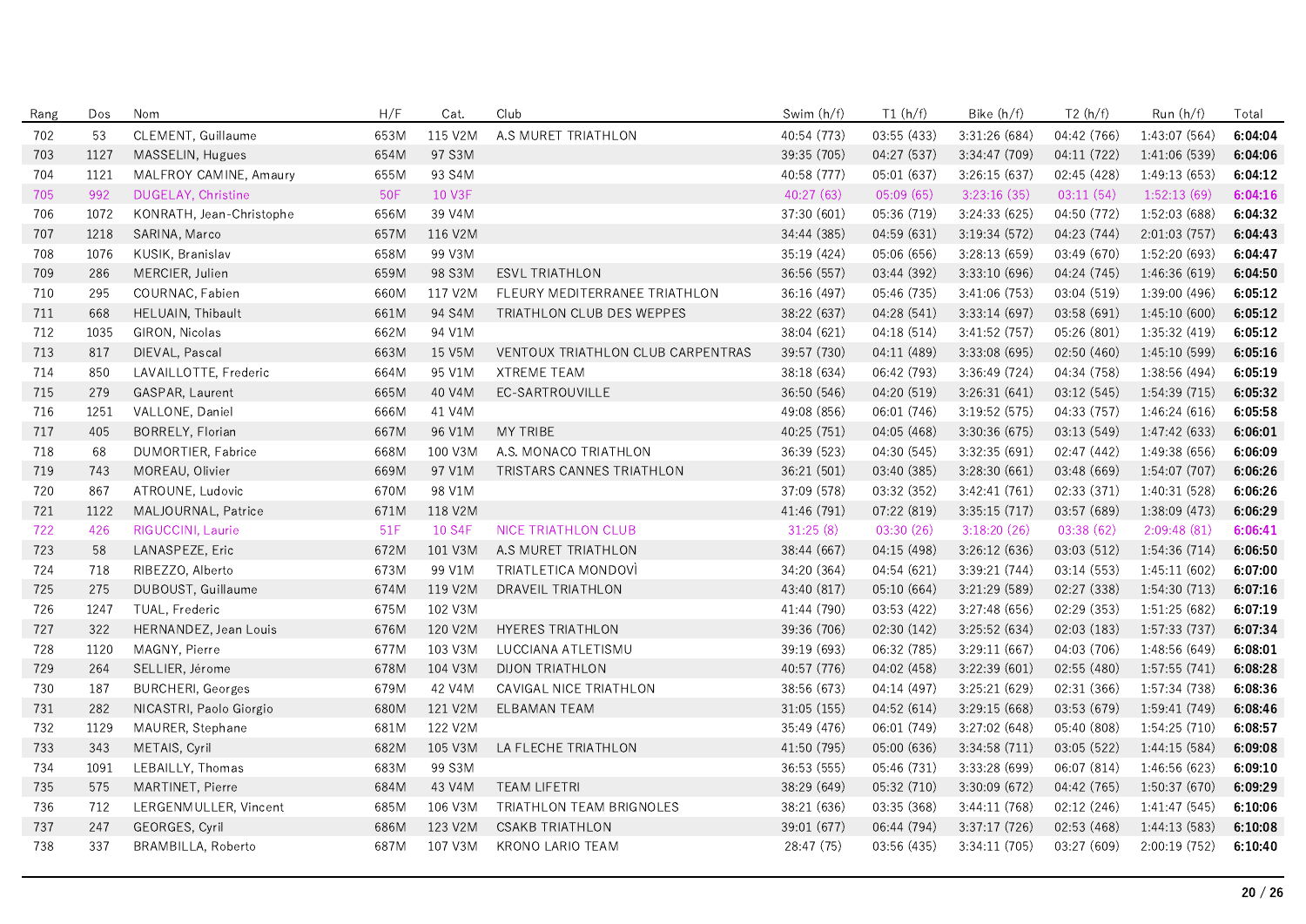| Rang | Dos | Nom | H/F | Cat. | Club | Swim (h/f) | T1 (h/f) | Bike (h/f) | T2 (h/f) | Run (h/f) | Total |
|---|---|---|---|---|---|---|---|---|---|---|---|
| 702 | 53 | CLEMENT, Guillaume | 653M | 115 V2M | A.S MURET TRIATHLON | 40:54 (773) | 03:55 (433) | 3:31:26 (684) | 04:42 (766) | 1:43:07 (564) | **6:04:04** |
| 703 | 1127 | MASSELIN, Hugues | 654M | 97 S3M | | 39:35 (705) | 04:27 (537) | 3:34:47 (709) | 04:11 (722) | 1:41:06 (539) | **6:04:06** |
| 704 | 1121 | MALFROY CAMINE, Amaury | 655M | 93 S4M | | 40:58 (777) | 05:01 (637) | 3:26:15 (637) | 02:45 (428) | 1:49:13 (653) | **6:04:12** |
| 705 | 992 | DUGELAY, Christine | 50F | 10 V3F | | 40:27 (63) | 05:09 (65) | 3:23:16 (35) | 03:11 (54) | 1:52:13 (69) | **6:04:16** |
| 706 | 1072 | KONRATH, Jean-Christophe | 656M | 39 V4M | | 37:30 (601) | 05:36 (719) | 3:24:33 (625) | 04:50 (772) | 1:52:03 (688) | **6:04:32** |
| 707 | 1218 | SARINA, Marco | 657M | 116 V2M | | 34:44 (385) | 04:59 (631) | 3:19:34 (572) | 04:23 (744) | 2:01:03 (757) | **6:04:43** |
| 708 | 1076 | KUSIK, Branislav | 658M | 99 V3M | | 35:19 (424) | 05:06 (656) | 3:28:13 (659) | 03:49 (670) | 1:52:20 (693) | **6:04:47** |
| 709 | 286 | MERCIER, Julien | 659M | 98 S3M | ESVL TRIATHLON | 36:56 (557) | 03:44 (392) | 3:33:10 (696) | 04:24 (745) | 1:46:36 (619) | **6:04:50** |
| 710 | 295 | COURNAC, Fabien | 660M | 117 V2M | FLEURY MEDITERRANEE TRIATHLON | 36:16 (497) | 05:46 (735) | 3:41:06 (753) | 03:04 (519) | 1:39:00 (496) | **6:05:12** |
| 711 | 668 | HELUAIN, Thibault | 661M | 94 S4M | TRIATHLON CLUB DES WEPPES | 38:22 (637) | 04:28 (541) | 3:33:14 (697) | 03:58 (691) | 1:45:10 (600) | **6:05:12** |
| 712 | 1035 | GIRON, Nicolas | 662M | 94 V1M | | 38:04 (621) | 04:18 (514) | 3:41:52 (757) | 05:26 (801) | 1:35:32 (419) | **6:05:12** |
| 713 | 817 | DIEVAL, Pascal | 663M | 15 V5M | VENTOUX TRIATHLON CLUB CARPENTRAS | 39:57 (730) | 04:11 (489) | 3:33:08 (695) | 02:50 (460) | 1:45:10 (599) | **6:05:16** |
| 714 | 850 | LAVAILLOTTE, Frederic | 664M | 95 V1M | XTREME TEAM | 38:18 (634) | 06:42 (793) | 3:36:49 (724) | 04:34 (758) | 1:38:56 (494) | **6:05:19** |
| 715 | 279 | GASPAR, Laurent | 665M | 40 V4M | EC-SARTROUVILLE | 36:50 (546) | 04:20 (519) | 3:26:31 (641) | 03:12 (545) | 1:54:39 (715) | **6:05:32** |
| 716 | 1251 | VALLONE, Daniel | 666M | 41 V4M | | 49:08 (856) | 06:01 (746) | 3:19:52 (575) | 04:33 (757) | 1:46:24 (616) | **6:05:58** |
| 717 | 405 | BORRELY, Florian | 667M | 96 V1M | MY TRIBE | 40:25 (751) | 04:05 (468) | 3:30:36 (675) | 03:13 (549) | 1:47:42 (633) | **6:06:01** |
| 718 | 68 | DUMORTIER, Fabrice | 668M | 100 V3M | A.S. MONACO TRIATHLON | 36:39 (523) | 04:30 (545) | 3:32:35 (691) | 02:47 (442) | 1:49:38 (656) | **6:06:09** |
| 719 | 743 | MOREAU, Olivier | 669M | 97 V1M | TRISTARS CANNES TRIATHLON | 36:21 (501) | 03:40 (385) | 3:28:30 (661) | 03:48 (669) | 1:54:07 (707) | **6:06:26** |
| 720 | 867 | ATROUNE, Ludovic | 670M | 98 V1M | | 37:09 (578) | 03:32 (352) | 3:42:41 (761) | 02:33 (371) | 1:40:31 (528) | **6:06:26** |
| 721 | 1122 | MALJOURNAL, Patrice | 671M | 118 V2M | | 41:46 (791) | 07:22 (819) | 3:35:15 (717) | 03:57 (689) | 1:38:09 (473) | **6:06:29** |
| 722 | 426 | RIGUCCINI, Laurie | 51F | 10 S4F | NICE TRIATHLON CLUB | 31:25 (8) | 03:30 (26) | 3:18:20 (26) | 03:38 (62) | 2:09:48 (81) | **6:06:41** |
| 723 | 58 | LANASPEZE, Eric | 672M | 101 V3M | A.S MURET TRIATHLON | 38:44 (667) | 04:15 (498) | 3:26:12 (636) | 03:03 (512) | 1:54:36 (714) | **6:06:50** |
| 724 | 718 | RIBEZZO, Alberto | 673M | 99 V1M | TRIATLETICA MONDOVÌ | 34:20 (364) | 04:54 (621) | 3:39:21 (744) | 03:14 (553) | 1:45:11 (602) | **6:07:00** |
| 725 | 275 | DUBOUST, Guillaume | 674M | 119 V2M | DRAVEIL TRIATHLON | 43:40 (817) | 05:10 (664) | 3:21:29 (589) | 02:27 (338) | 1:54:30 (713) | **6:07:16** |
| 726 | 1247 | TUAL, Frederic | 675M | 102 V3M | | 41:44 (790) | 03:53 (422) | 3:27:48 (656) | 02:29 (353) | 1:51:25 (682) | **6:07:19** |
| 727 | 322 | HERNANDEZ, Jean Louis | 676M | 120 V2M | HYERES TRIATHLON | 39:36 (706) | 02:30 (142) | 3:25:52 (634) | 02:03 (183) | 1:57:33 (737) | **6:07:34** |
| 728 | 1120 | MAGNY, Pierre | 677M | 103 V3M | LUCCIANA ATLETISMU | 39:19 (693) | 06:32 (785) | 3:29:11 (667) | 04:03 (706) | 1:48:56 (649) | **6:08:01** |
| 729 | 264 | SELLIER, Jérome | 678M | 104 V3M | DIJON TRIATHLON | 40:57 (776) | 04:02 (458) | 3:22:39 (601) | 02:55 (480) | 1:57:55 (741) | **6:08:28** |
| 730 | 187 | BURCHERI, Georges | 679M | 42 V4M | CAVIGAL NICE TRIATHLON | 38:56 (673) | 04:14 (497) | 3:25:21 (629) | 02:31 (366) | 1:57:34 (738) | **6:08:36** |
| 731 | 282 | NICASTRI, Paolo Giorgio | 680M | 121 V2M | ELBAMAN TEAM | 31:05 (155) | 04:52 (614) | 3:29:15 (668) | 03:53 (679) | 1:59:41 (749) | **6:08:46** |
| 732 | 1129 | MAURER, Stephane | 681M | 122 V2M | | 35:49 (476) | 06:01 (749) | 3:27:02 (648) | 05:40 (808) | 1:54:25 (710) | **6:08:57** |
| 733 | 343 | METAIS, Cyril | 682M | 105 V3M | LA FLECHE TRIATHLON | 41:50 (795) | 05:00 (636) | 3:34:58 (711) | 03:05 (522) | 1:44:15 (584) | **6:09:08** |
| 734 | 1091 | LEBAILLY, Thomas | 683M | 99 S3M | | 36:53 (555) | 05:46 (731) | 3:33:28 (699) | 06:07 (814) | 1:46:56 (623) | **6:09:10** |
| 735 | 575 | MARTINET, Pierre | 684M | 43 V4M | TEAM LIFETRI | 38:29 (649) | 05:32 (710) | 3:30:09 (672) | 04:42 (765) | 1:50:37 (670) | **6:09:29** |
| 736 | 712 | LERGENMULLER, Vincent | 685M | 106 V3M | TRIATHLON TEAM BRIGNOLES | 38:21 (636) | 03:35 (368) | 3:44:11 (768) | 02:12 (246) | 1:41:47 (545) | **6:10:06** |
| 737 | 247 | GEORGES, Cyril | 686M | 123 V2M | CSAKB TRIATHLON | 39:01 (677) | 06:44 (794) | 3:37:17 (726) | 02:53 (468) | 1:44:13 (583) | **6:10:08** |
| 738 | 337 | BRAMBILLA, Roberto | 687M | 107 V3M | KRONO LARIO TEAM | 28:47 (75) | 03:56 (435) | 3:34:11 (705) | 03:27 (609) | 2:00:19 (752) | **6:10:40** |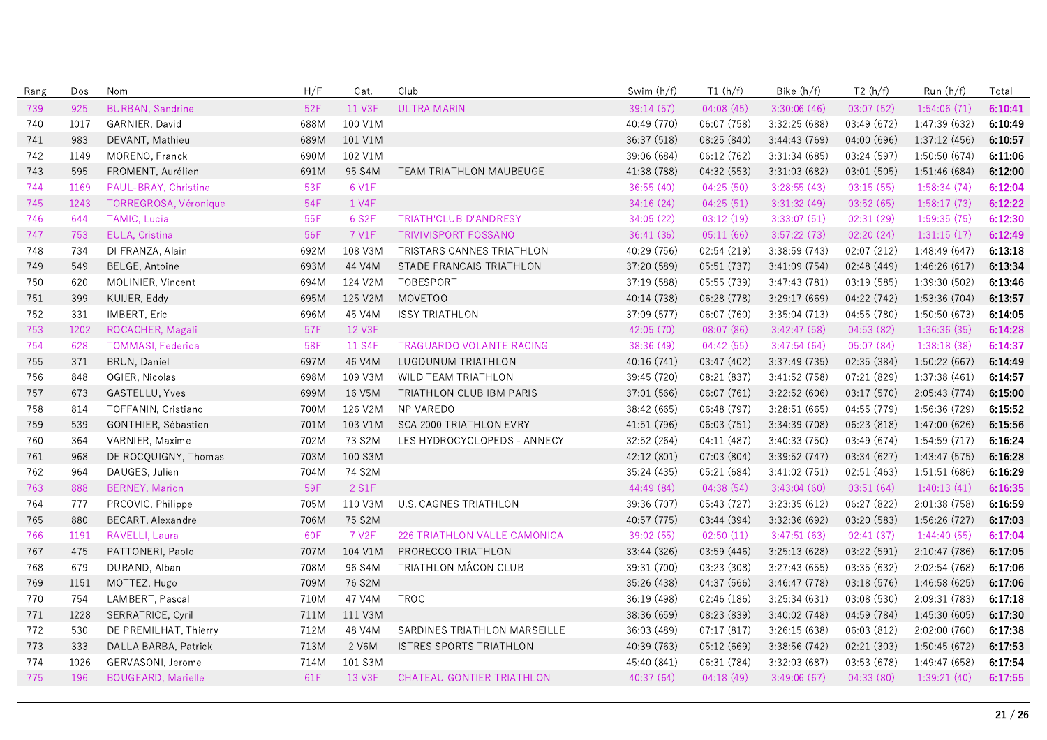| Rang | Dos | Nom | H/F | Cat. | Club | Swim (h/f) | T1 (h/f) | Bike (h/f) | T2 (h/f) | Run (h/f) | Total |
|---|---|---|---|---|---|---|---|---|---|---|---|
| 739 | 925 | BURBAN, Sandrine | 52F | 11 V3F | ULTRA MARIN | 39:14 (57) | 04:08 (45) | 3:30:06 (46) | 03:07 (52) | 1:54:06 (71) | **6:10:41** |
| 740 | 1017 | GARNIER, David | 688M | 100 V1M | | 40:49 (770) | 06:07 (758) | 3:32:25 (688) | 03:49 (672) | 1:47:39 (632) | **6:10:49** |
| 741 | 983 | DEVANT, Mathieu | 689M | 101 V1M | | 36:37 (518) | 08:25 (840) | 3:44:43 (769) | 04:00 (696) | 1:37:12 (456) | **6:10:57** |
| 742 | 1149 | MORENO, Franck | 690M | 102 V1M | | 39:06 (684) | 06:12 (762) | 3:31:34 (685) | 03:24 (597) | 1:50:50 (674) | **6:11:06** |
| 743 | 595 | FROMENT, Aurélien | 691M | 95 S4M | TEAM TRIATHLON MAUBEUGE | 41:38 (788) | 04:32 (553) | 3:31:03 (682) | 03:01 (505) | 1:51:46 (684) | **6:12:00** |
| 744 | 1169 | PAUL-BRAY, Christine | 53F | 6 V1F | | 36:55 (40) | 04:25 (50) | 3:28:55 (43) | 03:15 (55) | 1:58:34 (74) | **6:12:04** |
| 745 | 1243 | TORREGROSA, Véronique | 54F | 1 V4F | | 34:16 (24) | 04:25 (51) | 3:31:32 (49) | 03:52 (65) | 1:58:17 (73) | **6:12:22** |
| 746 | 644 | TAMIC, Lucia | 55F | 6 S2F | TRIATH'CLUB D'ANDRESY | 34:05 (22) | 03:12 (19) | 3:33:07 (51) | 02:31 (29) | 1:59:35 (75) | **6:12:30** |
| 747 | 753 | EULA, Cristina | 56F | 7 V1F | TRIVIVISPORT FOSSANO | 36:41 (36) | 05:11 (66) | 3:57:22 (73) | 02:20 (24) | 1:31:15 (17) | **6:12:49** |
| 748 | 734 | DI FRANZA, Alain | 692M | 108 V3M | TRISTARS CANNES TRIATHLON | 40:29 (756) | 02:54 (219) | 3:38:59 (743) | 02:07 (212) | 1:48:49 (647) | **6:13:18** |
| 749 | 549 | BELGE, Antoine | 693M | 44 V4M | STADE FRANCAIS TRIATHLON | 37:20 (589) | 05:51 (737) | 3:41:09 (754) | 02:48 (449) | 1:46:26 (617) | **6:13:34** |
| 750 | 620 | MOLINIER, Vincent | 694M | 124 V2M | TOBESPORT | 37:19 (588) | 05:55 (739) | 3:47:43 (781) | 03:19 (585) | 1:39:30 (502) | **6:13:46** |
| 751 | 399 | KUIJER, Eddy | 695M | 125 V2M | MOVETOO | 40:14 (738) | 06:28 (778) | 3:29:17 (669) | 04:22 (742) | 1:53:36 (704) | **6:13:57** |
| 752 | 331 | IMBERT, Eric | 696M | 45 V4M | ISSY TRIATHLON | 37:09 (577) | 06:07 (760) | 3:35:04 (713) | 04:55 (780) | 1:50:50 (673) | **6:14:05** |
| 753 | 1202 | ROCACHER, Magali | 57F | 12 V3F | | 42:05 (70) | 08:07 (86) | 3:42:47 (58) | 04:53 (82) | 1:36:36 (35) | **6:14:28** |
| 754 | 628 | TOMMASI, Federica | 58F | 11 S4F | TRAGUARDO VOLANTE RACING | 38:36 (49) | 04:42 (55) | 3:47:54 (64) | 05:07 (84) | 1:38:18 (38) | **6:14:37** |
| 755 | 371 | BRUN, Daniel | 697M | 46 V4M | LUGDUNUM TRIATHLON | 40:16 (741) | 03:47 (402) | 3:37:49 (735) | 02:35 (384) | 1:50:22 (667) | **6:14:49** |
| 756 | 848 | OGIER, Nicolas | 698M | 109 V3M | WILD TEAM TRIATHLON | 39:45 (720) | 08:21 (837) | 3:41:52 (758) | 07:21 (829) | 1:37:38 (461) | **6:14:57** |
| 757 | 673 | GASTELLU, Yves | 699M | 16 V5M | TRIATHLON CLUB IBM PARIS | 37:01 (566) | 06:07 (761) | 3:22:52 (606) | 03:17 (570) | 2:05:43 (774) | **6:15:00** |
| 758 | 814 | TOFFANIN, Cristiano | 700M | 126 V2M | NP VAREDO | 38:42 (665) | 06:48 (797) | 3:28:51 (665) | 04:55 (779) | 1:56:36 (729) | **6:15:52** |
| 759 | 539 | GONTHIER, Sébastien | 701M | 103 V1M | SCA 2000 TRIATHLON EVRY | 41:51 (796) | 06:03 (751) | 3:34:39 (708) | 06:23 (818) | 1:47:00 (626) | **6:15:56** |
| 760 | 364 | VARNIER, Maxime | 702M | 73 S2M | LES HYDROCYCLOPEDS - ANNECY | 32:52 (264) | 04:11 (487) | 3:40:33 (750) | 03:49 (674) | 1:54:59 (717) | **6:16:24** |
| 761 | 968 | DE ROCQUIGNY, Thomas | 703M | 100 S3M | | 42:12 (801) | 07:03 (804) | 3:39:52 (747) | 03:34 (627) | 1:43:47 (575) | **6:16:28** |
| 762 | 964 | DAUGES, Julien | 704M | 74 S2M | | 35:24 (435) | 05:21 (684) | 3:41:02 (751) | 02:51 (463) | 1:51:51 (686) | **6:16:29** |
| 763 | 888 | BERNEY, Marion | 59F | 2 S1F | | 44:49 (84) | 04:38 (54) | 3:43:04 (60) | 03:51 (64) | 1:40:13 (41) | **6:16:35** |
| 764 | 777 | PRCOVIC, Philippe | 705M | 110 V3M | U.S. CAGNES TRIATHLON | 39:36 (707) | 05:43 (727) | 3:23:35 (612) | 06:27 (822) | 2:01:38 (758) | **6:16:59** |
| 765 | 880 | BECART, Alexandre | 706M | 75 S2M | | 40:57 (775) | 03:44 (394) | 3:32:36 (692) | 03:20 (583) | 1:56:26 (727) | **6:17:03** |
| 766 | 1191 | RAVELLI, Laura | 60F | 7 V2F | 226 TRIATHLON VALLE CAMONICA | 39:02 (55) | 02:50 (11) | 3:47:51 (63) | 02:41 (37) | 1:44:40 (55) | **6:17:04** |
| 767 | 475 | PATTONERI, Paolo | 707M | 104 V1M | PROREСCO TRIATHLON | 33:44 (326) | 03:59 (446) | 3:25:13 (628) | 03:22 (591) | 2:10:47 (786) | **6:17:05** |
| 768 | 679 | DURAND, Alban | 708M | 96 S4M | TRIATHLON MÂCON CLUB | 39:31 (700) | 03:23 (308) | 3:27:43 (655) | 03:35 (632) | 2:02:54 (768) | **6:17:06** |
| 769 | 1151 | MOTTEZ, Hugo | 709M | 76 S2M | | 35:26 (438) | 04:37 (566) | 3:46:47 (778) | 03:18 (576) | 1:46:58 (625) | **6:17:06** |
| 770 | 754 | LAMBERT, Pascal | 710M | 47 V4M | TROC | 36:19 (498) | 02:46 (186) | 3:25:34 (631) | 03:08 (530) | 2:09:31 (783) | **6:17:18** |
| 771 | 1228 | SERRATRICE, Cyril | 711M | 111 V3M | | 38:36 (659) | 08:23 (839) | 3:40:02 (748) | 04:59 (784) | 1:45:30 (605) | **6:17:30** |
| 772 | 530 | DE PREMILHAT, Thierry | 712M | 48 V4M | SARDINES TRIATHLON MARSEILLE | 36:03 (483) | 07:17 (817) | 3:26:15 (638) | 06:03 (812) | 2:02:00 (760) | **6:17:38** |
| 773 | 333 | DALLA BARBA, Patrick | 713M | 2 V6M | ISTRES SPORTS TRIATHLON | 40:39 (763) | 05:12 (669) | 3:38:56 (742) | 02:21 (303) | 1:50:45 (672) | **6:17:53** |
| 774 | 1026 | GERVASONI, Jerome | 714M | 101 S3M | | 45:40 (841) | 06:31 (784) | 3:32:03 (687) | 03:53 (678) | 1:49:47 (658) | **6:17:54** |
| 775 | 196 | BOUGEARD, Marielle | 61F | 13 V3F | CHATEAU GONTIER TRIATHLON | 40:37 (64) | 04:18 (49) | 3:49:06 (67) | 04:33 (80) | 1:39:21 (40) | **6:17:55** |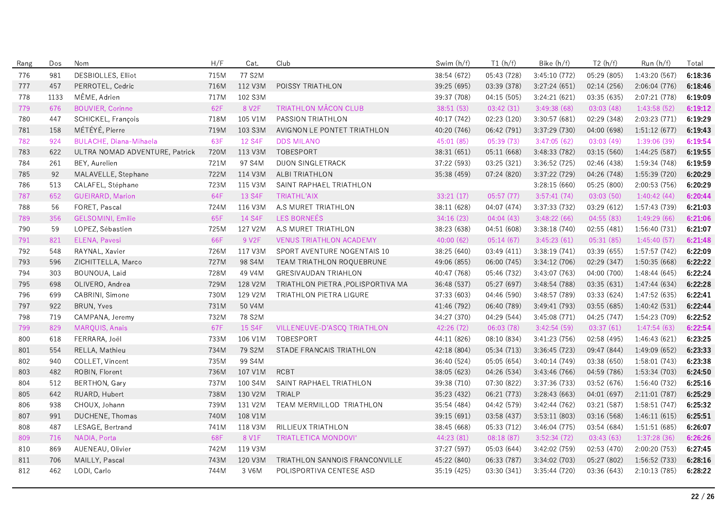| Rang | Dos | Nom | H/F | Cat. | Club | Swim (h/f) | T1 (h/f) | Bike (h/f) | T2 (h/f) | Run (h/f) | Total |
|---|---|---|---|---|---|---|---|---|---|---|---|
| 776 | 981 | DESBIOLLES, Elliot | 715M | 77 S2M | | 38:54 (672) | 05:43 (728) | 3:45:10 (772) | 05:29 (805) | 1:43:20 (567) | **6:18:36** |
| 777 | 457 | PERROTEL, Cedric | 716M | 112 V3M | POISSY TRIATHLON | 39:25 (695) | 03:39 (378) | 3:27:24 (651) | 02:14 (256) | 2:06:04 (776) | **6:18:46** |
| 778 | 1133 | MÊME, Adrien | 717M | 102 S3M | | 39:37 (708) | 04:15 (505) | 3:24:21 (621) | 03:35 (635) | 2:07:21 (778) | **6:19:09** |
| 779 | 676 | BOUVIER, Corinne | 62F | 8 V2F | TRIATHLON MÂCON CLUB | 38:51 (53) | 03:42 (31) | 3:49:38 (68) | 03:03 (48) | 1:43:58 (52) | **6:19:12** |
| 780 | 447 | SCHICKEL, François | 718M | 105 V1M | PASSION TRIATHLON | 40:17 (742) | 02:23 (120) | 3:30:57 (681) | 02:29 (348) | 2:03:23 (771) | **6:19:29** |
| 781 | 158 | MÉTÉYÉ, Pierre | 719M | 103 S3M | AVIGNON LE PONTET TRIATHLON | 40:20 (746) | 06:42 (791) | 3:37:29 (730) | 04:00 (698) | 1:51:12 (677) | **6:19:43** |
| 782 | 924 | BULACHE, Diana-Mihaela | 63F | 12 S4F | DDS MILANO | 45:01 (85) | 05:39 (73) | 3:47:05 (62) | 03:03 (49) | 1:39:06 (39) | **6:19:54** |
| 783 | 622 | ULTRA NOMAD ADVENTURE, Patrick | 720M | 113 V3M | TOBESPORT | 38:31 (651) | 05:11 (668) | 3:48:33 (782) | 03:15 (560) | 1:44:25 (587) | **6:19:55** |
| 784 | 261 | BEY, Aurelien | 721M | 97 S4M | DIJON SINGLETRACK | 37:22 (593) | 03:25 (321) | 3:36:52 (725) | 02:46 (438) | 1:59:34 (748) | **6:19:59** |
| 785 | 92 | MALAVELLE, Stephane | 722M | 114 V3M | ALBI TRIATHLON | 35:38 (459) | 07:24 (820) | 3:37:22 (729) | 04:26 (748) | 1:55:39 (720) | **6:20:29** |
| 786 | 513 | CALAFEL, Stéphane | 723M | 115 V3M | SAINT RAPHAEL TRIATHLON | | | 3:28:15 (660) | 05:25 (800) | 2:00:53 (756) | **6:20:29** |
| 787 | 652 | GUEIRARD, Marion | 64F | 13 S4F | TRIATHL'AIX | 33:21 (17) | 05:57 (77) | 3:57:41 (74) | 03:03 (50) | 1:40:42 (44) | **6:20:44** |
| 788 | 56 | FORET, Pascal | 724M | 116 V3M | A.S MURET TRIATHLON | 38:11 (628) | 04:07 (474) | 3:37:33 (732) | 03:29 (612) | 1:57:43 (739) | **6:21:03** |
| 789 | 356 | GELSOMINI, Emilie | 65F | 14 S4F | LES BORNEÉS | 34:16 (23) | 04:04 (43) | 3:48:22 (66) | 04:55 (83) | 1:49:29 (66) | **6:21:06** |
| 790 | 59 | LOPEZ, Sébastien | 725M | 127 V2M | A.S MURET TRIATHLON | 38:23 (638) | 04:51 (608) | 3:38:18 (740) | 02:55 (481) | 1:56:40 (731) | **6:21:07** |
| 791 | 821 | ELENA, Pavesi | 66F | 9 V2F | VENUS TRIATHLON ACADEMY | 40:00 (62) | 05:14 (67) | 3:45:23 (61) | 05:31 (85) | 1:45:40 (57) | **6:21:48** |
| 792 | 548 | RAYNAL, Xavier | 726M | 117 V3M | SPORT AVENTURE NOGENTAIS 10 | 38:25 (640) | 03:49 (411) | 3:38:19 (741) | 03:39 (655) | 1:57:57 (742) | **6:22:09** |
| 793 | 596 | ZICHITTELLA, Marco | 727M | 98 S4M | TEAM TRIATHLON ROQUEBRUNE | 49:06 (855) | 06:00 (745) | 3:34:12 (706) | 02:29 (347) | 1:50:35 (668) | **6:22:22** |
| 794 | 303 | BOUNOUA, Laïd | 728M | 49 V4M | GRESIVAUDAN TRIAHLON | 40:47 (768) | 05:46 (732) | 3:43:07 (763) | 04:00 (700) | 1:48:44 (645) | **6:22:24** |
| 795 | 698 | OLIVERO, Andrea | 729M | 128 V2M | TRIATHLON PIETRA ,POLISPORTIVA MA | 36:48 (537) | 05:27 (697) | 3:48:54 (788) | 03:35 (631) | 1:47:44 (634) | **6:22:28** |
| 796 | 699 | CABRINI, Simone | 730M | 129 V2M | TRIATHLON PIETRA LIGURE | 37:33 (603) | 04:46 (590) | 3:48:57 (789) | 03:33 (624) | 1:47:52 (635) | **6:22:41** |
| 797 | 922 | BRUN, Yves | 731M | 50 V4M | | 41:46 (792) | 06:40 (789) | 3:49:41 (793) | 03:55 (685) | 1:40:42 (531) | **6:22:44** |
| 798 | 719 | CAMPANA, Jeremy | 732M | 78 S2M | | 34:27 (370) | 04:29 (544) | 3:45:08 (771) | 04:25 (747) | 1:54:23 (709) | **6:22:52** |
| 799 | 829 | MARQUIS, Anais | 67F | 15 S4F | VILLENEUVE-D'ASCQ TRIATHLON | 42:26 (72) | 06:03 (78) | 3:42:54 (59) | 03:37 (61) | 1:47:54 (63) | **6:22:54** |
| 800 | 618 | FERRARA, Joël | 733M | 106 V1M | TOBESPORT | 44:11 (826) | 08:10 (834) | 3:41:23 (756) | 02:58 (495) | 1:46:43 (621) | **6:23:25** |
| 801 | 554 | RELLA, Mathieu | 734M | 79 S2M | STADE FRANCAIS TRIATHLON | 42:18 (804) | 05:34 (713) | 3:36:45 (723) | 09:47 (844) | 1:49:09 (652) | **6:23:33** |
| 802 | 940 | COLLET, Vincent | 735M | 99 S4M | | 36:40 (524) | 05:05 (654) | 3:40:14 (749) | 03:38 (650) | 1:58:01 (743) | **6:23:38** |
| 803 | 482 | ROBIN, Florent | 736M | 107 V1M | RCBT | 38:05 (623) | 04:26 (534) | 3:43:46 (766) | 04:59 (786) | 1:53:34 (703) | **6:24:50** |
| 804 | 512 | BERTHON, Gary | 737M | 100 S4M | SAINT RAPHAEL TRIATHLON | 39:38 (710) | 07:30 (822) | 3:37:36 (733) | 03:52 (676) | 1:56:40 (732) | **6:25:16** |
| 805 | 642 | RUARD, Hubert | 738M | 130 V2M | TRIALP | 35:23 (432) | 06:21 (773) | 3:28:43 (663) | 04:01 (697) | 2:11:01 (787) | **6:25:29** |
| 806 | 938 | CHOUX, Johann | 739M | 131 V2M | TEAM MERMILLOD TRIATHLON | 35:54 (484) | 04:42 (579) | 3:42:44 (762) | 03:21 (587) | 1:58:51 (747) | **6:25:32** |
| 807 | 991 | DUCHENE, Thomas | 740M | 108 V1M | | 39:15 (691) | 03:58 (437) | 3:53:11 (803) | 03:16 (568) | 1:46:11 (615) | **6:25:51** |
| 808 | 487 | LESAGE, Bertrand | 741M | 118 V3M | RILLIEUX TRIATHLON | 38:45 (668) | 05:33 (712) | 3:46:04 (775) | 03:54 (684) | 1:51:51 (685) | **6:26:07** |
| 809 | 716 | NADIA, Porta | 68F | 8 V1F | TRIATLETICA MONDOVI' | 44:23 (81) | 08:18 (87) | 3:52:34 (72) | 03:43 (63) | 1:37:28 (36) | **6:26:26** |
| 810 | 869 | AUENEAU, Olivier | 742M | 119 V3M | | 37:27 (597) | 05:03 (644) | 3:42:02 (759) | 02:53 (470) | 2:00:20 (753) | **6:27:45** |
| 811 | 706 | MAILLY, Pascal | 743M | 120 V3M | TRIATHLON SANNOIS FRANCONVILLE | 45:22 (840) | 06:33 (787) | 3:34:02 (703) | 05:27 (802) | 1:56:52 (733) | **6:28:16** |
| 812 | 462 | LODI, Carlo | 744M | 3 V6M | POLISPORTIVA CENTESE ASD | 35:19 (425) | 03:30 (341) | 3:35:44 (720) | 03:36 (643) | 2:10:13 (785) | **6:28:22** |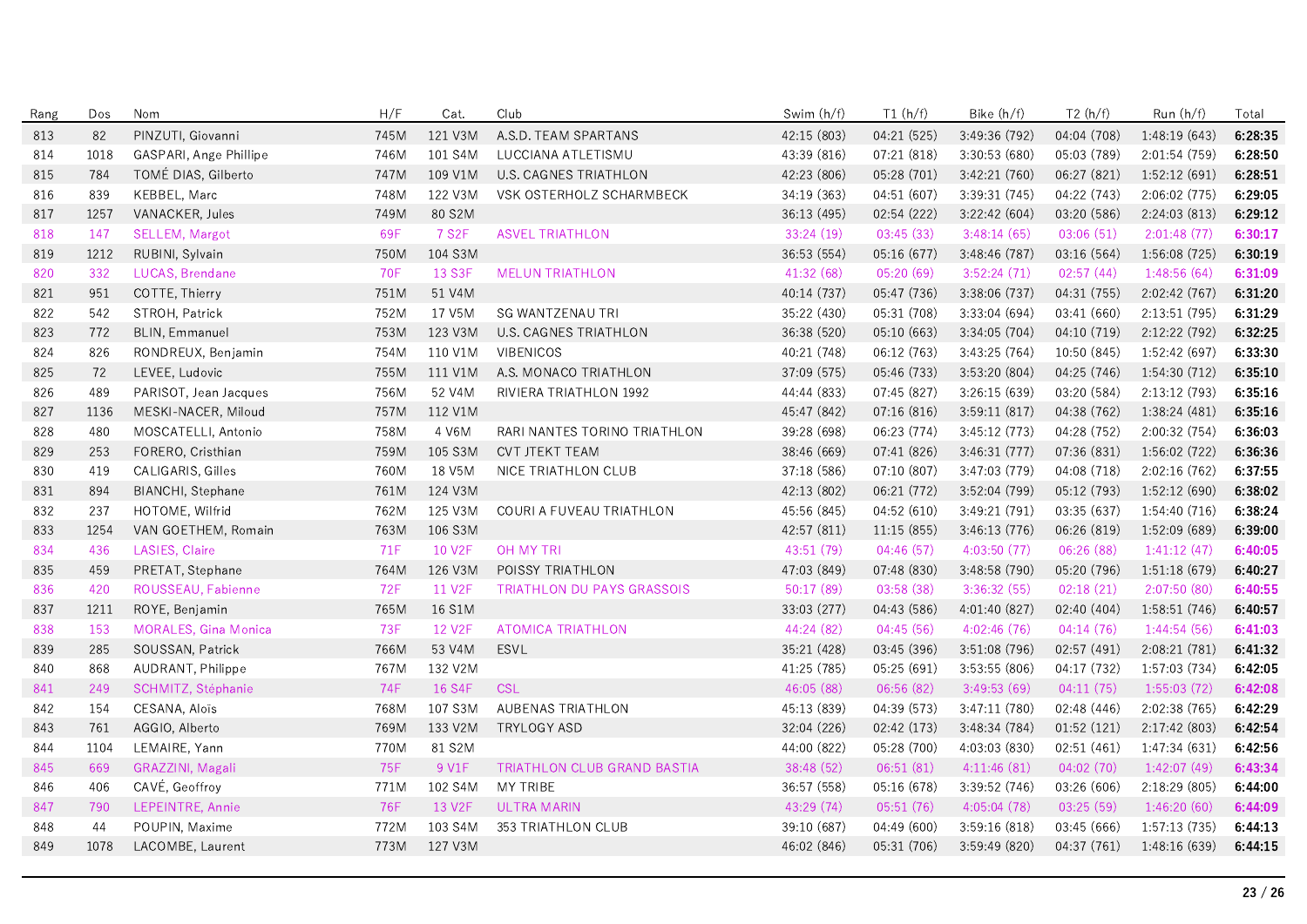| Rang | Dos | Nom | H/F | Cat. | Club | Swim (h/f) | T1 (h/f) | Bike (h/f) | T2 (h/f) | Run (h/f) | Total |
|---|---|---|---|---|---|---|---|---|---|---|---|
| 813 | 82 | PINZUTI, Giovanni | 745M | 121 V3M | A.S.D. TEAM SPARTANS | 42:15 (803) | 04:21 (525) | 3:49:36 (792) | 04:04 (708) | 1:48:19 (643) | **6:28:35** |
| 814 | 1018 | GASPARI, Ange Phillipe | 746M | 101 S4M | LUCCIANA ATLETISMU | 43:39 (816) | 07:21 (818) | 3:30:53 (680) | 05:03 (789) | 2:01:54 (759) | **6:28:50** |
| 815 | 784 | TOMÉ DIAS, Gilberto | 747M | 109 V1M | U.S. CAGNES TRIATHLON | 42:23 (806) | 05:28 (701) | 3:42:21 (760) | 06:27 (821) | 1:52:12 (691) | **6:28:51** |
| 816 | 839 | KEBBEL, Marc | 748M | 122 V3M | VSK OSTERHOLZ SCHARMBECK | 34:19 (363) | 04:51 (607) | 3:39:31 (745) | 04:22 (743) | 2:06:02 (775) | **6:29:05** |
| 817 | 1257 | VANACKER, Jules | 749M | 80 S2M | | 36:13 (495) | 02:54 (222) | 3:22:42 (604) | 03:20 (586) | 2:24:03 (813) | **6:29:12** |
| 818 | 147 | SELLEM, Margot | 69F | 7 S2F | ASVEL TRIATHLON | 33:24 (19) | 03:45 (33) | 3:48:14 (65) | 03:06 (51) | 2:01:48 (77) | **6:30:17** |
| 819 | 1212 | RUBINI, Sylvain | 750M | 104 S3M | | 36:53 (554) | 05:16 (677) | 3:48:46 (787) | 03:16 (564) | 1:56:08 (725) | **6:30:19** |
| 820 | 332 | LUCAS, Brendane | 70F | 13 S3F | MELUN TRIATHLON | 41:32 (68) | 05:20 (69) | 3:52:24 (71) | 02:57 (44) | 1:48:56 (64) | **6:31:09** |
| 821 | 951 | COTTE, Thierry | 751M | 51 V4M | | 40:14 (737) | 05:47 (736) | 3:38:06 (737) | 04:31 (755) | 2:02:42 (767) | **6:31:20** |
| 822 | 542 | STROH, Patrick | 752M | 17 V5M | SG WANTZENAU TRI | 35:22 (430) | 05:31 (708) | 3:33:04 (694) | 03:41 (660) | 2:13:51 (795) | **6:31:29** |
| 823 | 772 | BLIN, Emmanuel | 753M | 123 V3M | U.S. CAGNES TRIATHLON | 36:38 (520) | 05:10 (663) | 3:34:05 (704) | 04:10 (719) | 2:12:22 (792) | **6:32:25** |
| 824 | 826 | RONDREUX, Benjamin | 754M | 110 V1M | VIBENICOS | 40:21 (748) | 06:12 (763) | 3:43:25 (764) | 10:50 (845) | 1:52:42 (697) | **6:33:30** |
| 825 | 72 | LEVEE, Ludovic | 755M | 111 V1M | A.S. MONACO TRIATHLON | 37:09 (575) | 05:46 (733) | 3:53:20 (804) | 04:25 (746) | 1:54:30 (712) | **6:35:10** |
| 826 | 489 | PARISOT, Jean Jacques | 756M | 52 V4M | RIVIERA TRIATHLON 1992 | 44:44 (833) | 07:45 (827) | 3:26:15 (639) | 03:20 (584) | 2:13:12 (793) | **6:35:16** |
| 827 | 1136 | MESKI-NACER, Miloud | 757M | 112 V1M | | 45:47 (842) | 07:16 (816) | 3:59:11 (817) | 04:38 (762) | 1:38:24 (481) | **6:35:16** |
| 828 | 480 | MOSCATELLI, Antonio | 758M | 4 V6M | RARI NANTES TORINO TRIATHLON | 39:28 (698) | 06:23 (774) | 3:45:12 (773) | 04:28 (752) | 2:00:32 (754) | **6:36:03** |
| 829 | 253 | FORERO, Cristhian | 759M | 105 S3M | CVT JTEKT TEAM | 38:46 (669) | 07:41 (826) | 3:46:31 (777) | 07:36 (831) | 1:56:02 (722) | **6:36:36** |
| 830 | 419 | CALIGARIS, Gilles | 760M | 18 V5M | NICE TRIATHLON CLUB | 37:18 (586) | 07:10 (807) | 3:47:03 (779) | 04:08 (718) | 2:02:16 (762) | **6:37:55** |
| 831 | 894 | BIANCHI, Stephane | 761M | 124 V3M | | 42:13 (802) | 06:21 (772) | 3:52:04 (799) | 05:12 (793) | 1:52:12 (690) | **6:38:02** |
| 832 | 237 | HOTOME, Wilfrid | 762M | 125 V3M | COURI A FUVEAU TRIATHLON | 45:56 (845) | 04:52 (610) | 3:49:21 (791) | 03:35 (637) | 1:54:40 (716) | **6:38:24** |
| 833 | 1254 | VAN GOETHEM, Romain | 763M | 106 S3M | | 42:57 (811) | 11:15 (855) | 3:46:13 (776) | 06:26 (819) | 1:52:09 (689) | **6:39:00** |
| 834 | 436 | LASIES, Claire | 71F | 10 V2F | OH MY TRI | 43:51 (79) | 04:46 (57) | 4:03:50 (77) | 06:26 (88) | 1:41:12 (47) | **6:40:05** |
| 835 | 459 | PRETAT, Stephane | 764M | 126 V3M | POISSY TRIATHLON | 47:03 (849) | 07:48 (830) | 3:48:58 (790) | 05:20 (796) | 1:51:18 (679) | **6:40:27** |
| 836 | 420 | ROUSSEAU, Fabienne | 72F | 11 V2F | TRIATHLON DU PAYS GRASSOIS | 50:17 (89) | 03:58 (38) | 3:36:32 (55) | 02:18 (21) | 2:07:50 (80) | **6:40:55** |
| 837 | 1211 | ROYE, Benjamin | 765M | 16 S1M | | 33:03 (277) | 04:43 (586) | 4:01:40 (827) | 02:40 (404) | 1:58:51 (746) | **6:40:57** |
| 838 | 153 | MORALES, Gina Monica | 73F | 12 V2F | ATOMICA TRIATHLON | 44:24 (82) | 04:45 (56) | 4:02:46 (76) | 04:14 (76) | 1:44:54 (56) | **6:41:03** |
| 839 | 285 | SOUSSAN, Patrick | 766M | 53 V4M | ESVL | 35:21 (428) | 03:45 (396) | 3:51:08 (796) | 02:57 (491) | 2:08:21 (781) | **6:41:32** |
| 840 | 868 | AUDRANT, Philippe | 767M | 132 V2M | | 41:25 (785) | 05:25 (691) | 3:53:55 (806) | 04:17 (732) | 1:57:03 (734) | **6:42:05** |
| 841 | 249 | SCHMITZ, Stéphanie | 74F | 16 S4F | CSL | 46:05 (88) | 06:56 (82) | 3:49:53 (69) | 04:11 (75) | 1:55:03 (72) | **6:42:08** |
| 842 | 154 | CESANA, Aloïs | 768M | 107 S3M | AUBENAS TRIATHLON | 45:13 (839) | 04:39 (573) | 3:47:11 (780) | 02:48 (446) | 2:02:38 (765) | **6:42:29** |
| 843 | 761 | AGGIO, Alberto | 769M | 133 V2M | TRYLOGY ASD | 32:04 (226) | 02:42 (173) | 3:48:34 (784) | 01:52 (121) | 2:17:42 (803) | **6:42:54** |
| 844 | 1104 | LEMAIRE, Yann | 770M | 81 S2M | | 44:00 (822) | 05:28 (700) | 4:03:03 (830) | 02:51 (461) | 1:47:34 (631) | **6:42:56** |
| 845 | 669 | GRAZZINI, Magali | 75F | 9 V1F | TRIATHLON CLUB GRAND BASTIA | 38:48 (52) | 06:51 (81) | 4:11:46 (81) | 04:02 (70) | 1:42:07 (49) | **6:43:34** |
| 846 | 406 | CAVÉ, Geoffroy | 771M | 102 S4M | MY TRIBE | 36:57 (558) | 05:16 (678) | 3:39:52 (746) | 03:26 (606) | 2:18:29 (805) | **6:44:00** |
| 847 | 790 | LEPEINTRE, Annie | 76F | 13 V2F | ULTRA MARIN | 43:29 (74) | 05:51 (76) | 4:05:04 (78) | 03:25 (59) | 1:46:20 (60) | **6:44:09** |
| 848 | 44 | POUPIN, Maxime | 772M | 103 S4M | 353 TRIATHLON CLUB | 39:10 (687) | 04:49 (600) | 3:59:16 (818) | 03:45 (666) | 1:57:13 (735) | **6:44:13** |
| 849 | 1078 | LACOMBE, Laurent | 773M | 127 V3M | | 46:02 (846) | 05:31 (706) | 3:59:49 (820) | 04:37 (761) | 1:48:16 (639) | **6:44:15** |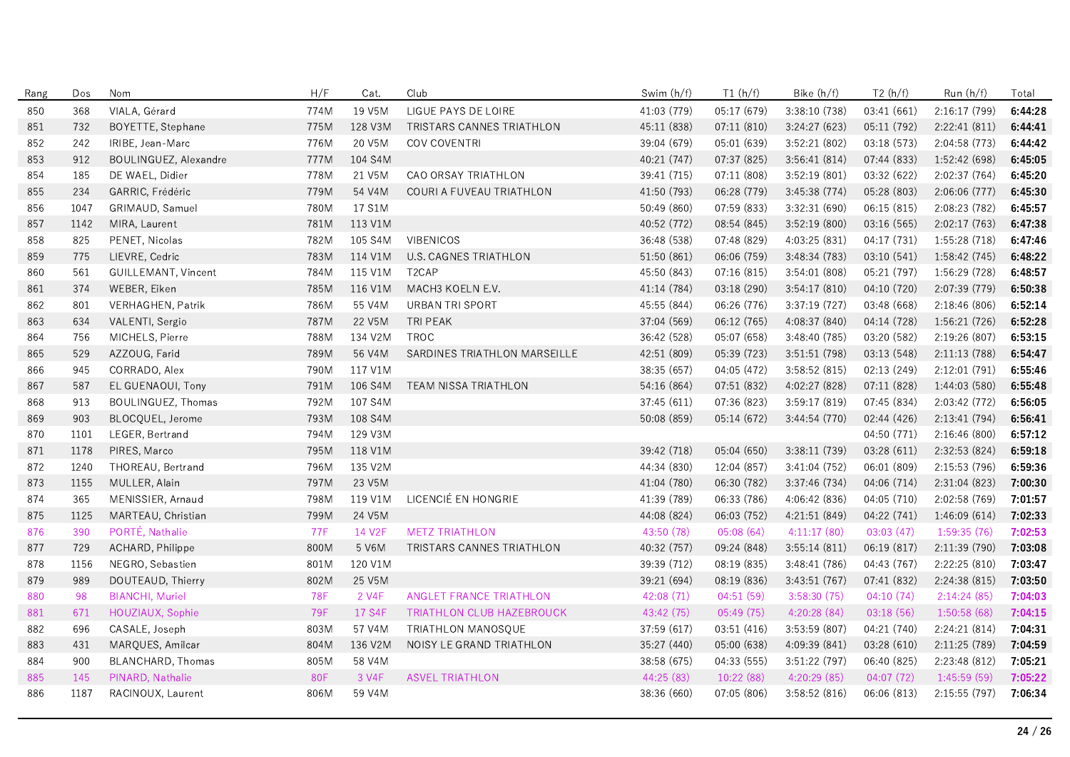| Rang | Dos | Nom | H/F | Cat. | Club | Swim (h/f) | T1 (h/f) | Bike (h/f) | T2 (h/f) | Run (h/f) | Total |
|---|---|---|---|---|---|---|---|---|---|---|---|
| 850 | 368 | VIALA, Gérard | 774M | 19 V5M | LIGUE PAYS DE LOIRE | 41:03 (779) | 05:17 (679) | 3:38:10 (738) | 03:41 (661) | 2:16:17 (799) | **6:44:28** |
| 851 | 732 | BOYETTE, Stephane | 775M | 128 V3M | TRISTARS CANNES TRIATHLON | 45:11 (838) | 07:11 (810) | 3:24:27 (623) | 05:11 (792) | 2:22:41 (811) | **6:44:41** |
| 852 | 242 | IRIBE, Jean-Marc | 776M | 20 V5M | COV COVENTRI | 39:04 (679) | 05:01 (639) | 3:52:21 (802) | 03:18 (573) | 2:04:58 (773) | **6:44:42** |
| 853 | 912 | BOULINGUEZ, Alexandre | 777M | 104 S4M | | 40:21 (747) | 07:37 (825) | 3:56:41 (814) | 07:44 (833) | 1:52:42 (698) | **6:45:05** |
| 854 | 185 | DE WAEL, Didier | 778M | 21 V5M | CAO ORSAY TRIATHLON | 39:41 (715) | 07:11 (808) | 3:52:19 (801) | 03:32 (622) | 2:02:37 (764) | **6:45:20** |
| 855 | 234 | GARRIC, Frédéric | 779M | 54 V4M | COURI A FUVEAU TRIATHLON | 41:50 (793) | 06:28 (779) | 3:45:38 (774) | 05:28 (803) | 2:06:06 (777) | **6:45:30** |
| 856 | 1047 | GRIMAUD, Samuel | 780M | 17 S1M | | 50:49 (860) | 07:59 (833) | 3:32:31 (690) | 06:15 (815) | 2:08:23 (782) | **6:45:57** |
| 857 | 1142 | MIRA, Laurent | 781M | 113 V1M | | 40:52 (772) | 08:54 (845) | 3:52:19 (800) | 03:16 (565) | 2:02:17 (763) | **6:47:38** |
| 858 | 825 | PENET, Nicolas | 782M | 105 S4M | VIBENICOS | 36:48 (538) | 07:48 (829) | 4:03:25 (831) | 04:17 (731) | 1:55:28 (718) | **6:47:46** |
| 859 | 775 | LIEVRE, Cedric | 783M | 114 V1M | U.S. CAGNES TRIATHLON | 51:50 (861) | 06:06 (759) | 3:48:34 (783) | 03:10 (541) | 1:58:42 (745) | **6:48:22** |
| 860 | 561 | GUILLEMANT, Vincent | 784M | 115 V1M | T2CAP | 45:50 (843) | 07:16 (815) | 3:54:01 (808) | 05:21 (797) | 1:56:29 (728) | **6:48:57** |
| 861 | 374 | WEBER, Eiken | 785M | 116 V1M | MACH3 KOELN E.V. | 41:14 (784) | 03:18 (290) | 3:54:17 (810) | 04:10 (720) | 2:07:39 (779) | **6:50:38** |
| 862 | 801 | VERHAGHEN, Patrik | 786M | 55 V4M | URBAN TRI SPORT | 45:55 (844) | 06:26 (776) | 3:37:19 (727) | 03:48 (668) | 2:18:46 (806) | **6:52:14** |
| 863 | 634 | VALENTI, Sergio | 787M | 22 V5M | TRI PEAK | 37:04 (569) | 06:12 (765) | 4:08:37 (840) | 04:14 (728) | 1:56:21 (726) | **6:52:28** |
| 864 | 756 | MICHELS, Pierre | 788M | 134 V2M | TROC | 36:42 (528) | 05:07 (658) | 3:48:40 (785) | 03:20 (582) | 2:19:26 (807) | **6:53:15** |
| 865 | 529 | AZZOUG, Farid | 789M | 56 V4M | SARDINES TRIATHLON MARSEILLE | 42:51 (809) | 05:39 (723) | 3:51:51 (798) | 03:13 (548) | 2:11:13 (788) | **6:54:47** |
| 866 | 945 | CORRADO, Alex | 790M | 117 V1M | | 38:35 (657) | 04:05 (472) | 3:58:52 (815) | 02:13 (249) | 2:12:01 (791) | **6:55:46** |
| 867 | 587 | EL GUENAOUI, Tony | 791M | 106 S4M | TEAM NISSA TRIATHLON | 54:16 (864) | 07:51 (832) | 4:02:27 (828) | 07:11 (828) | 1:44:03 (580) | **6:55:48** |
| 868 | 913 | BOULINGUEZ, Thomas | 792M | 107 S4M | | 37:45 (611) | 07:36 (823) | 3:59:17 (819) | 07:45 (834) | 2:03:42 (772) | **6:56:05** |
| 869 | 903 | BLOCQUEL, Jerome | 793M | 108 S4M | | 50:08 (859) | 05:14 (672) | 3:44:54 (770) | 02:44 (426) | 2:13:41 (794) | **6:56:41** |
| 870 | 1101 | LEGER, Bertrand | 794M | 129 V3M | | | | | 04:50 (771) | 2:16:46 (800) | **6:57:12** |
| 871 | 1178 | PIRES, Marco | 795M | 118 V1M | | 39:42 (718) | 05:04 (650) | 3:38:11 (739) | 03:28 (611) | 2:32:53 (824) | **6:59:18** |
| 872 | 1240 | THOREAU, Bertrand | 796M | 135 V2M | | 44:34 (830) | 12:04 (857) | 3:41:04 (752) | 06:01 (809) | 2:15:53 (796) | **6:59:36** |
| 873 | 1155 | MULLER, Alain | 797M | 23 V5M | | 41:04 (780) | 06:30 (782) | 3:37:46 (734) | 04:06 (714) | 2:31:04 (823) | **7:00:30** |
| 874 | 365 | MENISSIER, Arnaud | 798M | 119 V1M | LICENCIÉ EN HONGRIE | 41:39 (789) | 06:33 (786) | 4:06:42 (836) | 04:05 (710) | 2:02:58 (769) | **7:01:57** |
| 875 | 1125 | MARTEAU, Christian | 799M | 24 V5M | | 44:08 (824) | 06:03 (752) | 4:21:51 (849) | 04:22 (741) | 1:46:09 (614) | **7:02:33** |
| 876 | 390 | PORTÉ, Nathalie | 77F | 14 V2F | METZ TRIATHLON | 43:50 (78) | 05:08 (64) | 4:11:17 (80) | 03:03 (47) | 1:59:35 (76) | **7:02:53** |
| 877 | 729 | ACHARD, Philippe | 800M | 5 V6M | TRISTARS CANNES TRIATHLON | 40:32 (757) | 09:24 (848) | 3:55:14 (811) | 06:19 (817) | 2:11:39 (790) | **7:03:08** |
| 878 | 1156 | NEGRO, Sebastien | 801M | 120 V1M | | 39:39 (712) | 08:19 (835) | 3:48:41 (786) | 04:43 (767) | 2:22:25 (810) | **7:03:47** |
| 879 | 989 | DOUTEAUD, Thierry | 802M | 25 V5M | | 39:21 (694) | 08:19 (836) | 3:43:51 (767) | 07:41 (832) | 2:24:38 (815) | **7:03:50** |
| 880 | 98 | BIANCHI, Muriel | 78F | 2 V4F | ANGLET FRANCE TRIATHLON | 42:08 (71) | 04:51 (59) | 3:58:30 (75) | 04:10 (74) | 2:14:24 (85) | **7:04:03** |
| 881 | 671 | HOUZIAUX, Sophie | 79F | 17 S4F | TRIATHLON CLUB HAZEBROUCK | 43:42 (75) | 05:49 (75) | 4:20:28 (84) | 03:18 (56) | 1:50:58 (68) | **7:04:15** |
| 882 | 696 | CASALE, Joseph | 803M | 57 V4M | TRIATHLON MANOSQUE | 37:59 (617) | 03:51 (416) | 3:53:59 (807) | 04:21 (740) | 2:24:21 (814) | **7:04:31** |
| 883 | 431 | MARQUES, Amilcar | 804M | 136 V2M | NOISY LE GRAND TRIATHLON | 35:27 (440) | 05:00 (638) | 4:09:39 (841) | 03:28 (610) | 2:11:25 (789) | **7:04:59** |
| 884 | 900 | BLANCHARD, Thomas | 805M | 58 V4M | | 38:58 (675) | 04:33 (555) | 3:51:22 (797) | 06:40 (825) | 2:23:48 (812) | **7:05:21** |
| 885 | 145 | PINARD, Nathalie | 80F | 3 V4F | ASVEL TRIATHLON | 44:25 (83) | 10:22 (88) | 4:20:29 (85) | 04:07 (72) | 1:45:59 (59) | **7:05:22** |
| 886 | 1187 | RACINOUX, Laurent | 806M | 59 V4M | | 38:36 (660) | 07:05 (806) | 3:58:52 (816) | 06:06 (813) | 2:15:55 (797) | **7:06:34** |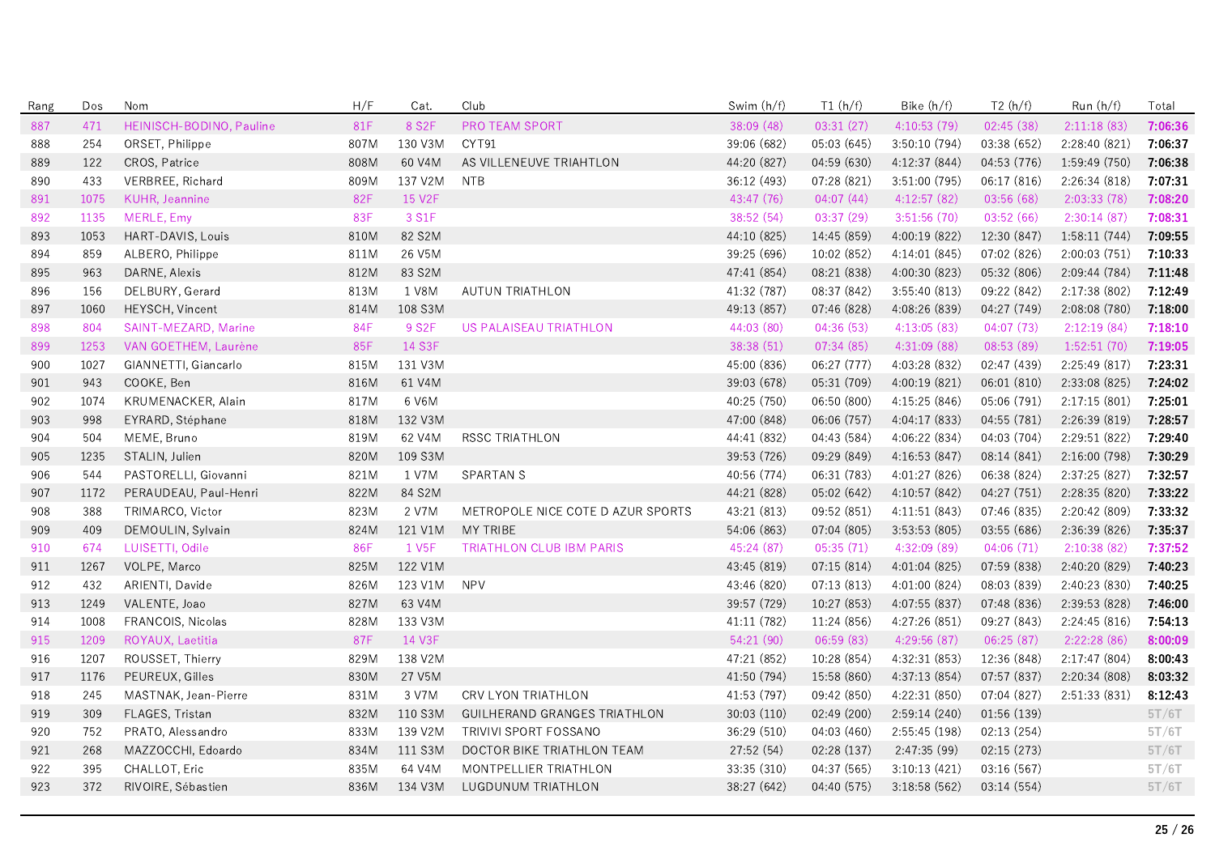| Rang | Dos | Nom | H/F | Cat. | Club | Swim (h/f) | T1 (h/f) | Bike (h/f) | T2 (h/f) | Run (h/f) | Total |
|---|---|---|---|---|---|---|---|---|---|---|---|
| 887 | 471 | HEINISCH-BODINO, Pauline | 81F | 8 S2F | PRO TEAM SPORT | 38:09 (48) | 03:31 (27) | 4:10:53 (79) | 02:45 (38) | 2:11:18 (83) | **7:06:36** |
| 888 | 254 | ORSET, Philippe | 807M | 130 V3M | CYT91 | 39:06 (682) | 05:03 (645) | 3:50:10 (794) | 03:38 (652) | 2:28:40 (821) | **7:06:37** |
| 889 | 122 | CROS, Patrice | 808M | 60 V4M | AS VILLENEUVE TRIAHTLON | 44:20 (827) | 04:59 (630) | 4:12:37 (844) | 04:53 (776) | 1:59:49 (750) | **7:06:38** |
| 890 | 433 | VERBREE, Richard | 809M | 137 V2M | NTB | 36:12 (493) | 07:28 (821) | 3:51:00 (795) | 06:17 (816) | 2:26:34 (818) | **7:07:31** |
| 891 | 1075 | KUHR, Jeannine | 82F | 15 V2F | | 43:47 (76) | 04:07 (44) | 4:12:57 (82) | 03:56 (68) | 2:03:33 (78) | **7:08:20** |
| 892 | 1135 | MERLE, Emy | 83F | 3 S1F | | 38:52 (54) | 03:37 (29) | 3:51:56 (70) | 03:52 (66) | 2:30:14 (87) | **7:08:31** |
| 893 | 1053 | HART-DAVIS, Louis | 810M | 82 S2M | | 44:10 (825) | 14:45 (859) | 4:00:19 (822) | 12:30 (847) | 1:58:11 (744) | **7:09:55** |
| 894 | 859 | ALBERO, Philippe | 811M | 26 V5M | | 39:25 (696) | 10:02 (852) | 4:14:01 (845) | 07:02 (826) | 2:00:03 (751) | **7:10:33** |
| 895 | 963 | DARNE, Alexis | 812M | 83 S2M | | 47:41 (854) | 08:21 (838) | 4:00:30 (823) | 05:32 (806) | 2:09:44 (784) | **7:11:48** |
| 896 | 156 | DELBURY, Gerard | 813M | 1 V8M | AUTUN TRIATHLON | 41:32 (787) | 08:37 (842) | 3:55:40 (813) | 09:22 (842) | 2:17:38 (802) | **7:12:49** |
| 897 | 1060 | HEYSCH, Vincent | 814M | 108 S3M | | 49:13 (857) | 07:46 (828) | 4:08:26 (839) | 04:27 (749) | 2:08:08 (780) | **7:18:00** |
| 898 | 804 | SAINT-MEZARD, Marine | 84F | 9 S2F | US PALAISEAU TRIATHLON | 44:03 (80) | 04:36 (53) | 4:13:05 (83) | 04:07 (73) | 2:12:19 (84) | **7:18:10** |
| 899 | 1253 | VAN GOETHEM, Laurène | 85F | 14 S3F | | 38:38 (51) | 07:34 (85) | 4:31:09 (88) | 08:53 (89) | 1:52:51 (70) | **7:19:05** |
| 900 | 1027 | GIANNETTI, Giancarlo | 815M | 131 V3M | | 45:00 (836) | 06:27 (777) | 4:03:28 (832) | 02:47 (439) | 2:25:49 (817) | **7:23:31** |
| 901 | 943 | COOKE, Ben | 816M | 61 V4M | | 39:03 (678) | 05:31 (709) | 4:00:19 (821) | 06:01 (810) | 2:33:08 (825) | **7:24:02** |
| 902 | 1074 | KRUMENACKER, Alain | 817M | 6 V6M | | 40:25 (750) | 06:50 (800) | 4:15:25 (846) | 05:06 (791) | 2:17:15 (801) | **7:25:01** |
| 903 | 998 | EYRARD, Stéphane | 818M | 132 V3M | | 47:00 (848) | 06:06 (757) | 4:04:17 (833) | 04:55 (781) | 2:26:39 (819) | **7:28:57** |
| 904 | 504 | MEME, Bruno | 819M | 62 V4M | RSSC TRIATHLON | 44:41 (832) | 04:43 (584) | 4:06:22 (834) | 04:03 (704) | 2:29:51 (822) | **7:29:40** |
| 905 | 1235 | STALIN, Julien | 820M | 109 S3M | | 39:53 (726) | 09:29 (849) | 4:16:53 (847) | 08:14 (841) | 2:16:00 (798) | **7:30:29** |
| 906 | 544 | PASTORELLI, Giovanni | 821M | 1 V7M | SPARTAN S | 40:56 (774) | 06:31 (783) | 4:01:27 (826) | 06:38 (824) | 2:37:25 (827) | **7:32:57** |
| 907 | 1172 | PERAUDEAU, Paul-Henri | 822M | 84 S2M | | 44:21 (828) | 05:02 (642) | 4:10:57 (842) | 04:27 (751) | 2:28:35 (820) | **7:33:22** |
| 908 | 388 | TRIMARCO, Victor | 823M | 2 V7M | METROPOLE NICE COTE D AZUR SPORTS | 43:21 (813) | 09:52 (851) | 4:11:51 (843) | 07:46 (835) | 2:20:42 (809) | **7:33:32** |
| 909 | 409 | DEMOULIN, Sylvain | 824M | 121 V1M | MY TRIBE | 54:06 (863) | 07:04 (805) | 3:53:53 (805) | 03:55 (686) | 2:36:39 (826) | **7:35:37** |
| 910 | 674 | LUISETTI, Odile | 86F | 1 V5F | TRIATHLON CLUB IBM PARIS | 45:24 (87) | 05:35 (71) | 4:32:09 (89) | 04:06 (71) | 2:10:38 (82) | **7:37:52** |
| 911 | 1267 | VOLPE, Marco | 825M | 122 V1M | | 43:45 (819) | 07:15 (814) | 4:01:04 (825) | 07:59 (838) | 2:40:20 (829) | **7:40:23** |
| 912 | 432 | ARIENTI, Davide | 826M | 123 V1M | NPV | 43:46 (820) | 07:13 (813) | 4:01:00 (824) | 08:03 (839) | 2:40:23 (830) | **7:40:25** |
| 913 | 1249 | VALENTE, Joao | 827M | 63 V4M | | 39:57 (729) | 10:27 (853) | 4:07:55 (837) | 07:48 (836) | 2:39:53 (828) | **7:46:00** |
| 914 | 1008 | FRANCOIS, Nicolas | 828M | 133 V3M | | 41:11 (782) | 11:24 (856) | 4:27:26 (851) | 09:27 (843) | 2:24:45 (816) | **7:54:13** |
| 915 | 1209 | ROYAUX, Laetitia | 87F | 14 V3F | | 54:21 (90) | 06:59 (83) | 4:29:56 (87) | 06:25 (87) | 2:22:28 (86) | **8:00:09** |
| 916 | 1207 | ROUSSET, Thierry | 829M | 138 V2M | | 47:21 (852) | 10:28 (854) | 4:32:31 (853) | 12:36 (848) | 2:17:47 (804) | **8:00:43** |
| 917 | 1176 | PEUREUX, Gilles | 830M | 27 V5M | | 41:50 (794) | 15:58 (860) | 4:37:13 (854) | 07:57 (837) | 2:20:34 (808) | **8:03:32** |
| 918 | 245 | MASTNAK, Jean-Pierre | 831M | 3 V7M | CRV LYON TRIATHLON | 41:53 (797) | 09:42 (850) | 4:22:31 (850) | 07:04 (827) | 2:51:33 (831) | **8:12:43** |
| 919 | 309 | FLAGES, Tristan | 832M | 110 S3M | GUILHERAND GRANGES TRIATHLON | 30:03 (110) | 02:49 (200) | 2:59:14 (240) | 01:56 (139) | | 5T/6T |
| 920 | 752 | PRATO, Alessandro | 833M | 139 V2M | TRIVIVI SPORT FOSSANO | 36:29 (510) | 04:03 (460) | 2:55:45 (198) | 02:13 (254) | | 5T/6T |
| 921 | 268 | MAZZOCCHI, Edoardo | 834M | 111 S3M | DOCTOR BIKE TRIATHLON TEAM | 27:52 (54) | 02:28 (137) | 2:47:35 (99) | 02:15 (273) | | 5T/6T |
| 922 | 395 | CHALLOT, Eric | 835M | 64 V4M | MONTPELLIER TRIATHLON | 33:35 (310) | 04:37 (565) | 3:10:13 (421) | 03:16 (567) | | 5T/6T |
| 923 | 372 | RIVOIRE, Sébastien | 836M | 134 V3M | LUGDUNUM TRIATHLON | 38:27 (642) | 04:40 (575) | 3:18:58 (562) | 03:14 (554) | | 5T/6T |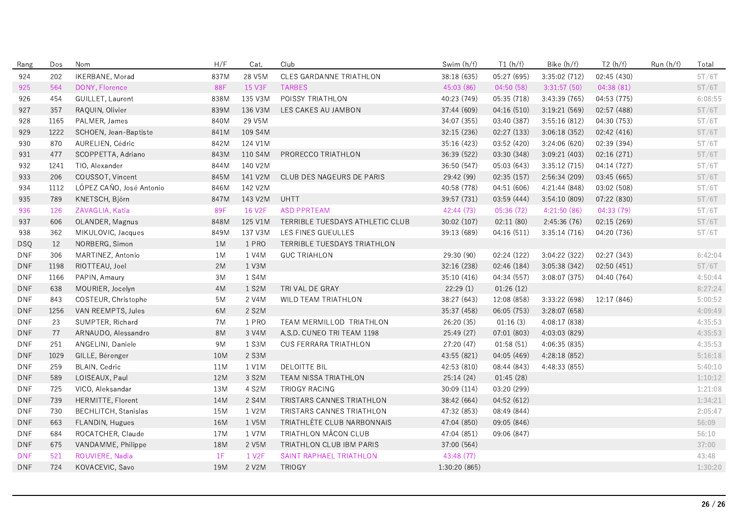| Rang | Dos | Nom | H/F | Cat. | Club | Swim (h/f) | T1 (h/f) | Bike (h/f) | T2 (h/f) | Run (h/f) | Total |
|---|---|---|---|---|---|---|---|---|---|---|---|
| 924 | 202 | IKERBANE, Morad | 837M | 28 V5M | CLES GARDANNE TRIATHLON | 38:18 (635) | 05:27 (695) | 3:35:02 (712) | 02:45 (430) | | 5T/6T |
| 925 | 564 | DONY, Florence | 88F | 15 V3F | TARBES | 45:03 (86) | 04:50 (58) | 3:31:57 (50) | 04:38 (81) | | 5T/6T |
| 926 | 454 | GUILLET, Laurent | 838M | 135 V3M | POISSY TRIATHLON | 40:23 (749) | 05:35 (718) | 3:43:39 (765) | 04:53 (775) | | 6:08:55 |
| 927 | 357 | RAQUIN, Olivier | 839M | 136 V3M | LES CAKES AU JAMBON | 37:44 (609) | 04:16 (510) | 3:19:21 (569) | 02:57 (488) | | 5T/6T |
| 928 | 1165 | PALMER, James | 840M | 29 V5M | | 34:07 (355) | 03:40 (387) | 3:55:16 (812) | 04:30 (753) | | 5T/6T |
| 929 | 1222 | SCHOEN, Jean-Baptiste | 841M | 109 S4M | | 32:15 (236) | 02:27 (133) | 3:06:18 (352) | 02:42 (416) | | 5T/6T |
| 930 | 870 | AURELIEN, Cédric | 842M | 124 V1M | | 35:16 (423) | 03:52 (420) | 3:24:06 (620) | 02:39 (394) | | 5T/6T |
| 931 | 477 | SCOPPETTA, Adriano | 843M | 110 S4M | PRORECCO TRIATHLON | 36:39 (522) | 03:30 (348) | 3:09:21 (403) | 02:16 (271) | | 5T/6T |
| 932 | 1241 | TIO, Alexander | 844M | 140 V2M | | 36:50 (547) | 05:03 (643) | 3:35:12 (715) | 04:14 (727) | | 5T/6T |
| 933 | 206 | COUSSOT, Vincent | 845M | 141 V2M | CLUB DES NAGEURS DE PARIS | 29:42 (99) | 02:35 (157) | 2:56:34 (209) | 03:45 (665) | | 5T/6T |
| 934 | 1112 | LÓPEZ CAÑO, José Antonio | 846M | 142 V2M | | 40:58 (778) | 04:51 (606) | 4:21:44 (848) | 03:02 (508) | | 5T/6T |
| 935 | 789 | KNETSCH, Björn | 847M | 143 V2M | UHTT | 39:57 (731) | 03:59 (444) | 3:54:10 (809) | 07:22 (830) | | 5T/6T |
| 936 | 126 | ZAVAGLIA, Katia | 89F | 16 V2F | ASD PPRTEAM | 42:44 (73) | 05:36 (72) | 4:21:50 (86) | 04:33 (79) | | 5T/6T |
| 937 | 606 | OLANDER, Magnus | 848M | 125 V1M | TERRIBLE TUESDAYS ATHLETIC CLUB | 30:02 (107) | 02:11 (80) | 2:45:36 (76) | 02:15 (269) | | 5T/6T |
| 938 | 362 | MIKULOVIC, Jacques | 849M | 137 V3M | LES FINES GUEULLES | 39:13 (689) | 04:16 (511) | 3:35:14 (716) | 04:20 (736) | | 5T/6T |
| DSQ | 12 | NORBERG, Simon | 1M | 1 PRO | TERRIBLE TUESDAYS TRIATHLON | | | | | | |
| DNF | 306 | MARTINEZ, Antonio | 1M | 1 V4M | GUC TRIAHLON | 29:30 (90) | 02:24 (122) | 3:04:22 (322) | 02:27 (343) | | 6:42:04 |
| DNF | 1198 | RIOTTEAU, Joel | 2M | 1 V3M | | 32:16 (238) | 02:46 (184) | 3:05:38 (342) | 02:50 (451) | | 5T/6T |
| DNF | 1166 | PAPIN, Amaury | 3M | 1 S4M | | 35:10 (416) | 04:34 (557) | 3:08:07 (375) | 04:40 (764) | | 4:50:44 |
| DNF | 638 | MOURIER, Jocelyn | 4M | 1 S2M | TRI VAL DE GRAY | 22:29 (1) | 01:26 (12) | | | | 8:27:24 |
| DNF | 843 | COSTEUR, Christophe | 5M | 2 V4M | WILD TEAM TRIATHLON | 38:27 (643) | 12:08 (858) | 3:33:22 (698) | 12:17 (846) | | 5:00:52 |
| DNF | 1256 | VAN REEMPTS, Jules | 6M | 2 S2M | | 35:37 (458) | 06:05 (753) | 3:28:07 (658) | | | 4:09:49 |
| DNF | 23 | SUMPTER, Richard | 7M | 1 PRO | TEAM MERMILLOD TRIATHLON | 26:20 (35) | 01:16 (3) | 4:08:17 (838) | | | 4:35:53 |
| DNF | 77 | ARNAUDO, Alessandro | 8M | 3 V4M | A.S.D. CUNEO TRI TEAM 1198 | 25:49 (27) | 07:01 (803) | 4:03:03 (829) | | | 4:35:53 |
| DNF | 251 | ANGELINI, Daniele | 9M | 1 S3M | CUS FERRARA TRIATHLON | 27:20 (47) | 01:58 (51) | 4:06:35 (835) | | | 4:35:53 |
| DNF | 1029 | GILLE, Bérenger | 10M | 2 S3M | | 43:55 (821) | 04:05 (469) | 4:28:18 (852) | | | 5:16:18 |
| DNF | 259 | BLAIN, Cedric | 11M | 1 V1M | DELOITTE BIL | 42:53 (810) | 08:44 (843) | 4:48:33 (855) | | | 5:40:10 |
| DNF | 589 | LOISEAUX, Paul | 12M | 3 S2M | TEAM NISSA TRIATHLON | 25:14 (24) | 01:45 (28) | | | | 1:10:12 |
| DNF | 725 | VICO, Aleksandar | 13M | 4 S2M | TRIOGY RACING | 30:09 (114) | 03:20 (299) | | | | 1:21:08 |
| DNF | 739 | HERMITTE, Florent | 14M | 2 S4M | TRISTARS CANNES TRIATHLON | 38:42 (664) | 04:52 (612) | | | | 1:34:21 |
| DNF | 730 | BECHLITCH, Stanislas | 15M | 1 V2M | TRISTARS CANNES TRIATHLON | 47:32 (853) | 08:49 (844) | | | | 2:05:47 |
| DNF | 663 | FLANDIN, Hugues | 16M | 1 V5M | TRIATHLÈTE CLUB NARBONNAIS | 47:04 (850) | 09:05 (846) | | | | 56:09 |
| DNF | 684 | ROCATCHER, Claude | 17M | 1 V7M | TRIATHLON MÂCON CLUB | 47:04 (851) | 09:06 (847) | | | | 56:10 |
| DNF | 675 | VANDAMME, Philippe | 18M | 2 V5M | TRIATHLON CLUB IBM PARIS | 37:00 (564) | | | | | 37:00 |
| DNF | 521 | ROUVIERE, Nadia | 1F | 1 V2F | SAINT RAPHAEL TRIATHLON | 43:48 (77) | | | | | 43:48 |
| DNF | 724 | KOVACEVIC, Savo | 19M | 2 V2M | TRIOGY | 1:30:20 (865) | | | | | 1:30:20 |